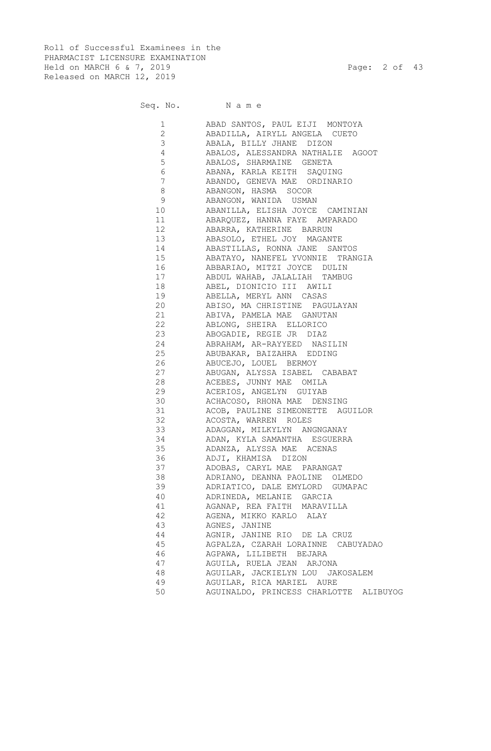Roll of Successful Examinees in the
PHARMACIST LICENSURE EXAMINATION
Held on MARCH 6 & 7, 2019
Released on MARCH 12, 2019

| Seq. No. | N a m e |
| --- | --- |
| 1 | ABAD SANTOS, PAUL EIJI MONTOYA |
| 2 | ABADILLA, AIRYLL ANGELA CUETO |
| 3 | ABALA, BILLY JHANE DIZON |
| 4 | ABALOS, ALESSANDRA NATHALIE AGOOT |
| 5 | ABALOS, SHARMAINE GENETA |
| 6 | ABANA, KARLA KEITH SAQUING |
| 7 | ABANDO, GENEVA MAE ORDINARIO |
| 8 | ABANGON, HASMA SOCOR |
| 9 | ABANGON, WANIDA USMAN |
| 10 | ABANILLA, ELISHA JOYCE CAMINIAN |
| 11 | ABARQUEZ, HANNA FAYE AMPARADO |
| 12 | ABARRA, KATHERINE BARRUN |
| 13 | ABASOLO, ETHEL JOY MAGANTE |
| 14 | ABASTILLAS, RONNA JANE SANTOS |
| 15 | ABATAYO, NANEFEL YVONNIE TRANGIA |
| 16 | ABBARIAO, MITZI JOYCE DULIN |
| 17 | ABDUL WAHAB, JALALIAH TAMBUG |
| 18 | ABEL, DIONICIO III AWILI |
| 19 | ABELLA, MERYL ANN CASAS |
| 20 | ABISO, MA CHRISTINE PAGULAYAN |
| 21 | ABIVA, PAMELA MAE GANUTAN |
| 22 | ABLONG, SHEIRA ELLORICO |
| 23 | ABOGADIE, REGIE JR DIAZ |
| 24 | ABRAHAM, AR-RAYYEED NASILIN |
| 25 | ABUBAKAR, BAIZAHRA EDDING |
| 26 | ABUCEJO, LOUEL BERMOY |
| 27 | ABUGAN, ALYSSA ISABEL CABABAT |
| 28 | ACEBES, JUNNY MAE OMILA |
| 29 | ACERIOS, ANGELYN GUIYAB |
| 30 | ACHACOSO, RHONA MAE DENSING |
| 31 | ACOB, PAULINE SIMEONETTE AGUILOR |
| 32 | ACOSTA, WARREN ROLES |
| 33 | ADAGGAN, MILKYLYN ANGNGANAY |
| 34 | ADAN, KYLA SAMANTHA ESGUERRA |
| 35 | ADANZA, ALYSSA MAE ACENAS |
| 36 | ADJI, KHAMISA DIZON |
| 37 | ADOBAS, CARYL MAE PARANGAT |
| 38 | ADRIANO, DEANNA PAOLINE OLMEDO |
| 39 | ADRIATICO, DALE EMYLORD GUMAPAC |
| 40 | ADRINEDA, MELANIE GARCIA |
| 41 | AGANAP, REA FAITH MARAVILLA |
| 42 | AGENA, MIKKO KARLO ALAY |
| 43 | AGNES, JANINE |
| 44 | AGNIR, JANINE RIO DE LA CRUZ |
| 45 | AGPALZA, CZARAH LORAINNE CABUYADAO |
| 46 | AGPAWA, LILIBETH BEJARA |
| 47 | AGUILA, RUELA JEAN ARJONA |
| 48 | AGUILAR, JACKIELYN LOU JAKOSALEM |
| 49 | AGUILAR, RICA MARIEL AURE |
| 50 | AGUINALDO, PRINCESS CHARLOTTE ALIBUYOG |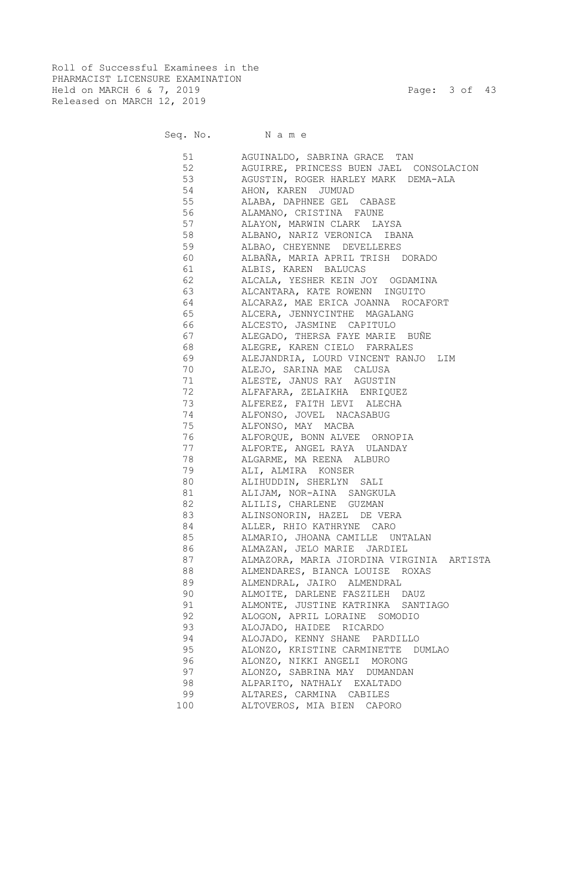Roll of Successful Examinees in the
PHARMACIST LICENSURE EXAMINATION
Held on MARCH 6 & 7, 2019
Released on MARCH 12, 2019

| Seq. No. | N a m e |
|---|---|
| 51 | AGUINALDO, SABRINA GRACE TAN |
| 52 | AGUIRRE, PRINCESS BUEN JAEL CONSOLACION |
| 53 | AGUSTIN, ROGER HARLEY MARK DEMA-ALA |
| 54 | AHON, KAREN JUMUAD |
| 55 | ALABA, DAPHNEE GEL CABASE |
| 56 | ALAMANO, CRISTINA FAUNE |
| 57 | ALAYON, MARWIN CLARK LAYSA |
| 58 | ALBANO, NARIZ VERONICA IBANA |
| 59 | ALBAO, CHEYENNE DEVELLERES |
| 60 | ALBAÑA, MARIA APRIL TRISH DORADO |
| 61 | ALBIS, KAREN BALUCAS |
| 62 | ALCALA, YESHER KEIN JOY OGDAMINA |
| 63 | ALCANTARA, KATE ROWENN INGUITO |
| 64 | ALCARAZ, MAE ERICA JOANNA ROCAFORT |
| 65 | ALCERA, JENNYCINTHE MAGALANG |
| 66 | ALCESTO, JASMINE CAPITULO |
| 67 | ALEGADO, THERSA FAYE MARIE BUÑE |
| 68 | ALEGRE, KAREN CIELO FARRALES |
| 69 | ALEJANDRIA, LOURD VINCENT RANJO LIM |
| 70 | ALEJO, SARINA MAE CALUSA |
| 71 | ALESTE, JANUS RAY AGUSTIN |
| 72 | ALFAFARA, ZELAIKHA ENRIQUEZ |
| 73 | ALFEREZ, FAITH LEVI ALECHA |
| 74 | ALFONSO, JOVEL NACASABUG |
| 75 | ALFONSO, MAY MACBA |
| 76 | ALFORQUE, BONN ALVEE ORNOPIA |
| 77 | ALFORTE, ANGEL RAYA ULANDAY |
| 78 | ALGARME, MA REENA ALBURO |
| 79 | ALI, ALMIRA KONSER |
| 80 | ALIHUDDIN, SHERLYN SALI |
| 81 | ALIJAM, NOR-AINA SANGKULA |
| 82 | ALILIS, CHARLENE GUZMAN |
| 83 | ALINSONORIN, HAZEL DE VERA |
| 84 | ALLER, RHIO KATHRYNE CARO |
| 85 | ALMARIO, JHOANA CAMILLE UNTALAN |
| 86 | ALMAZAN, JELO MARIE JARDIEL |
| 87 | ALMAZORA, MARIA JIORDINA VIRGINIA ARTISTA |
| 88 | ALMENDARES, BIANCA LOUISE ROXAS |
| 89 | ALMENDRAL, JAIRO ALMENDRAL |
| 90 | ALMOITE, DARLENE FASZILEH DAUZ |
| 91 | ALMONTE, JUSTINE KATRINKA SANTIAGO |
| 92 | ALOGON, APRIL LORAINE SOMODIO |
| 93 | ALOJADO, HAIDEE RICARDO |
| 94 | ALOJADO, KENNY SHANE PARDILLO |
| 95 | ALONZO, KRISTINE CARMINETTE DUMLAO |
| 96 | ALONZO, NIKKI ANGELI MORONG |
| 97 | ALONZO, SABRINA MAY DUMANDAN |
| 98 | ALPARITO, NATHALY EXALTADO |
| 99 | ALTARES, CARMINA CABILES |
| 100 | ALTOVEROS, MIA BIEN CAPORO |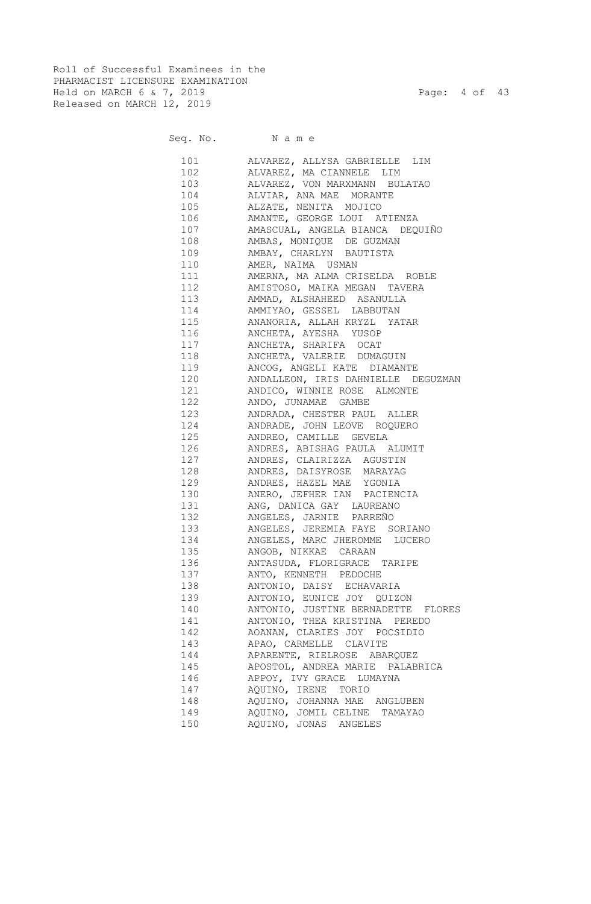Roll of Successful Examinees in the
PHARMACIST LICENSURE EXAMINATION
Held on MARCH 6 & 7, 2019
Released on MARCH 12, 2019

| Seq. No. | N a m e |
|---|---|
| 101 | ALVAREZ, ALLYSA GABRIELLE LIM |
| 102 | ALVAREZ, MA CIANNELE LIM |
| 103 | ALVAREZ, VON MARXMANN BULATAO |
| 104 | ALVIAR, ANA MAE MORANTE |
| 105 | ALZATE, NENITA MOJICO |
| 106 | AMANTE, GEORGE LOUI ATIENZA |
| 107 | AMASCUAL, ANGELA BIANCA DEQUIÑO |
| 108 | AMBAS, MONIQUE DE GUZMAN |
| 109 | AMBAY, CHARLYN BAUTISTA |
| 110 | AMER, NAIMA USMAN |
| 111 | AMERNA, MA ALMA CRISELDA ROBLE |
| 112 | AMISTOSO, MAIKA MEGAN TAVERA |
| 113 | AMMAD, ALSHAHEED ASANULLA |
| 114 | AMMIYAO, GESSEL LABBUTAN |
| 115 | ANANORIA, ALLAH KRYZL YATAR |
| 116 | ANCHETA, AYESHA YUSOP |
| 117 | ANCHETA, SHARIFA OCAT |
| 118 | ANCHETA, VALERIE DUMAGUIN |
| 119 | ANCOG, ANGELI KATE DIAMANTE |
| 120 | ANDALLEON, IRIS DAHNIELLE DEGUZMAN |
| 121 | ANDICO, WINNIE ROSE ALMONTE |
| 122 | ANDO, JUNAMAE GAMBE |
| 123 | ANDRADA, CHESTER PAUL ALLER |
| 124 | ANDRADE, JOHN LEOVE ROQUERO |
| 125 | ANDREO, CAMILLE GEVELA |
| 126 | ANDRES, ABISHAG PAULA ALUMIT |
| 127 | ANDRES, CLAIRIZZA AGUSTIN |
| 128 | ANDRES, DAISYROSE MARAYAG |
| 129 | ANDRES, HAZEL MAE YGONIA |
| 130 | ANERO, JEFHER IAN PACIENCIA |
| 131 | ANG, DANICA GAY LAUREANO |
| 132 | ANGELES, JARNIE PARREÑO |
| 133 | ANGELES, JEREMIA FAYE SORIANO |
| 134 | ANGELES, MARC JHEROMME LUCERO |
| 135 | ANGOB, NIKKAE CARAAN |
| 136 | ANTASUDA, FLORIGRACE TARIPE |
| 137 | ANTO, KENNETH PEDOCHE |
| 138 | ANTONIO, DAISY ECHAVARIA |
| 139 | ANTONIO, EUNICE JOY QUIZON |
| 140 | ANTONIO, JUSTINE BERNADETTE FLORES |
| 141 | ANTONIO, THEA KRISTINA PEREDO |
| 142 | AOANAN, CLARIES JOY POCSIDIO |
| 143 | APAO, CARMELLE CLAVITE |
| 144 | APARENTE, RIELROSE ABARQUEZ |
| 145 | APOSTOL, ANDREA MARIE PALABRICA |
| 146 | APPOY, IVY GRACE LUMAYNA |
| 147 | AQUINO, IRENE TORIO |
| 148 | AQUINO, JOHANNA MAE ANGLUBEN |
| 149 | AQUINO, JOMIL CELINE TAMAYAO |
| 150 | AQUINO, JONAS ANGELES |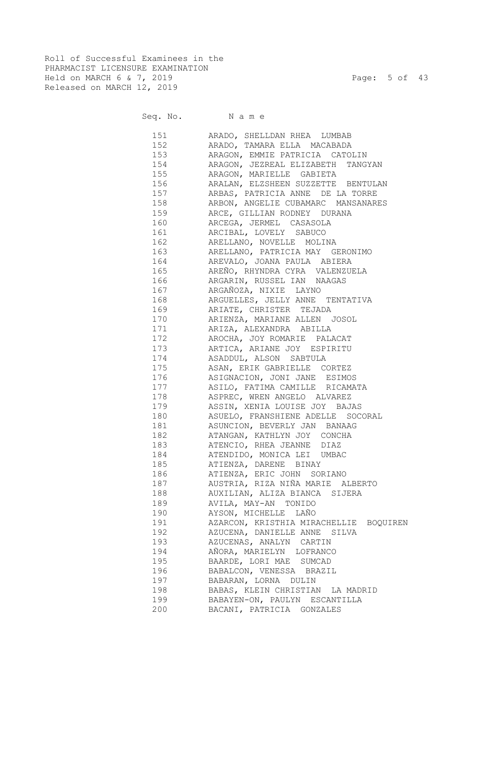Roll of Successful Examinees in the
PHARMACIST LICENSURE EXAMINATION
Held on MARCH 6 & 7, 2019
Released on MARCH 12, 2019

| Seq. No. | N a m e |
|---|---|
| 151 | ARADO, SHELLDAN RHEA LUMBAB |
| 152 | ARADO, TAMARA ELLA MACABADA |
| 153 | ARAGON, EMMIE PATRICIA CATOLIN |
| 154 | ARAGON, JEZREAL ELIZABETH TANGYAN |
| 155 | ARAGON, MARIELLE GABIETA |
| 156 | ARALAN, ELZSHEEN SUZZETTE BENTULAN |
| 157 | ARBAS, PATRICIA ANNE DE LA TORRE |
| 158 | ARBON, ANGELIE CUBAMARC MANSANARES |
| 159 | ARCE, GILLIAN RODNEY DURANA |
| 160 | ARCEGA, JERMEL CASASOLA |
| 161 | ARCIBAL, LOVELY SABUCO |
| 162 | ARELLANO, NOVELLE MOLINA |
| 163 | ARELLANO, PATRICIA MAY GERONIMO |
| 164 | AREVALO, JOANA PAULA ABIERA |
| 165 | AREÑO, RHYNDRA CYRA VALENZUELA |
| 166 | ARGARIN, RUSSEL IAN NAAGAS |
| 167 | ARGAÑOZA, NIXIE LAYNO |
| 168 | ARGUELLES, JELLY ANNE TENTATIVA |
| 169 | ARIATE, CHRISTER TEJADA |
| 170 | ARIENZA, MARIANE ALLEN JOSOL |
| 171 | ARIZA, ALEXANDRA ABILLA |
| 172 | AROCHA, JOY ROMARIE PALACAT |
| 173 | ARTICA, ARIANE JOY ESPIRITU |
| 174 | ASADDUL, ALSON SABTULA |
| 175 | ASAN, ERIK GABRIELLE CORTEZ |
| 176 | ASIGNACION, JONI JANE ESIMOS |
| 177 | ASILO, FATIMA CAMILLE RICAMATA |
| 178 | ASPREC, WREN ANGELO ALVAREZ |
| 179 | ASSIN, XENIA LOUISE JOY BAJAS |
| 180 | ASUELO, FRANSHIENE ADELLE SOCORAL |
| 181 | ASUNCION, BEVERLY JAN BANAAG |
| 182 | ATANGAN, KATHLYN JOY CONCHA |
| 183 | ATENCIO, RHEA JEANNE DIAZ |
| 184 | ATENDIDO, MONICA LEI UMBAC |
| 185 | ATIENZA, DARENE BINAY |
| 186 | ATIENZA, ERIC JOHN SORIANO |
| 187 | AUSTRIA, RIZA NIÑA MARIE ALBERTO |
| 188 | AUXILIAN, ALIZA BIANCA SIJERA |
| 189 | AVILA, MAY-AN TONIDO |
| 190 | AYSON, MICHELLE LAÑO |
| 191 | AZARCON, KRISTHIA MIRACHELLIE BOQUIREN |
| 192 | AZUCENA, DANIELLE ANNE SILVA |
| 193 | AZUCENAS, ANALYN CARTIN |
| 194 | AÑORA, MARIELYN LOFRANCO |
| 195 | BAARDE, LORI MAE SUMCAD |
| 196 | BABALCON, VENESSA BRAZIL |
| 197 | BABARAN, LORNA DULIN |
| 198 | BABAS, KLEIN CHRISTIAN LA MADRID |
| 199 | BABAYEN-ON, PAULYN ESCANTILLA |
| 200 | BACANI, PATRICIA GONZALES |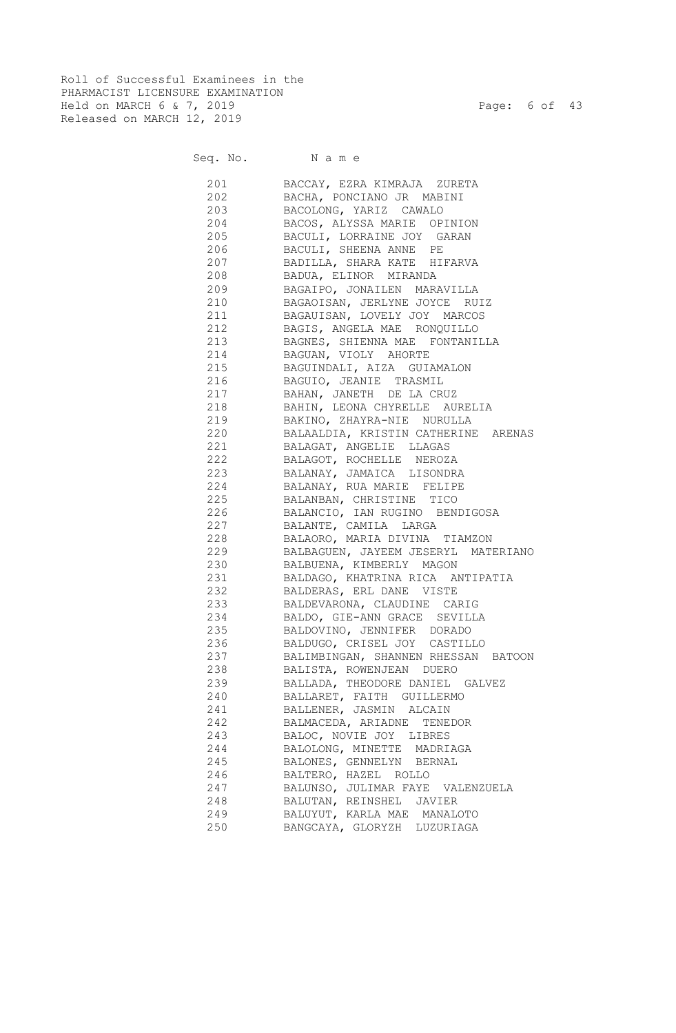Roll of Successful Examinees in the
PHARMACIST LICENSURE EXAMINATION
Held on MARCH 6 & 7, 2019
Released on MARCH 12, 2019

| Seq. No. | N a m e |
|---|---|
| 201 | BACCAY, EZRA KIMRAJA ZURETA |
| 202 | BACHA, PONCIANO JR MABINI |
| 203 | BACOLONG, YARIZ CAWALO |
| 204 | BACOS, ALYSSA MARIE OPINION |
| 205 | BACULI, LORRAINE JOY GARAN |
| 206 | BACULI, SHEENA ANNE PE |
| 207 | BADILLA, SHARA KATE HIFARVA |
| 208 | BADUA, ELINOR MIRANDA |
| 209 | BAGAIPO, JONAILEN MARAVILLA |
| 210 | BAGAOISAN, JERLYNE JOYCE RUIZ |
| 211 | BAGAUISAN, LOVELY JOY MARCOS |
| 212 | BAGIS, ANGELA MAE RONQUILLO |
| 213 | BAGNES, SHIENNA MAE FONTANILLA |
| 214 | BAGUAN, VIOLY AHORTE |
| 215 | BAGUINDALI, AIZA GUIAMALON |
| 216 | BAGUIO, JEANIE TRASMIL |
| 217 | BAHAN, JANETH DE LA CRUZ |
| 218 | BAHIN, LEONA CHYRELLE AURELIA |
| 219 | BAKINO, ZHAYRA-NIE NURULLA |
| 220 | BALAALDIA, KRISTIN CATHERINE ARENAS |
| 221 | BALAGAT, ANGELIE LLAGAS |
| 222 | BALAGOT, ROCHELLE NEROZA |
| 223 | BALANAY, JAMAICA LISONDRA |
| 224 | BALANAY, RUA MARIE FELIPE |
| 225 | BALANBAN, CHRISTINE TICO |
| 226 | BALANCIO, IAN RUGINO BENDIGOSA |
| 227 | BALANTE, CAMILA LARGA |
| 228 | BALAORO, MARIA DIVINA TIAMZON |
| 229 | BALBAGUEN, JAYEEM JESERYL MATERIANO |
| 230 | BALBUENA, KIMBERLY MAGON |
| 231 | BALDAGO, KHATRINA RICA ANTIPATIA |
| 232 | BALDERAS, ERL DANE VISTE |
| 233 | BALDEVARONA, CLAUDINE CARIG |
| 234 | BALDO, GIE-ANN GRACE SEVILLA |
| 235 | BALDOVINO, JENNIFER DORADO |
| 236 | BALDUGO, CRISEL JOY CASTILLO |
| 237 | BALIMBINGAN, SHANNEN RHESSAN BATOON |
| 238 | BALISTA, ROWENJEAN DUERO |
| 239 | BALLADA, THEODORE DANIEL GALVEZ |
| 240 | BALLARET, FAITH GUILLERMO |
| 241 | BALLENER, JASMIN ALCAIN |
| 242 | BALMACEDA, ARIADNE TENEDOR |
| 243 | BALOC, NOVIE JOY LIBRES |
| 244 | BALOLONG, MINETTE MADRIAGA |
| 245 | BALONES, GENNELYN BERNAL |
| 246 | BALTERO, HAZEL ROLLO |
| 247 | BALUNSO, JULIMAR FAYE VALENZUELA |
| 248 | BALUTAN, REINSHEL JAVIER |
| 249 | BALUYUT, KARLA MAE MANALOTO |
| 250 | BANGCAYA, GLORYZH LUZURIAGA |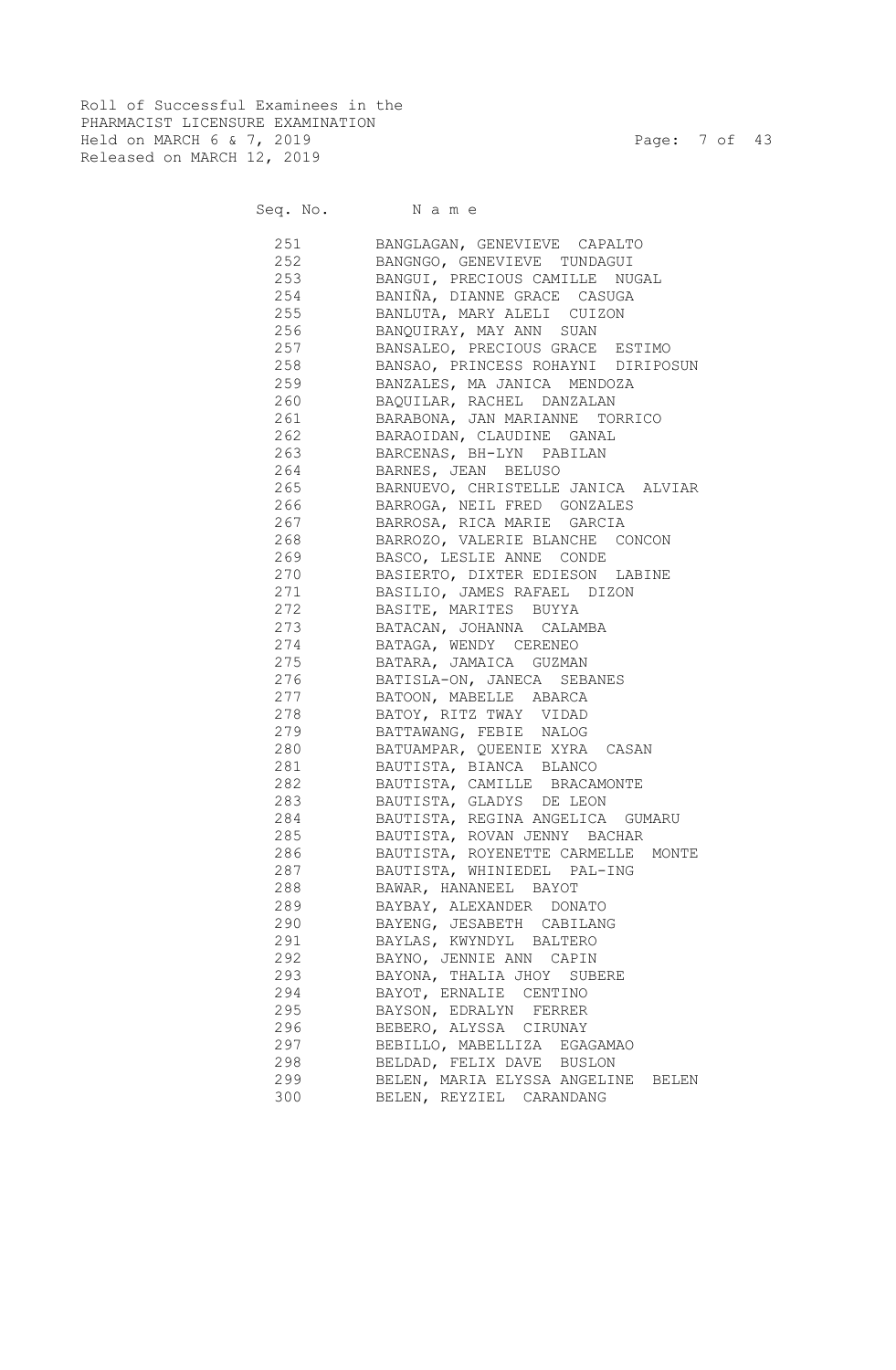Roll of Successful Examinees in the
PHARMACIST LICENSURE EXAMINATION
Held on MARCH 6 & 7, 2019
Released on MARCH 12, 2019

| Seq. No. | N a m e |
|---|---|
| 251 | BANGLAGAN, GENEVIEVE CAPALTO |
| 252 | BANGNGO, GENEVIEVE TUNDAGUI |
| 253 | BANGUI, PRECIOUS CAMILLE NUGAL |
| 254 | BANIÑA, DIANNE GRACE CASUGA |
| 255 | BANLUTA, MARY ALELI CUIZON |
| 256 | BANQUIRAY, MAY ANN SUAN |
| 257 | BANSALEO, PRECIOUS GRACE ESTIMO |
| 258 | BANSAO, PRINCESS ROHAYNI DIRIPOSUN |
| 259 | BANZALES, MA JANICA MENDOZA |
| 260 | BAQUILAR, RACHEL DANZALAN |
| 261 | BARABONA, JAN MARIANNE TORRICO |
| 262 | BARAOIDAN, CLAUDINE GANAL |
| 263 | BARCENAS, BH-LYN PABILAN |
| 264 | BARNES, JEAN BELUSO |
| 265 | BARNUEVO, CHRISTELLE JANICA ALVIAR |
| 266 | BARROGA, NEIL FRED GONZALES |
| 267 | BARROSA, RICA MARIE GARCIA |
| 268 | BARROZO, VALERIE BLANCHE CONCON |
| 269 | BASCO, LESLIE ANNE CONDE |
| 270 | BASIERTO, DIXTER EDIESON LABINE |
| 271 | BASILIO, JAMES RAFAEL DIZON |
| 272 | BASITE, MARITES BUYYA |
| 273 | BATACAN, JOHANNA CALAMBA |
| 274 | BATAGA, WENDY CERENEO |
| 275 | BATARA, JAMAICA GUZMAN |
| 276 | BATISLA-ON, JANECA SEBANES |
| 277 | BATOON, MABELLE ABARCA |
| 278 | BATOY, RITZ TWAY VIDAD |
| 279 | BATTAWANG, FEBIE NALOG |
| 280 | BATUAMPAR, QUEENIE XYRA CASAN |
| 281 | BAUTISTA, BIANCA BLANCO |
| 282 | BAUTISTA, CAMILLE BRACAMONTE |
| 283 | BAUTISTA, GLADYS DE LEON |
| 284 | BAUTISTA, REGINA ANGELICA GUMARU |
| 285 | BAUTISTA, ROVAN JENNY BACHAR |
| 286 | BAUTISTA, ROYENETTE CARMELLE MONTE |
| 287 | BAUTISTA, WHINIEDEL PAL-ING |
| 288 | BAWAR, HANANEEL BAYOT |
| 289 | BAYBAY, ALEXANDER DONATO |
| 290 | BAYENG, JESABETH CABILANG |
| 291 | BAYLAS, KWYNDYL BALTERO |
| 292 | BAYNO, JENNIE ANN CAPIN |
| 293 | BAYONA, THALIA JHOY SUBERE |
| 294 | BAYOT, ERNALIE CENTINO |
| 295 | BAYSON, EDRALYN FERRER |
| 296 | BEBERO, ALYSSA CIRUNAY |
| 297 | BEBILLO, MABELLIZA EGAGAMAO |
| 298 | BELDAD, FELIX DAVE BUSLON |
| 299 | BELEN, MARIA ELYSSA ANGELINE BELEN |
| 300 | BELEN, REYZIEL CARANDANG |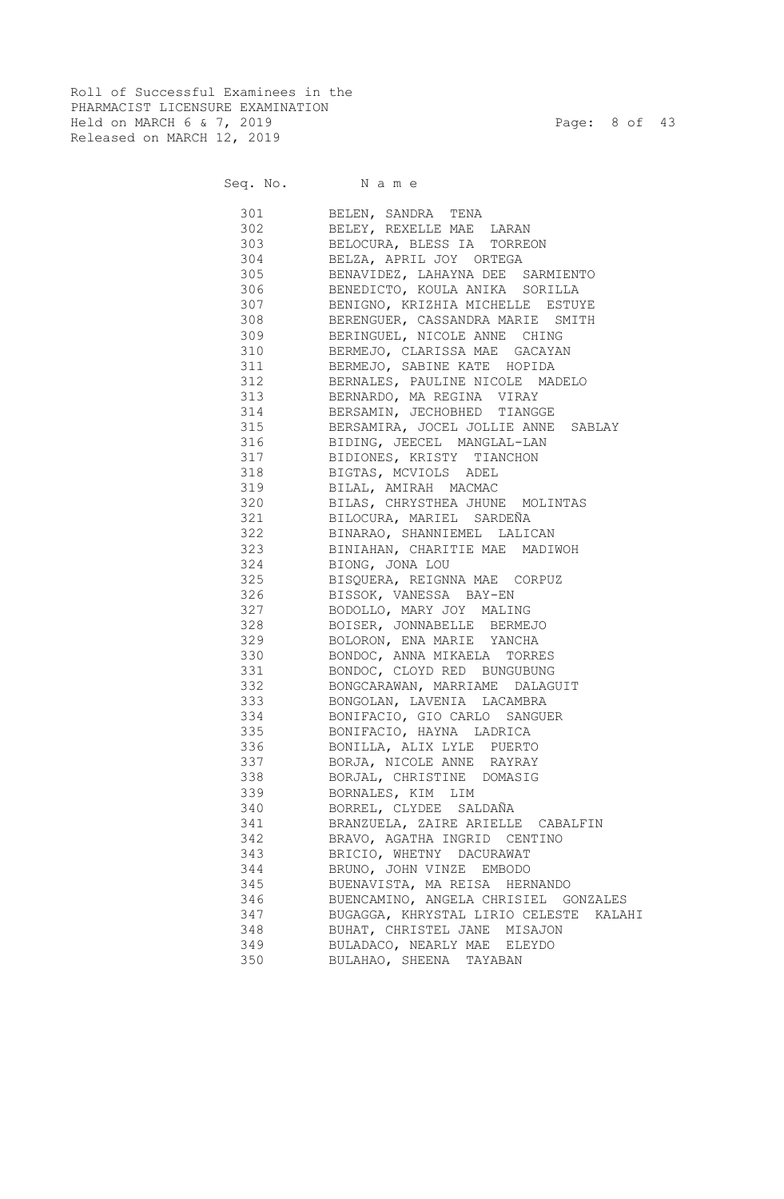Roll of Successful Examinees in the
PHARMACIST LICENSURE EXAMINATION
Held on MARCH 6 & 7, 2019
Released on MARCH 12, 2019

| Seq. No. | N a m e |
|---|---|
| 301 | BELEN, SANDRA TENA |
| 302 | BELEY, REXELLE MAE LARAN |
| 303 | BELOCURA, BLESS IA TORREON |
| 304 | BELZA, APRIL JOY ORTEGA |
| 305 | BENAVIDEZ, LAHAYNA DEE SARMIENTO |
| 306 | BENEDICTO, KOULA ANIKA SORILLA |
| 307 | BENIGNO, KRIZHIA MICHELLE ESTUYE |
| 308 | BERENGUER, CASSANDRA MARIE SMITH |
| 309 | BERINGUEL, NICOLE ANNE CHING |
| 310 | BERMEJO, CLARISSA MAE GACAYAN |
| 311 | BERMEJO, SABINE KATE HOPIDA |
| 312 | BERNALES, PAULINE NICOLE MADELO |
| 313 | BERNARDO, MA REGINA VIRAY |
| 314 | BERSAMIN, JECHOBHED TIANGGE |
| 315 | BERSAMIRA, JOCEL JOLLIE ANNE SABLAY |
| 316 | BIDING, JEECEL MANGLAL-LAN |
| 317 | BIDIONES, KRISTY TIANCHON |
| 318 | BIGTAS, MCVIOLS ADEL |
| 319 | BILAL, AMIRAH MACMAC |
| 320 | BILAS, CHRYSTHEA JHUNE MOLINTAS |
| 321 | BILOCURA, MARIEL SARDEÑA |
| 322 | BINARAO, SHANNIEMEL LALICAN |
| 323 | BINIAHAN, CHARITIE MAE MADIWOH |
| 324 | BIONG, JONA LOU |
| 325 | BISQUERA, REIGNNA MAE CORPUZ |
| 326 | BISSOK, VANESSA BAY-EN |
| 327 | BODOLLO, MARY JOY MALING |
| 328 | BOISER, JONNABELLE BERMEJO |
| 329 | BOLORON, ENA MARIE YANCHA |
| 330 | BONDOC, ANNA MIKAELA TORRES |
| 331 | BONDOC, CLOYD RED BUNGUBUNG |
| 332 | BONGCARAWAN, MARRIAME DALAGUIT |
| 333 | BONGOLAN, LAVENIA LACAMBRA |
| 334 | BONIFACIO, GIO CARLO SANGUER |
| 335 | BONIFACIO, HAYNA LADRICA |
| 336 | BONILLA, ALIX LYLE PUERTO |
| 337 | BORJA, NICOLE ANNE RAYRAY |
| 338 | BORJAL, CHRISTINE DOMASIG |
| 339 | BORNALES, KIM LIM |
| 340 | BORREL, CLYDEE SALDAÑA |
| 341 | BRANZUELA, ZAIRE ARIELLE CABALFIN |
| 342 | BRAVO, AGATHA INGRID CENTINO |
| 343 | BRICIO, WHETNY DACURAWAT |
| 344 | BRUNO, JOHN VINZE EMBODO |
| 345 | BUENAVISTA, MA REISA HERNANDO |
| 346 | BUENCAMINO, ANGELA CHRISIEL GONZALES |
| 347 | BUGAGGA, KHRYSTAL LIRIO CELESTE KALAHI |
| 348 | BUHAT, CHRISTEL JANE MISAJON |
| 349 | BULADACO, NEARLY MAE ELEYDO |
| 350 | BULAHAO, SHEENA TAYABAN |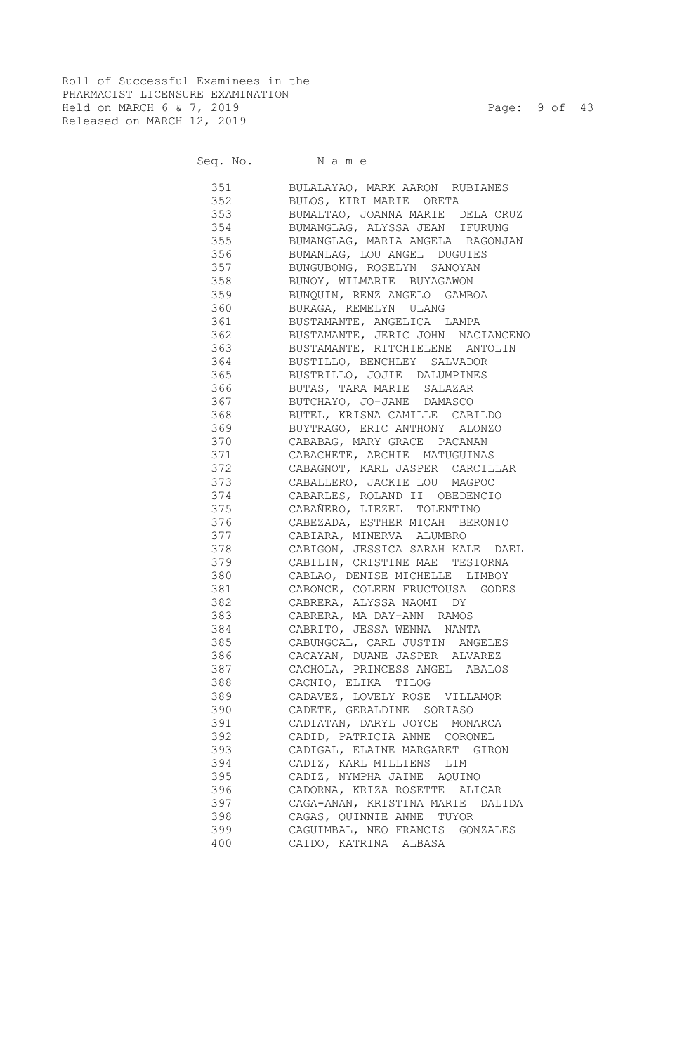Roll of Successful Examinees in the
PHARMACIST LICENSURE EXAMINATION
Held on MARCH 6 & 7, 2019
Released on MARCH 12, 2019

| Seq. No. | Name |
|---|---|
| 351 | BULALAYAO, MARK AARON RUBIANES |
| 352 | BULOS, KIRI MARIE ORETA |
| 353 | BUMALTAO, JOANNA MARIE DELA CRUZ |
| 354 | BUMANGLAG, ALYSSA JEAN IFURUNG |
| 355 | BUMANGLAG, MARIA ANGELA RAGONJAN |
| 356 | BUMANLAG, LOU ANGEL DUGUIES |
| 357 | BUNGUBONG, ROSELYN SANOYAN |
| 358 | BUNOY, WILMARIE BUYAGAWON |
| 359 | BUNQUIN, RENZ ANGELO GAMBOA |
| 360 | BURAGA, REMELYN ULANG |
| 361 | BUSTAMANTE, ANGELICA LAMPA |
| 362 | BUSTAMANTE, JERIC JOHN NACIANCENO |
| 363 | BUSTAMANTE, RITCHIELENE ANTOLIN |
| 364 | BUSTILLO, BENCHLEY SALVADOR |
| 365 | BUSTRILLO, JOJIE DALUMPINES |
| 366 | BUTAS, TARA MARIE SALAZAR |
| 367 | BUTCHAYO, JO-JANE DAMASCO |
| 368 | BUTEL, KRISNA CAMILLE CABILDO |
| 369 | BUYTRAGO, ERIC ANTHONY ALONZO |
| 370 | CABABAG, MARY GRACE PACANAN |
| 371 | CABACHETE, ARCHIE MATUGUINAS |
| 372 | CABAGNOT, KARL JASPER CARCILLAR |
| 373 | CABALLERO, JACKIE LOU MAGPOC |
| 374 | CABARLES, ROLAND II OBEDENCIO |
| 375 | CABAÑERO, LIEZEL TOLENTINO |
| 376 | CABEZADA, ESTHER MICAH BERONIO |
| 377 | CABIARA, MINERVA ALUMBRO |
| 378 | CABIGON, JESSICA SARAH KALE DAEL |
| 379 | CABILIN, CRISTINE MAE TESIORNA |
| 380 | CABLAO, DENISE MICHELLE LIMBOY |
| 381 | CABONCE, COLEEN FRUCTOUSA GODES |
| 382 | CABRERA, ALYSSA NAOMI DY |
| 383 | CABRERA, MA DAY-ANN RAMOS |
| 384 | CABRITO, JESSA WENNA NANTA |
| 385 | CABUNGCAL, CARL JUSTIN ANGELES |
| 386 | CACAYAN, DUANE JASPER ALVAREZ |
| 387 | CACHOLA, PRINCESS ANGEL ABALOS |
| 388 | CACNIO, ELIKA TILOG |
| 389 | CADAVEZ, LOVELY ROSE VILLAMOR |
| 390 | CADETE, GERALDINE SORIASO |
| 391 | CADIATAN, DARYL JOYCE MONARCA |
| 392 | CADID, PATRICIA ANNE CORONEL |
| 393 | CADIGAL, ELAINE MARGARET GIRON |
| 394 | CADIZ, KARL MILLIENS LIM |
| 395 | CADIZ, NYMPHA JAINE AQUINO |
| 396 | CADORNA, KRIZA ROSETTE ALICAR |
| 397 | CAGA-ANAN, KRISTINA MARIE DALIDA |
| 398 | CAGAS, QUINNIE ANNE TUYOR |
| 399 | CAGUIMBAL, NEO FRANCIS GONZALES |
| 400 | CAIDO, KATRINA ALBASA |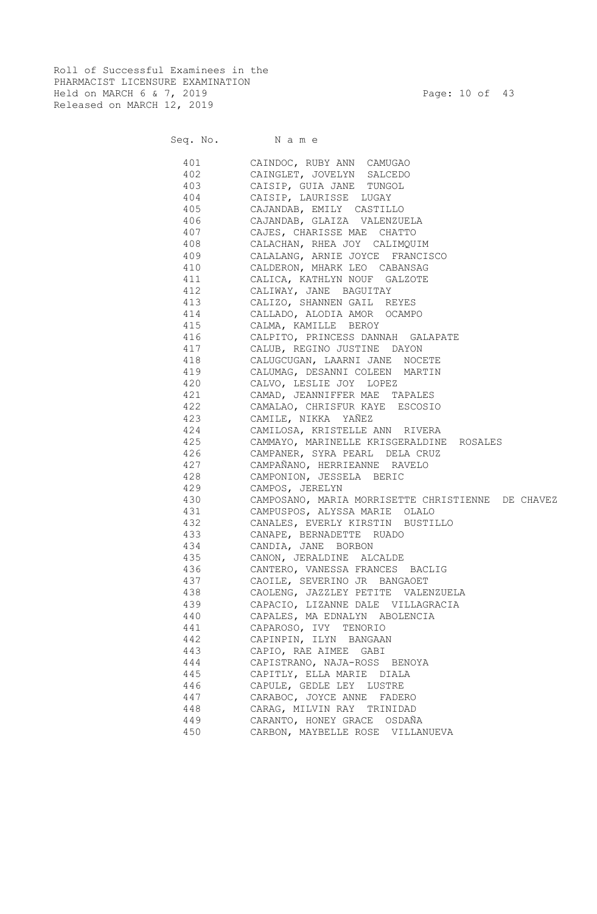Roll of Successful Examinees in the
PHARMACIST LICENSURE EXAMINATION
Held on MARCH 6 & 7, 2019
Released on MARCH 12, 2019

| Seq. No. | Name |
|---|---|
| 401 | CAINDOC, RUBY ANN CAMUGAO |
| 402 | CAINGLET, JOVELYN SALCEDO |
| 403 | CAISIP, GUIA JANE TUNGOL |
| 404 | CAISIP, LAURISSE LUGAY |
| 405 | CAJANDAB, EMILY CASTILLO |
| 406 | CAJANDAB, GLAIZA VALENZUELA |
| 407 | CAJES, CHARISSE MAE CHATTO |
| 408 | CALACHAN, RHEA JOY CALIMQUIM |
| 409 | CALALANG, ARNIE JOYCE FRANCISCO |
| 410 | CALDERON, MHARK LEO CABANSAG |
| 411 | CALICA, KATHLYN NOUF GALZOTE |
| 412 | CALIWAY, JANE BAGUITAY |
| 413 | CALIZO, SHANNEN GAIL REYES |
| 414 | CALLADO, ALODIA AMOR OCAMPO |
| 415 | CALMA, KAMILLE BEROY |
| 416 | CALPITO, PRINCESS DANNAH GALAPATE |
| 417 | CALUB, REGINO JUSTINE DAYON |
| 418 | CALUGCUGAN, LAARNI JANE NOCETE |
| 419 | CALUMAG, DESANNI COLEEN MARTIN |
| 420 | CALVO, LESLIE JOY LOPEZ |
| 421 | CAMAD, JEANNIFFER MAE TAPALES |
| 422 | CAMALAO, CHRISFUR KAYE ESCOSIO |
| 423 | CAMILE, NIKKA YAÑEZ |
| 424 | CAMILOSA, KRISTELLE ANN RIVERA |
| 425 | CAMMAYO, MARINELLE KRISGERALDINE ROSALES |
| 426 | CAMPANER, SYRA PEARL DELA CRUZ |
| 427 | CAMPAÑANO, HERRIEANNE RAVELO |
| 428 | CAMPONION, JESSELA BERIC |
| 429 | CAMPOS, JERELYN |
| 430 | CAMPOSANO, MARIA MORRISETTE CHRISTIENNE DE CHAVEZ |
| 431 | CAMPUSPOS, ALYSSA MARIE OLALO |
| 432 | CANALES, EVERLY KIRSTIN BUSTILLO |
| 433 | CANAPE, BERNADETTE RUADO |
| 434 | CANDIA, JANE BORBON |
| 435 | CANON, JERALDINE ALCALDE |
| 436 | CANTERO, VANESSA FRANCES BACLIG |
| 437 | CAOILE, SEVERINO JR BANGAOET |
| 438 | CAOLENG, JAZZLEY PETITE VALENZUELA |
| 439 | CAPACIO, LIZANNE DALE VILLAGRACIA |
| 440 | CAPALES, MA EDNALYN ABOLENCIA |
| 441 | CAPAROSO, IVY TENORIO |
| 442 | CAPINPIN, ILYN BANGAAN |
| 443 | CAPIO, RAE AIMEE GABI |
| 444 | CAPISTRANO, NAJA-ROSS BENOYA |
| 445 | CAPITLY, ELLA MARIE DIALA |
| 446 | CAPULE, GEDLE LEY LUSTRE |
| 447 | CARABOC, JOYCE ANNE FADERO |
| 448 | CARAG, MILVIN RAY TRINIDAD |
| 449 | CARANTO, HONEY GRACE OSDAÑA |
| 450 | CARBON, MAYBELLE ROSE VILLANUEVA |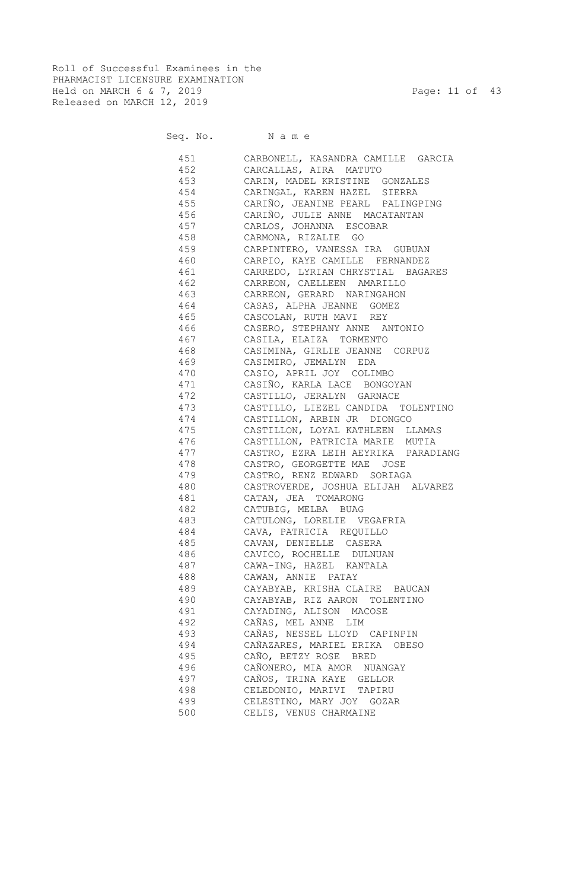Roll of Successful Examinees in the
PHARMACIST LICENSURE EXAMINATION
Held on MARCH 6 & 7, 2019
Released on MARCH 12, 2019

| Seq. No. | Name |
|---|---|
| 451 | CARBONELL, KASANDRA CAMILLE GARCIA |
| 452 | CARCALLAS, AIRA MATUTO |
| 453 | CARIN, MADEL KRISTINE GONZALES |
| 454 | CARINGAL, KAREN HAZEL SIERRA |
| 455 | CARIÑO, JEANINE PEARL PALINGPING |
| 456 | CARIÑO, JULIE ANNE MACATANTAN |
| 457 | CARLOS, JOHANNA ESCOBAR |
| 458 | CARMONA, RIZALIE GO |
| 459 | CARPINTERO, VANESSA IRA GUBUAN |
| 460 | CARPIO, KAYE CAMILLE FERNANDEZ |
| 461 | CARREDO, LYRIAN CHRYSTIAL BAGARES |
| 462 | CARREON, CAELLEEN AMARILLO |
| 463 | CARREON, GERARD NARINGAHON |
| 464 | CASAS, ALPHA JEANNE GOMEZ |
| 465 | CASCOLAN, RUTH MAVI REY |
| 466 | CASERO, STEPHANY ANNE ANTONIO |
| 467 | CASILA, ELAIZA TORMENTO |
| 468 | CASIMINA, GIRLIE JEANNE CORPUZ |
| 469 | CASIMIRO, JEMALYN EDA |
| 470 | CASIO, APRIL JOY COLIMBO |
| 471 | CASIÑO, KARLA LACE BONGOYAN |
| 472 | CASTILLO, JERALYN GARNACE |
| 473 | CASTILLO, LIEZEL CANDIDA TOLENTINO |
| 474 | CASTILLON, ARBIN JR DIONGCO |
| 475 | CASTILLON, LOYAL KATHLEEN LLAMAS |
| 476 | CASTILLON, PATRICIA MARIE MUTIA |
| 477 | CASTRO, EZRA LEIH AEYRIKA PARADIANG |
| 478 | CASTRO, GEORGETTE MAE JOSE |
| 479 | CASTRO, RENZ EDWARD SORIAGA |
| 480 | CASTROVERDE, JOSHUA ELIJAH ALVAREZ |
| 481 | CATAN, JEA TOMARONG |
| 482 | CATUBIG, MELBA BUAG |
| 483 | CATULONG, LORELIE VEGAFRIA |
| 484 | CAVA, PATRICIA REQUILLO |
| 485 | CAVAN, DENIELLE CASERA |
| 486 | CAVICO, ROCHELLE DULNUAN |
| 487 | CAWA-ING, HAZEL KANTALA |
| 488 | CAWAN, ANNIE PATAY |
| 489 | CAYABYAB, KRISHA CLAIRE BAUCAN |
| 490 | CAYABYAB, RIZ AARON TOLENTINO |
| 491 | CAYADING, ALISON MACOSE |
| 492 | CAÑAS, MEL ANNE LIM |
| 493 | CAÑAS, NESSEL LLOYD CAPINPIN |
| 494 | CAÑAZARES, MARIEL ERIKA OBESO |
| 495 | CAÑO, BETZY ROSE BRED |
| 496 | CAÑONERO, MIA AMOR NUANGAY |
| 497 | CAÑOS, TRINA KAYE GELLOR |
| 498 | CELEDONIO, MARIVI TAPIRU |
| 499 | CELESTINO, MARY JOY GOZAR |
| 500 | CELIS, VENUS CHARMAINE |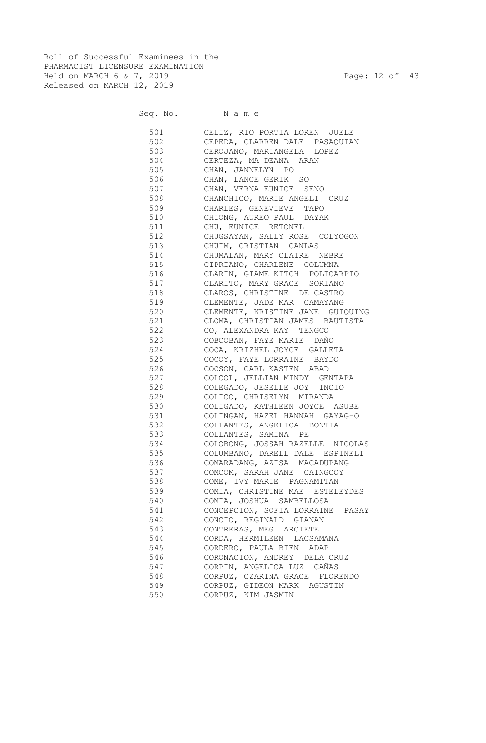Roll of Successful Examinees in the
PHARMACIST LICENSURE EXAMINATION
Held on MARCH 6 & 7, 2019
Released on MARCH 12, 2019

| Seq. No. | N a m e |
|---|---|
| 501 | CELIZ, RIO PORTIA LOREN JUELE |
| 502 | CEPEDA, CLARREN DALE PASAQUIAN |
| 503 | CEROJANO, MARIANGELA LOPEZ |
| 504 | CERTEZA, MA DEANA ARAN |
| 505 | CHAN, JANNELYN PO |
| 506 | CHAN, LANCE GERIK SO |
| 507 | CHAN, VERNA EUNICE SENO |
| 508 | CHANCHICO, MARIE ANGELI CRUZ |
| 509 | CHARLES, GENEVIEVE TAPO |
| 510 | CHIONG, AUREO PAUL DAYAK |
| 511 | CHU, EUNICE RETONEL |
| 512 | CHUGSAYAN, SALLY ROSE COLYOGON |
| 513 | CHUIM, CRISTIAN CANLAS |
| 514 | CHUMALAN, MARY CLAIRE NEBRE |
| 515 | CIPRIANO, CHARLENE COLUMNA |
| 516 | CLARIN, GIAME KITCH POLICARPIO |
| 517 | CLARITO, MARY GRACE SORIANO |
| 518 | CLAROS, CHRISTINE DE CASTRO |
| 519 | CLEMENTE, JADE MAR CAMAYANG |
| 520 | CLEMENTE, KRISTINE JANE GUIQUING |
| 521 | CLOMA, CHRISTIAN JAMES BAUTISTA |
| 522 | CO, ALEXANDRA KAY TENGCO |
| 523 | COBCOBAN, FAYE MARIE DAÑO |
| 524 | COCA, KRIZHEL JOYCE GALLETA |
| 525 | COCOY, FAYE LORRAINE BAYDO |
| 526 | COCSON, CARL KASTEN ABAD |
| 527 | COLCOL, JELLIAN MINDY GENTAPA |
| 528 | COLEGADO, JESELLE JOY INCIO |
| 529 | COLICO, CHRISELYN MIRANDA |
| 530 | COLIGADO, KATHLEEN JOYCE ASUBE |
| 531 | COLINGAN, HAZEL HANNAH GAYAG-O |
| 532 | COLLANTES, ANGELICA BONTIA |
| 533 | COLLANTES, SAMINA PE |
| 534 | COLOBONG, JOSSAH RAZELLE NICOLAS |
| 535 | COLUMBANO, DARELL DALE ESPINELI |
| 536 | COMARADANG, AZISA MACADUPANG |
| 537 | COMCOM, SARAH JANE CAINGCOY |
| 538 | COME, IVY MARIE PAGNAMITAN |
| 539 | COMIA, CHRISTINE MAE ESTELEYDES |
| 540 | COMIA, JOSHUA SAMBELLOSA |
| 541 | CONCEPCION, SOFIA LORRAINE PASAY |
| 542 | CONCIO, REGINALD GIANAN |
| 543 | CONTRERAS, MEG ARCIETE |
| 544 | CORDA, HERMILEEN LACSAMANA |
| 545 | CORDERO, PAULA BIEN ADAP |
| 546 | CORONACION, ANDREY DELA CRUZ |
| 547 | CORPIN, ANGELICA LUZ CAÑAS |
| 548 | CORPUZ, CZARINA GRACE FLORENDO |
| 549 | CORPUZ, GIDEON MARK AGUSTIN |
| 550 | CORPUZ, KIM JASMIN |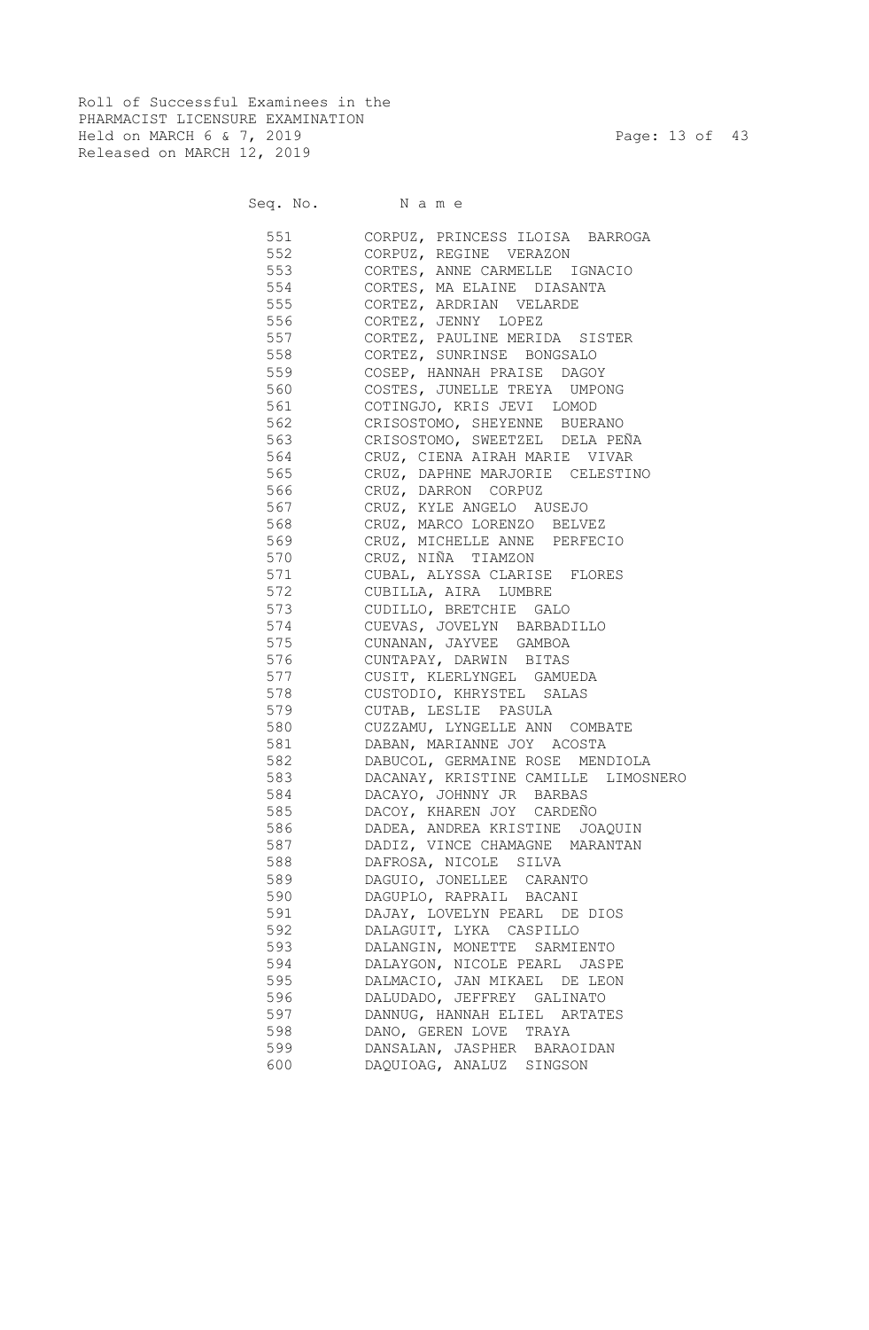Roll of Successful Examinees in the
PHARMACIST LICENSURE EXAMINATION
Held on MARCH 6 & 7, 2019
Released on MARCH 12, 2019

| Seq. No. | Name |
|---|---|
| 551 | CORPUZ, PRINCESS ILOISA BARROGA |
| 552 | CORPUZ, REGINE VERAZON |
| 553 | CORTES, ANNE CARMELLE IGNACIO |
| 554 | CORTES, MA ELAINE DIASANTA |
| 555 | CORTEZ, ARDRIAN VELARDE |
| 556 | CORTEZ, JENNY LOPEZ |
| 557 | CORTEZ, PAULINE MERIDA SISTER |
| 558 | CORTEZ, SUNRINSE BONGSALO |
| 559 | COSEP, HANNAH PRAISE DAGOY |
| 560 | COSTES, JUNELLE TREYA UMPONG |
| 561 | COTINGJO, KRIS JEVI LOMOD |
| 562 | CRISOSTOMO, SHEYENNE BUERANO |
| 563 | CRISOSTOMO, SWEETZEL DELA PEÑA |
| 564 | CRUZ, CIENA AIRAH MARIE VIVAR |
| 565 | CRUZ, DAPHNE MARJORIE CELESTINO |
| 566 | CRUZ, DARRON CORPUZ |
| 567 | CRUZ, KYLE ANGELO AUSEJO |
| 568 | CRUZ, MARCO LORENZO BELVEZ |
| 569 | CRUZ, MICHELLE ANNE PERFECIO |
| 570 | CRUZ, NIÑA TIAMZON |
| 571 | CUBAL, ALYSSA CLARISE FLORES |
| 572 | CUBILLA, AIRA LUMBRE |
| 573 | CUDILLO, BRETCHIE GALO |
| 574 | CUEVAS, JOVELYN BARBADILLO |
| 575 | CUNANAN, JAYVEE GAMBOA |
| 576 | CUNTAPAY, DARWIN BITAS |
| 577 | CUSIT, KLERLYNGEL GAMUEDA |
| 578 | CUSTODIO, KHRYSTEL SALAS |
| 579 | CUTAB, LESLIE PASULA |
| 580 | CUZZAMU, LYNGELLE ANN COMBATE |
| 581 | DABAN, MARIANNE JOY ACOSTA |
| 582 | DABUCOL, GERMAINE ROSE MENDIOLA |
| 583 | DACANAY, KRISTINE CAMILLE LIMOSNERO |
| 584 | DACAYO, JOHNNY JR BARBAS |
| 585 | DACOY, KHAREN JOY CARDEÑO |
| 586 | DADEA, ANDREA KRISTINE JOAQUIN |
| 587 | DADIZ, VINCE CHAMAGNE MARANTAN |
| 588 | DAFROSA, NICOLE SILVA |
| 589 | DAGUIO, JONELLEE CARANTO |
| 590 | DAGUPLO, RAPRAIL BACANI |
| 591 | DAJAY, LOVELYN PEARL DE DIOS |
| 592 | DALAGUIT, LYKA CASPILLO |
| 593 | DALANGIN, MONETTE SARMIENTO |
| 594 | DALAYGON, NICOLE PEARL JASPE |
| 595 | DALMACIO, JAN MIKAEL DE LEON |
| 596 | DALUDADO, JEFFREY GALINATO |
| 597 | DANNUG, HANNAH ELIEL ARTATES |
| 598 | DANO, GEREN LOVE TRAYA |
| 599 | DANSALAN, JASPHER BARAOIDAN |
| 600 | DAQUIOAG, ANALUZ SINGSON |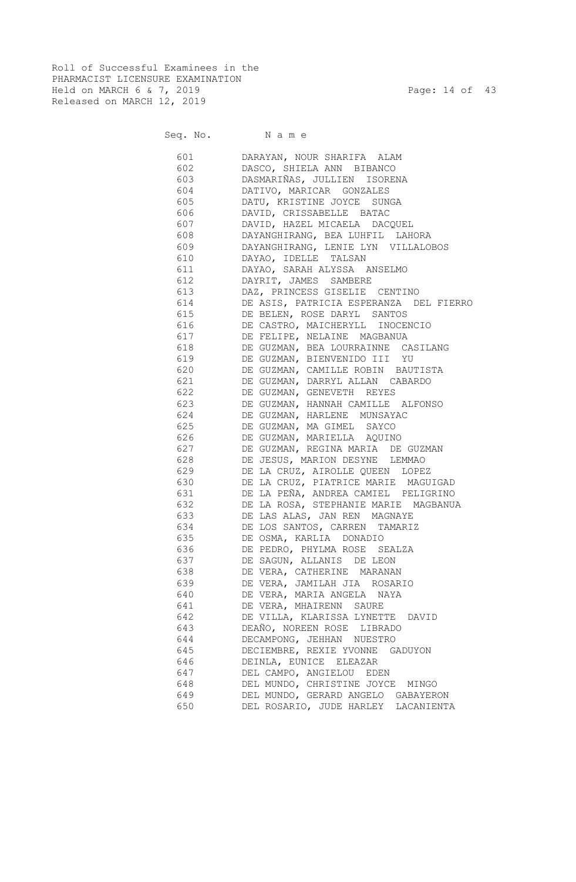Roll of Successful Examinees in the
PHARMACIST LICENSURE EXAMINATION
Held on MARCH 6 & 7, 2019
Released on MARCH 12, 2019

| Seq. No. | N a m e |
|---|---|
| 601 | DARAYAN, NOUR SHARIFA ALAM |
| 602 | DASCO, SHIELA ANN BIBANCO |
| 603 | DASMARIÑAS, JULLIEN ISORENA |
| 604 | DATIVO, MARICAR GONZALES |
| 605 | DATU, KRISTINE JOYCE SUNGA |
| 606 | DAVID, CRISSABELLE BATAC |
| 607 | DAVID, HAZEL MICAELA DACQUEL |
| 608 | DAYANGHIRANG, BEA LUHFIL LAHORA |
| 609 | DAYANGHIRANG, LENIE LYN VILLALOBOS |
| 610 | DAYAO, IDELLE TALSAN |
| 611 | DAYAO, SARAH ALYSSA ANSELMO |
| 612 | DAYRIT, JAMES SAMBERE |
| 613 | DAZ, PRINCESS GISELIE CENTINO |
| 614 | DE ASIS, PATRICIA ESPERANZA DEL FIERRO |
| 615 | DE BELEN, ROSE DARYL SANTOS |
| 616 | DE CASTRO, MAICHERYLL INOCENCIO |
| 617 | DE FELIPE, NELAINE MAGBANUA |
| 618 | DE GUZMAN, BEA LOURRAINNE CASILANG |
| 619 | DE GUZMAN, BIENVENIDO III YU |
| 620 | DE GUZMAN, CAMILLE ROBIN BAUTISTA |
| 621 | DE GUZMAN, DARRYL ALLAN CABARDO |
| 622 | DE GUZMAN, GENEVETH REYES |
| 623 | DE GUZMAN, HANNAH CAMILLE ALFONSO |
| 624 | DE GUZMAN, HARLENE MUNSAYAC |
| 625 | DE GUZMAN, MA GIMEL SAYCO |
| 626 | DE GUZMAN, MARIELLA AQUINO |
| 627 | DE GUZMAN, REGINA MARIA DE GUZMAN |
| 628 | DE JESUS, MARION DESYNE LEMMAO |
| 629 | DE LA CRUZ, AIROLLE QUEEN LOPEZ |
| 630 | DE LA CRUZ, PIATRICE MARIE MAGUIGAD |
| 631 | DE LA PEÑA, ANDREA CAMIEL PELIGRINO |
| 632 | DE LA ROSA, STEPHANIE MARIE MAGBANUA |
| 633 | DE LAS ALAS, JAN REN MAGNAYE |
| 634 | DE LOS SANTOS, CARREN TAMARIZ |
| 635 | DE OSMA, KARLIA DONADIO |
| 636 | DE PEDRO, PHYLMA ROSE SEALZA |
| 637 | DE SAGUN, ALLANIS DE LEON |
| 638 | DE VERA, CATHERINE MARANAN |
| 639 | DE VERA, JAMILAH JIA ROSARIO |
| 640 | DE VERA, MARIA ANGELA NAYA |
| 641 | DE VERA, MHAIRENN SAURE |
| 642 | DE VILLA, KLARISSA LYNETTE DAVID |
| 643 | DEAÑO, NOREEN ROSE LIBRADO |
| 644 | DECAMPONG, JEHHAN NUESTRO |
| 645 | DECIEMBRE, REXIE YVONNE GADUYON |
| 646 | DEINLA, EUNICE ELEAZAR |
| 647 | DEL CAMPO, ANGIELOU EDEN |
| 648 | DEL MUNDO, CHRISTINE JOYCE MINGO |
| 649 | DEL MUNDO, GERARD ANGELO GABAYERON |
| 650 | DEL ROSARIO, JUDE HARLEY LACANIENTA |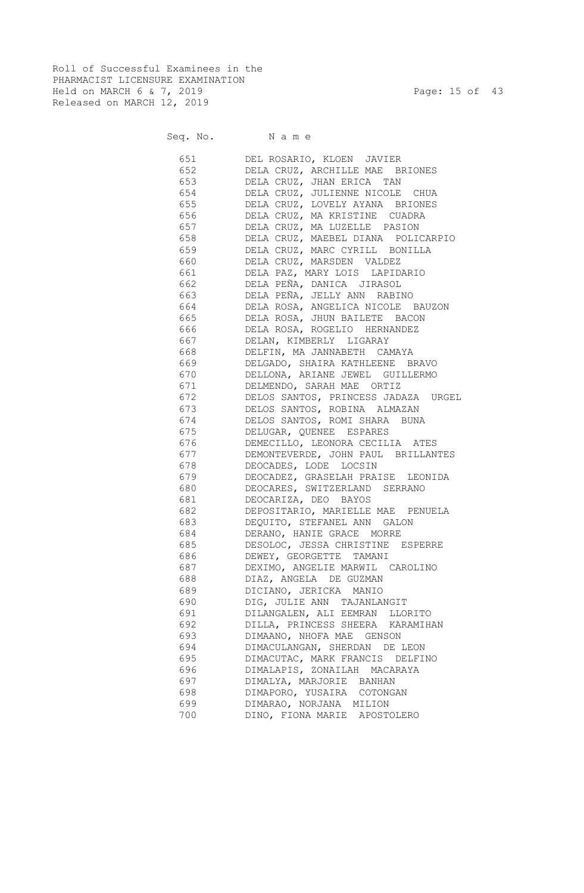Roll of Successful Examinees in the
PHARMACIST LICENSURE EXAMINATION
Held on MARCH 6 & 7, 2019
Released on MARCH 12, 2019

| Seq. No. | N a m e |
|---|---|
| 651 | DEL ROSARIO, KLOEN JAVIER |
| 652 | DELA CRUZ, ARCHILLE MAE BRIONES |
| 653 | DELA CRUZ, JHAN ERICA TAN |
| 654 | DELA CRUZ, JULIENNE NICOLE CHUA |
| 655 | DELA CRUZ, LOVELY AYANA BRIONES |
| 656 | DELA CRUZ, MA KRISTINE CUADRA |
| 657 | DELA CRUZ, MA LUZELLE PASION |
| 658 | DELA CRUZ, MAEBEL DIANA POLICARPIO |
| 659 | DELA CRUZ, MARC CYRILL BONILLA |
| 660 | DELA CRUZ, MARSDEN VALDEZ |
| 661 | DELA PAZ, MARY LOIS LAPIDARIO |
| 662 | DELA PEÑA, DANICA JIRASOL |
| 663 | DELA PEÑA, JELLY ANN RABINO |
| 664 | DELA ROSA, ANGELICA NICOLE BAUZON |
| 665 | DELA ROSA, JHUN BAILETE BACON |
| 666 | DELA ROSA, ROGELIO HERNANDEZ |
| 667 | DELAN, KIMBERLY LIGARAY |
| 668 | DELFIN, MA JANNABETH CAMAYA |
| 669 | DELGADO, SHAIRA KATHLEENE BRAVO |
| 670 | DELLONA, ARIANE JEWEL GUILLERMO |
| 671 | DELMENDO, SARAH MAE ORTIZ |
| 672 | DELOS SANTOS, PRINCESS JADAZA URGEL |
| 673 | DELOS SANTOS, ROBINA ALMAZAN |
| 674 | DELOS SANTOS, ROMI SHARA BUNA |
| 675 | DELUGAR, QUENEE ESPARES |
| 676 | DEMECILLO, LEONORA CECILIA ATES |
| 677 | DEMONTEVERDE, JOHN PAUL BRILLANTES |
| 678 | DEOCADES, LODE LOCSIN |
| 679 | DEOCADEZ, GRASELAH PRAISE LEONIDA |
| 680 | DEOCARES, SWITZERLAND SERRANO |
| 681 | DEOCARIZA, DEO BAYOS |
| 682 | DEPOSITARIO, MARIELLE MAE PENUELA |
| 683 | DEQUITO, STEFANEL ANN GALON |
| 684 | DERANO, HANIE GRACE MORRE |
| 685 | DESOLOC, JESSA CHRISTINE ESPERRE |
| 686 | DEWEY, GEORGETTE TAMANI |
| 687 | DEXIMO, ANGELIE MARWIL CAROLINO |
| 688 | DIAZ, ANGELA DE GUZMAN |
| 689 | DICIANO, JERICKA MANIO |
| 690 | DIG, JULIE ANN TAJANLANGIT |
| 691 | DILANGALEN, ALI EEMRAN LLORITO |
| 692 | DILLA, PRINCESS SHEERA KARAMIHAN |
| 693 | DIMAANO, NHOFA MAE GENSON |
| 694 | DIMACULANGAN, SHERDAN DE LEON |
| 695 | DIMACUTAC, MARK FRANCIS DELFINO |
| 696 | DIMALAPIS, ZONAILAH MACARAYA |
| 697 | DIMALYA, MARJORIE BANHAN |
| 698 | DIMAPORO, YUSAIRA COTONGAN |
| 699 | DIMARAO, NORJANA MILION |
| 700 | DINO, FIONA MARIE APOSTOLERO |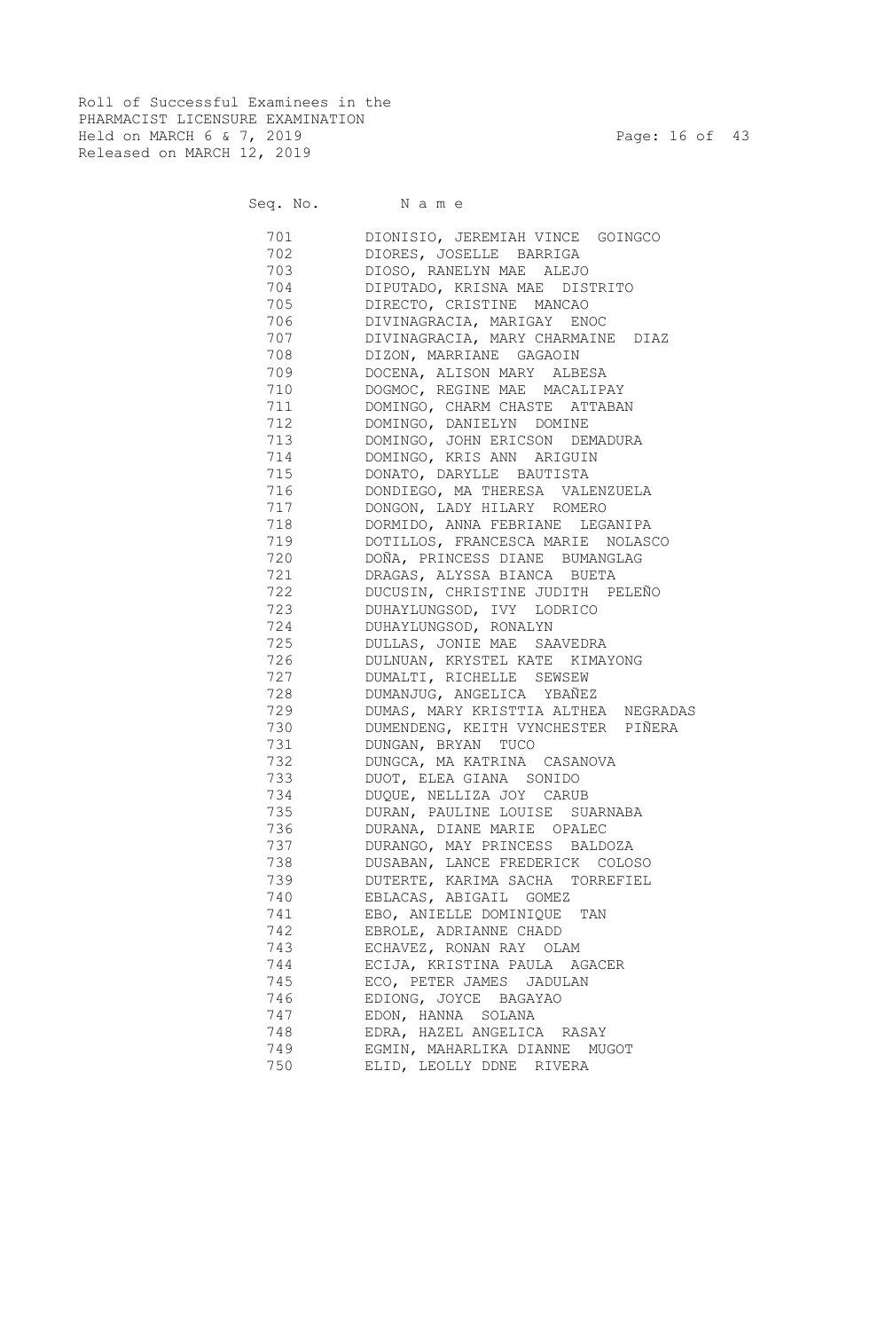Roll of Successful Examinees in the
PHARMACIST LICENSURE EXAMINATION
Held on MARCH 6 & 7, 2019
Released on MARCH 12, 2019

| Seq. No. | N a m e |
|---|---|
| 701 | DIONISIO, JEREMIAH VINCE GOINGCO |
| 702 | DIORES, JOSELLE BARRIGA |
| 703 | DIOSO, RANELYN MAE ALEJO |
| 704 | DIPUTADO, KRISNA MAE DISTRITO |
| 705 | DIRECTO, CRISTINE MANCAO |
| 706 | DIVINAGRACIA, MARIGAY ENOC |
| 707 | DIVINAGRACIA, MARY CHARMAINE DIAZ |
| 708 | DIZON, MARRIANE GAGAOIN |
| 709 | DOCENA, ALISON MARY ALBESA |
| 710 | DOGMOC, REGINE MAE MACALIPAY |
| 711 | DOMINGO, CHARM CHASTE ATTABAN |
| 712 | DOMINGO, DANIELYN DOMINE |
| 713 | DOMINGO, JOHN ERICSON DEMADURA |
| 714 | DOMINGO, KRIS ANN ARIGUIN |
| 715 | DONATO, DARYLLE BAUTISTA |
| 716 | DONDIEGO, MA THERESA VALENZUELA |
| 717 | DONGON, LADY HILARY ROMERO |
| 718 | DORMIDO, ANNA FEBRIANE LEGANIPA |
| 719 | DOTILLOS, FRANCESCA MARIE NOLASCO |
| 720 | DOÑA, PRINCESS DIANE BUMANGLAG |
| 721 | DRAGAS, ALYSSA BIANCA BUETA |
| 722 | DUCUSIN, CHRISTINE JUDITH PELEÑO |
| 723 | DUHAYLUNGSOD, IVY LODRICO |
| 724 | DUHAYLUNGSOD, RONALYN |
| 725 | DULLAS, JONIE MAE SAAVEDRA |
| 726 | DULNUAN, KRYSTEL KATE KIMAYONG |
| 727 | DUMALTI, RICHELLE SEWSEW |
| 728 | DUMANJUG, ANGELICA YBAÑEZ |
| 729 | DUMAS, MARY KRISTTIA ALTHEA NEGRADAS |
| 730 | DUMENDENG, KEITH VYNCHESTER PIÑERA |
| 731 | DUNGAN, BRYAN TUCO |
| 732 | DUNGCA, MA KATRINA CASANOVA |
| 733 | DUOT, ELEA GIANA SONIDO |
| 734 | DUQUE, NELLIZA JOY CARUB |
| 735 | DURAN, PAULINE LOUISE SUARNABA |
| 736 | DURANA, DIANE MARIE OPALEC |
| 737 | DURANGO, MAY PRINCESS BALDOZA |
| 738 | DUSABAN, LANCE FREDERICK COLOSO |
| 739 | DUTERTE, KARIMA SACHA TORREFIEL |
| 740 | EBLACAS, ABIGAIL GOMEZ |
| 741 | EBO, ANIELLE DOMINIQUE TAN |
| 742 | EBROLE, ADRIANNE CHADD |
| 743 | ECHAVEZ, RONAN RAY OLAM |
| 744 | ECIJA, KRISTINA PAULA AGACER |
| 745 | ECO, PETER JAMES JADULAN |
| 746 | EDIONG, JOYCE BAGAYAO |
| 747 | EDON, HANNA SOLANA |
| 748 | EDRA, HAZEL ANGELICA RASAY |
| 749 | EGMIN, MAHARLIKA DIANNE MUGOT |
| 750 | ELID, LEOLLY DDNE RIVERA |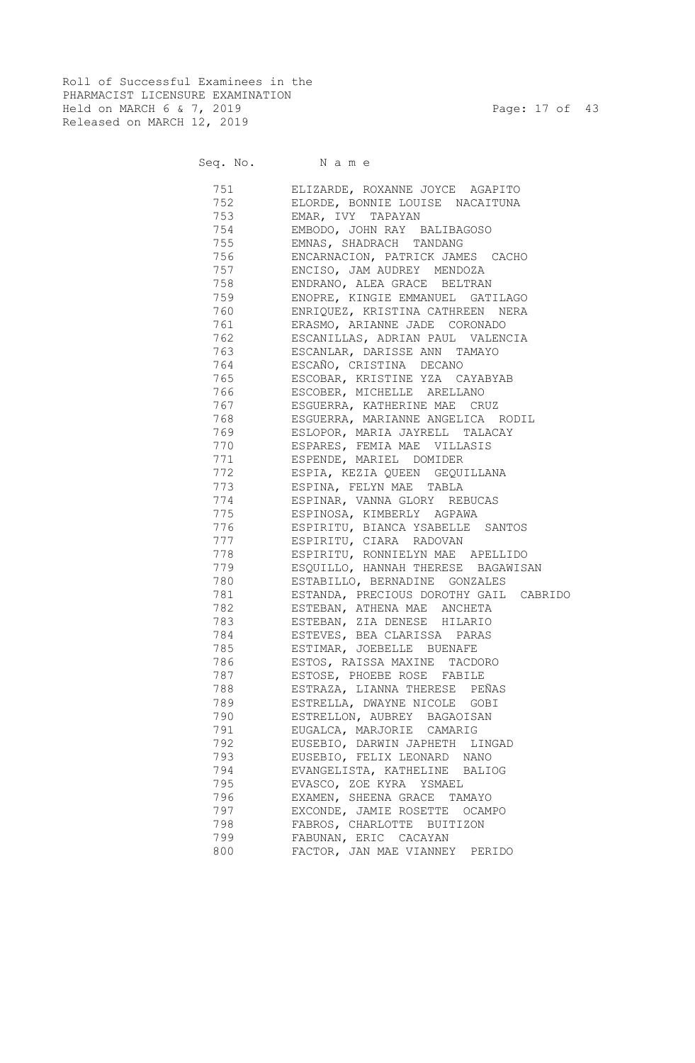Roll of Successful Examinees in the
PHARMACIST LICENSURE EXAMINATION
Held on MARCH 6 & 7, 2019
Released on MARCH 12, 2019

| Seq. No. | Name |
|---|---|
| 751 | ELIZARDE, ROXANNE JOYCE AGAPITO |
| 752 | ELORDE, BONNIE LOUISE NACAITUNA |
| 753 | EMAR, IVY TAPAYAN |
| 754 | EMBODO, JOHN RAY BALIBAGOSO |
| 755 | EMNAS, SHADRACH TANDANG |
| 756 | ENCARNACION, PATRICK JAMES CACHO |
| 757 | ENCISO, JAM AUDREY MENDOZA |
| 758 | ENDRANO, ALEA GRACE BELTRAN |
| 759 | ENOPRE, KINGIE EMMANUEL GATILAGO |
| 760 | ENRIQUEZ, KRISTINA CATHREEN NERA |
| 761 | ERASMO, ARIANNE JADE CORONADO |
| 762 | ESCANILLAS, ADRIAN PAUL VALENCIA |
| 763 | ESCANLAR, DARISSE ANN TAMAYO |
| 764 | ESCAÑO, CRISTINA DECANO |
| 765 | ESCOBAR, KRISTINE YZA CAYABYAB |
| 766 | ESCOBER, MICHELLE ARELLANO |
| 767 | ESGUERRA, KATHERINE MAE CRUZ |
| 768 | ESGUERRA, MARIANNE ANGELICA RODIL |
| 769 | ESLOPOR, MARIA JAYRELL TALACAY |
| 770 | ESPARES, FEMIA MAE VILLASIS |
| 771 | ESPENDE, MARIEL DOMIDER |
| 772 | ESPIA, KEZIA QUEEN GEQUILLANA |
| 773 | ESPINA, FELYN MAE TABLA |
| 774 | ESPINAR, VANNA GLORY REBUCAS |
| 775 | ESPINOSA, KIMBERLY AGPAWA |
| 776 | ESPIRITU, BIANCA YSABELLE SANTOS |
| 777 | ESPIRITU, CIARA RADOVAN |
| 778 | ESPIRITU, RONNIELYN MAE APELLIDO |
| 779 | ESQUILLO, HANNAH THERESE BAGAWISAN |
| 780 | ESTABILLO, BERNADINE GONZALES |
| 781 | ESTANDA, PRECIOUS DOROTHY GAIL CABRIDO |
| 782 | ESTEBAN, ATHENA MAE ANCHETA |
| 783 | ESTEBAN, ZIA DENESE HILARIO |
| 784 | ESTEVES, BEA CLARISSA PARAS |
| 785 | ESTIMAR, JOEBELLE BUENAFE |
| 786 | ESTOS, RAISSA MAXINE TACDORO |
| 787 | ESTOSE, PHOEBE ROSE FABILE |
| 788 | ESTRAZA, LIANNA THERESE PEÑAS |
| 789 | ESTRELLA, DWAYNE NICOLE GOBI |
| 790 | ESTRELLON, AUBREY BAGAOISAN |
| 791 | EUGALCA, MARJORIE CAMARIG |
| 792 | EUSEBIO, DARWIN JAPHETH LINGAD |
| 793 | EUSEBIO, FELIX LEONARD NANO |
| 794 | EVANGELISTA, KATHELINE BALIOG |
| 795 | EVASCO, ZOE KYRA YSMAEL |
| 796 | EXAMEN, SHEENA GRACE TAMAYO |
| 797 | EXCONDE, JAMIE ROSETTE OCAMPO |
| 798 | FABROS, CHARLOTTE BUITIZON |
| 799 | FABUNAN, ERIC CACAYAN |
| 800 | FACTOR, JAN MAE VIANNEY PERIDO |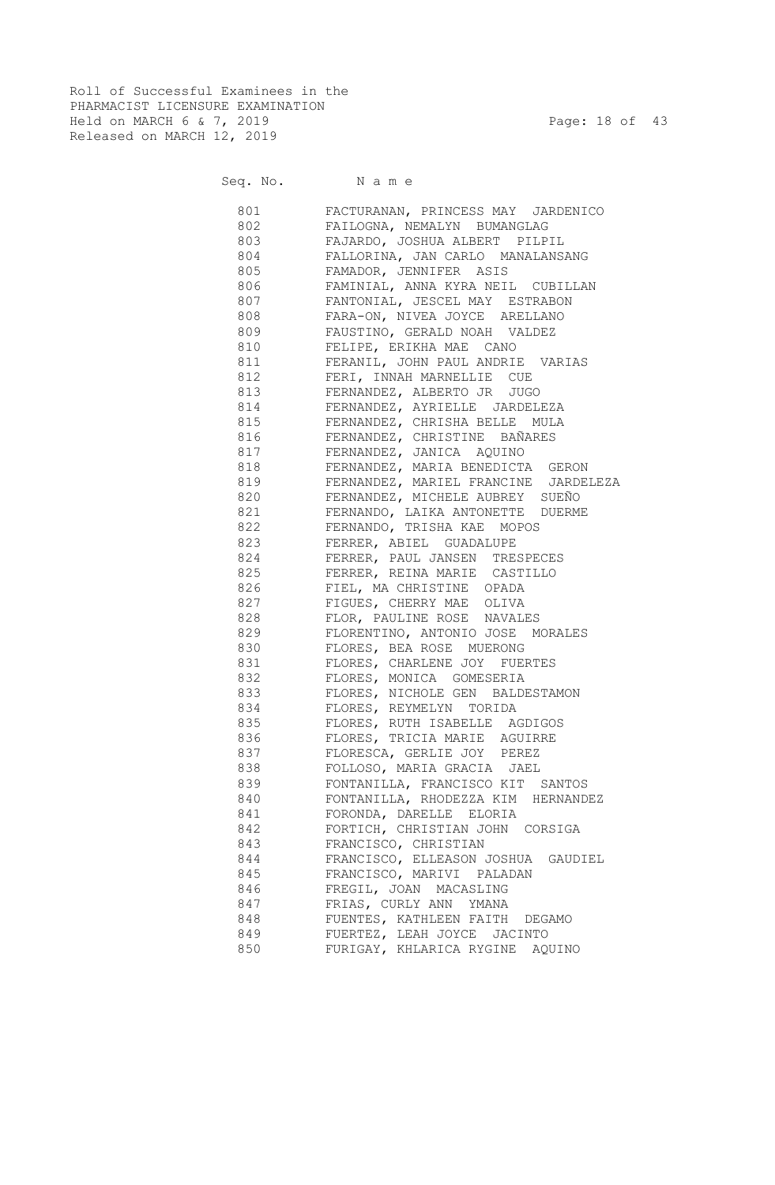Roll of Successful Examinees in the
PHARMACIST LICENSURE EXAMINATION
Held on MARCH 6 & 7, 2019
Released on MARCH 12, 2019

| Seq. No. | Name |
|---|---|
| 801 | FACTURANAN, PRINCESS MAY JARDENICO |
| 802 | FAILOGNA, NEMALYN BUMANGLAG |
| 803 | FAJARDO, JOSHUA ALBERT PILPIL |
| 804 | FALLORINA, JAN CARLO MANALANSANG |
| 805 | FAMADOR, JENNIFER ASIS |
| 806 | FAMINIAL, ANNA KYRA NEIL CUBILLAN |
| 807 | FANTONIAL, JESCEL MAY ESTRABON |
| 808 | FARA-ON, NIVEA JOYCE ARELLANO |
| 809 | FAUSTINO, GERALD NOAH VALDEZ |
| 810 | FELIPE, ERIKHA MAE CANO |
| 811 | FERANIL, JOHN PAUL ANDRIE VARIAS |
| 812 | FERI, INNAH MARNELLIE CUE |
| 813 | FERNANDEZ, ALBERTO JR JUGO |
| 814 | FERNANDEZ, AYRIELLE JARDELEZA |
| 815 | FERNANDEZ, CHRISHA BELLE MULA |
| 816 | FERNANDEZ, CHRISTINE BAÑARES |
| 817 | FERNANDEZ, JANICA AQUINO |
| 818 | FERNANDEZ, MARIA BENEDICTA GERON |
| 819 | FERNANDEZ, MARIEL FRANCINE JARDELEZA |
| 820 | FERNANDEZ, MICHELE AUBREY SUEÑO |
| 821 | FERNANDO, LAIKA ANTONETTE DUERME |
| 822 | FERNANDO, TRISHA KAE MOPOS |
| 823 | FERRER, ABIEL GUADALUPE |
| 824 | FERRER, PAUL JANSEN TRESPECES |
| 825 | FERRER, REINA MARIE CASTILLO |
| 826 | FIEL, MA CHRISTINE OPADA |
| 827 | FIGUES, CHERRY MAE OLIVA |
| 828 | FLOR, PAULINE ROSE NAVALES |
| 829 | FLORENTINO, ANTONIO JOSE MORALES |
| 830 | FLORES, BEA ROSE MUERONG |
| 831 | FLORES, CHARLENE JOY FUERTES |
| 832 | FLORES, MONICA GOMESERIA |
| 833 | FLORES, NICHOLE GEN BALDESTAMON |
| 834 | FLORES, REYMELYN TORIDA |
| 835 | FLORES, RUTH ISABELLE AGDIGOS |
| 836 | FLORES, TRICIA MARIE AGUIRRE |
| 837 | FLORESCA, GERLIE JOY PEREZ |
| 838 | FOLLOSO, MARIA GRACIA JAEL |
| 839 | FONTANILLA, FRANCISCO KIT SANTOS |
| 840 | FONTANILLA, RHODEZZA KIM HERNANDEZ |
| 841 | FORONDA, DARELLE ELORIA |
| 842 | FORTICH, CHRISTIAN JOHN CORSIGA |
| 843 | FRANCISCO, CHRISTIAN |
| 844 | FRANCISCO, ELLEASON JOSHUA GAUDIEL |
| 845 | FRANCISCO, MARIVI PALADAN |
| 846 | FREGIL, JOAN MACASLING |
| 847 | FRIAS, CURLY ANN YMANA |
| 848 | FUENTES, KATHLEEN FAITH DEGAMO |
| 849 | FUERTEZ, LEAH JOYCE JACINTO |
| 850 | FURIGAY, KHLARICA RYGINE AQUINO |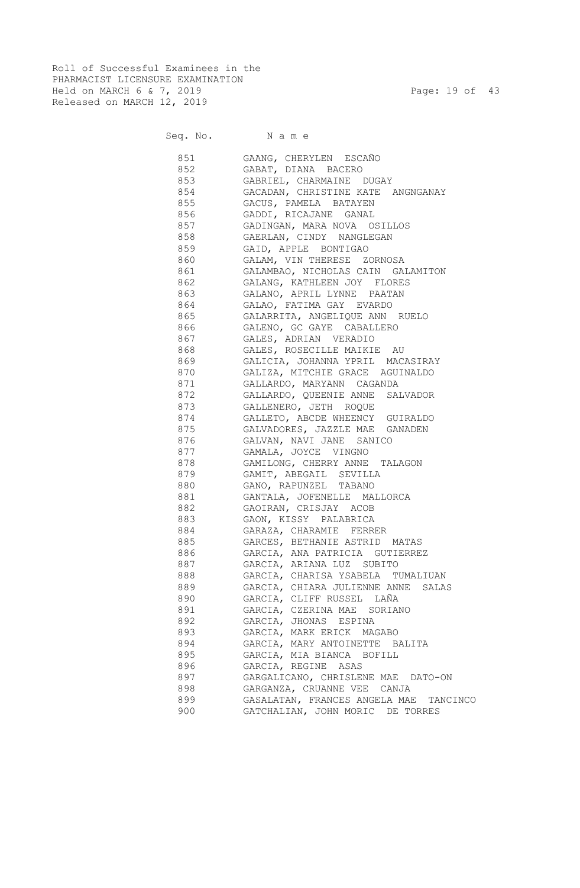Roll of Successful Examinees in the
PHARMACIST LICENSURE EXAMINATION
Held on MARCH 6 & 7, 2019
Released on MARCH 12, 2019

| Seq. No. | Name |
|---|---|
| 851 | GAANG, CHERYLEN ESCAÑO |
| 852 | GABAT, DIANA BACERO |
| 853 | GABRIEL, CHARMAINE DUGAY |
| 854 | GACADAN, CHRISTINE KATE ANGNGANAY |
| 855 | GACUS, PAMELA BATAYEN |
| 856 | GADDI, RICAJANE GANAL |
| 857 | GADINGAN, MARA NOVA OSILLOS |
| 858 | GAERLAN, CINDY NANGLEGAN |
| 859 | GAID, APPLE BONTIGAO |
| 860 | GALAM, VIN THERESE ZORNOSA |
| 861 | GALAMBAO, NICHOLAS CAIN GALAMITON |
| 862 | GALANG, KATHLEEN JOY FLORES |
| 863 | GALANO, APRIL LYNNE PAATAN |
| 864 | GALAO, FATIMA GAY EVARDO |
| 865 | GALARRITA, ANGELIQUE ANN RUELO |
| 866 | GALENO, GC GAYE CABALLERO |
| 867 | GALES, ADRIAN VERADIO |
| 868 | GALES, ROSECILLE MAIKIE AU |
| 869 | GALICIA, JOHANNA YPRIL MACASIRAY |
| 870 | GALIZA, MITCHIE GRACE AGUINALDO |
| 871 | GALLARDO, MARYANN CAGANDA |
| 872 | GALLARDO, QUEENIE ANNE SALVADOR |
| 873 | GALLENERO, JETH ROQUE |
| 874 | GALLETO, ABCDE WHEENCY GUIRALDO |
| 875 | GALVADORES, JAZZLE MAE GANADEN |
| 876 | GALVAN, NAVI JANE SANICO |
| 877 | GAMALA, JOYCE VINGNO |
| 878 | GAMILONG, CHERRY ANNE TALAGON |
| 879 | GAMIT, ABEGAIL SEVILLA |
| 880 | GANO, RAPUNZEL TABANO |
| 881 | GANTALA, JOFENELLE MALLORCA |
| 882 | GAOIRAN, CRISJAY ACOB |
| 883 | GAON, KISSY PALABRICA |
| 884 | GARAZA, CHARAMIE FERRER |
| 885 | GARCES, BETHANIE ASTRID MATAS |
| 886 | GARCIA, ANA PATRICIA GUTIERREZ |
| 887 | GARCIA, ARIANA LUZ SUBITO |
| 888 | GARCIA, CHARISA YSABELA TUMALIUAN |
| 889 | GARCIA, CHIARA JULIENNE ANNE SALAS |
| 890 | GARCIA, CLIFF RUSSEL LAÑA |
| 891 | GARCIA, CZERINA MAE SORIANO |
| 892 | GARCIA, JHONAS ESPINA |
| 893 | GARCIA, MARK ERICK MAGABO |
| 894 | GARCIA, MARY ANTOINETTE BALITA |
| 895 | GARCIA, MIA BIANCA BOFILL |
| 896 | GARCIA, REGINE ASAS |
| 897 | GARGALICANO, CHRISLENE MAE DATO-ON |
| 898 | GARGANZA, CRUANNE VEE CANJA |
| 899 | GASALATAN, FRANCES ANGELA MAE TANCINCO |
| 900 | GATCHALIAN, JOHN MORIC DE TORRES |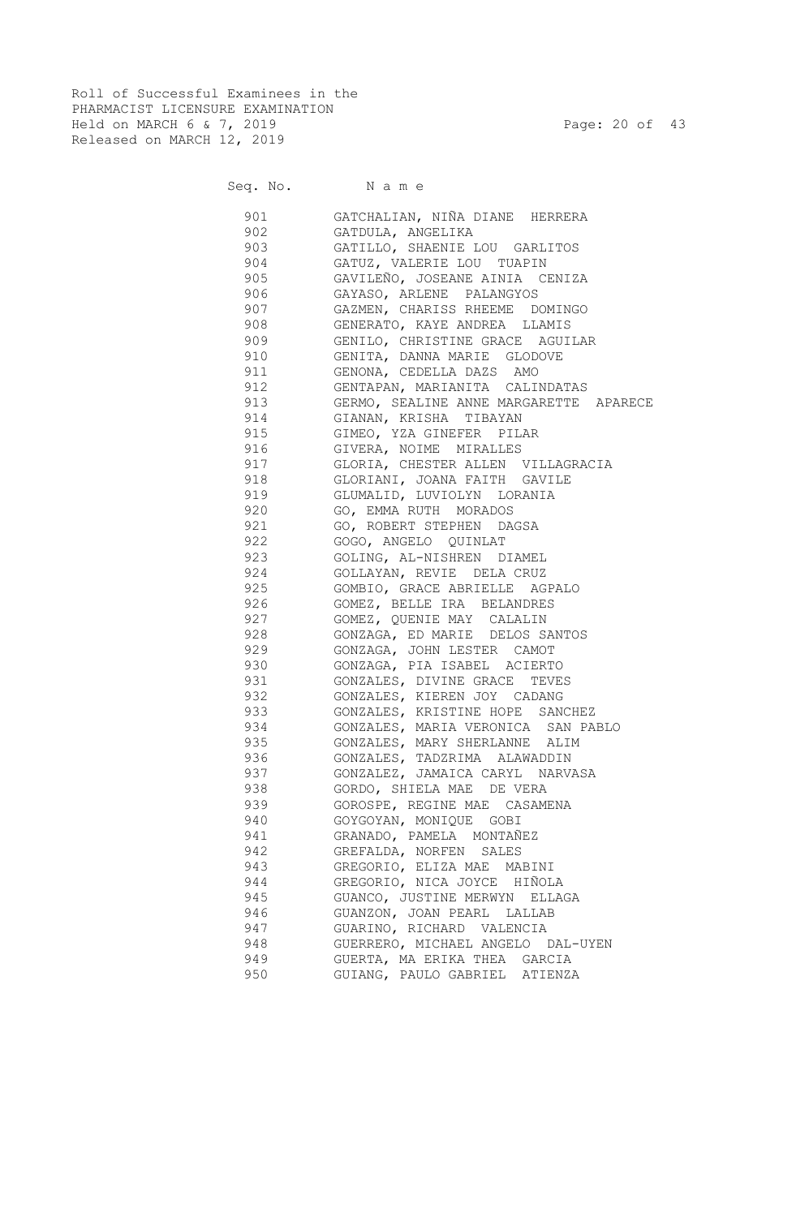Roll of Successful Examinees in the
PHARMACIST LICENSURE EXAMINATION
Held on MARCH 6 & 7, 2019
Released on MARCH 12, 2019

| Seq. No. | N a m e |
|---|---|
| 901 | GATCHALIAN, NIÑA DIANE HERRERA |
| 902 | GATDULA, ANGELIKA |
| 903 | GATILLO, SHAENIE LOU GARLITOS |
| 904 | GATUZ, VALERIE LOU TUAPIN |
| 905 | GAVILEÑO, JOSEANE AINIA CENIZA |
| 906 | GAYASO, ARLENE PALANGYOS |
| 907 | GAZMEN, CHARISS RHEEME DOMINGO |
| 908 | GENERATO, KAYE ANDREA LLAMIS |
| 909 | GENILO, CHRISTINE GRACE AGUILAR |
| 910 | GENITA, DANNA MARIE GLODOVE |
| 911 | GENONA, CEDELLA DAZS AMO |
| 912 | GENTAPAN, MARIANITA CALINDATAS |
| 913 | GERMO, SEALINE ANNE MARGARETTE APARECE |
| 914 | GIANAN, KRISHA TIBAYAN |
| 915 | GIMEO, YZA GINEFER PILAR |
| 916 | GIVERA, NOIME MIRALLES |
| 917 | GLORIA, CHESTER ALLEN VILLAGRACIA |
| 918 | GLORIANI, JOANA FAITH GAVILE |
| 919 | GLUMALID, LUVIOLYN LORANIA |
| 920 | GO, EMMA RUTH MORADOS |
| 921 | GO, ROBERT STEPHEN DAGSA |
| 922 | GOGO, ANGELO QUINLAT |
| 923 | GOLING, AL-NISHREN DIAMEL |
| 924 | GOLLAYAN, REVIE DELA CRUZ |
| 925 | GOMBIO, GRACE ABRIELLE AGPALO |
| 926 | GOMEZ, BELLE IRA BELANDRES |
| 927 | GOMEZ, QUENIE MAY CALALIN |
| 928 | GONZAGA, ED MARIE DELOS SANTOS |
| 929 | GONZAGA, JOHN LESTER CAMOT |
| 930 | GONZAGA, PIA ISABEL ACIERTO |
| 931 | GONZALES, DIVINE GRACE TEVES |
| 932 | GONZALES, KIEREN JOY CADANG |
| 933 | GONZALES, KRISTINE HOPE SANCHEZ |
| 934 | GONZALES, MARIA VERONICA SAN PABLO |
| 935 | GONZALES, MARY SHERLANNE ALIM |
| 936 | GONZALES, TADZRIMA ALAWADDIN |
| 937 | GONZALEZ, JAMAICA CARYL NARVASA |
| 938 | GORDO, SHIELA MAE DE VERA |
| 939 | GOROSPE, REGINE MAE CASAMENA |
| 940 | GOYGOYAN, MONIQUE GOBI |
| 941 | GRANADO, PAMELA MONTAÑEZ |
| 942 | GREFALDA, NORFEN SALES |
| 943 | GREGORIO, ELIZA MAE MABINI |
| 944 | GREGORIO, NICA JOYCE HIÑOLA |
| 945 | GUANCO, JUSTINE MERWYN ELLAGA |
| 946 | GUANZON, JOAN PEARL LALLAB |
| 947 | GUARINO, RICHARD VALENCIA |
| 948 | GUERRERO, MICHAEL ANGELO DAL-UYEN |
| 949 | GUERTA, MA ERIKA THEA GARCIA |
| 950 | GUIANG, PAULO GABRIEL ATIENZA |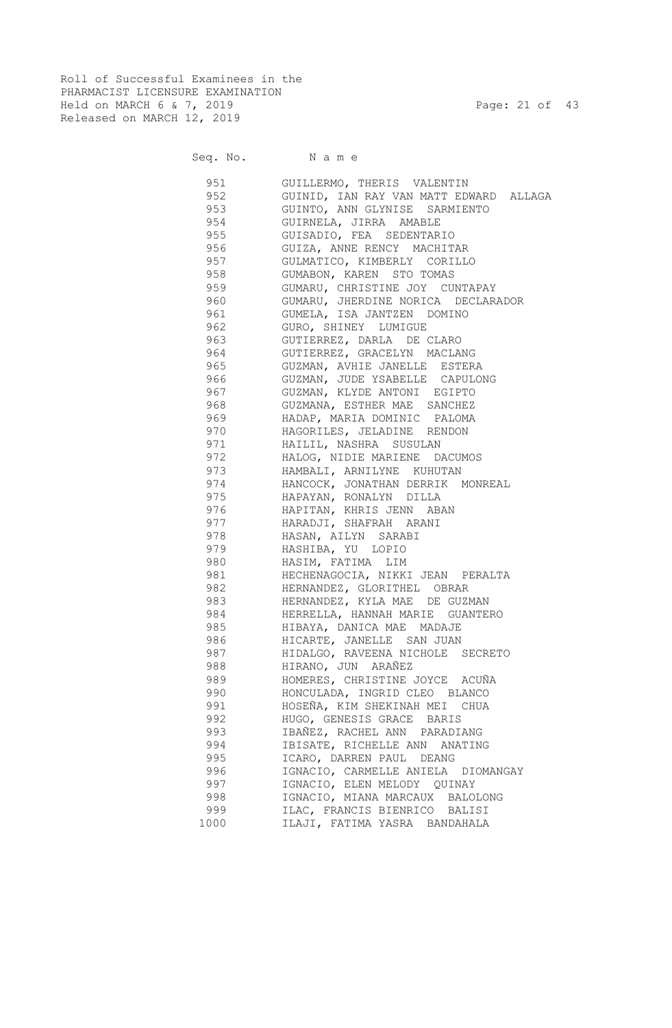Roll of Successful Examinees in the
PHARMACIST LICENSURE EXAMINATION
Held on MARCH 6 & 7, 2019
Released on MARCH 12, 2019

| Seq. No. | N a m e |
|---|---|
| 951 | GUILLERMO, THERIS VALENTIN |
| 952 | GUINID, IAN RAY VAN MATT EDWARD ALLAGA |
| 953 | GUINTO, ANN GLYNISE SARMIENTO |
| 954 | GUIRNELA, JIRRA AMABLE |
| 955 | GUISADIO, FEA SEDENTARIO |
| 956 | GUIZA, ANNE RENCY MACHITAR |
| 957 | GULMATICO, KIMBERLY CORILLO |
| 958 | GUMABON, KAREN STO TOMAS |
| 959 | GUMARU, CHRISTINE JOY CUNTAPAY |
| 960 | GUMARU, JHERDINE NORICA DECLARADOR |
| 961 | GUMELA, ISA JANTZEN DOMINO |
| 962 | GURO, SHINEY LUMIGUE |
| 963 | GUTIERREZ, DARLA DE CLARO |
| 964 | GUTIERREZ, GRACELYN MACLANG |
| 965 | GUZMAN, AVHIE JANELLE ESTERA |
| 966 | GUZMAN, JUDE YSABELLE CAPULONG |
| 967 | GUZMAN, KLYDE ANTONI EGIPTO |
| 968 | GUZMANA, ESTHER MAE SANCHEZ |
| 969 | HADAP, MARIA DOMINIC PALOMA |
| 970 | HAGORILES, JELADINE RENDON |
| 971 | HAILIL, NASHRA SUSULAN |
| 972 | HALOG, NIDIE MARIENE DACUMOS |
| 973 | HAMBALI, ARNILYNE KUHUTAN |
| 974 | HANCOCK, JONATHAN DERRIK MONREAL |
| 975 | HAPAYAN, RONALYN DILLA |
| 976 | HAPITAN, KHRIS JENN ABAN |
| 977 | HARADJI, SHAFRAH ARANI |
| 978 | HASAN, AILYN SARABI |
| 979 | HASHIBA, YU LOPIO |
| 980 | HASIM, FATIMA LIM |
| 981 | HECHENAGOCIA, NIKKI JEAN PERALTA |
| 982 | HERNANDEZ, GLORITHEL OBRAR |
| 983 | HERNANDEZ, KYLA MAE DE GUZMAN |
| 984 | HERRELLA, HANNAH MARIE GUANTERO |
| 985 | HIBAYA, DANICA MAE MADAJE |
| 986 | HICARTE, JANELLE SAN JUAN |
| 987 | HIDALGO, RAVEENA NICHOLE SECRETO |
| 988 | HIRANO, JUN ARAÑEZ |
| 989 | HOMERES, CHRISTINE JOYCE ACUÑA |
| 990 | HONCULADA, INGRID CLEO BLANCO |
| 991 | HOSEÑA, KIM SHEKINAH MEI CHUA |
| 992 | HUGO, GENESIS GRACE BARIS |
| 993 | IBAÑEZ, RACHEL ANN PARADIANG |
| 994 | IBISATE, RICHELLE ANN ANATING |
| 995 | ICARO, DARREN PAUL DEANG |
| 996 | IGNACIO, CARMELLE ANIELA DIOMANGAY |
| 997 | IGNACIO, ELEN MELODY QUINAY |
| 998 | IGNACIO, MIANA MARCAUX BALOLONG |
| 999 | ILAC, FRANCIS BIENRICO BALISI |
| 1000 | ILAJI, FATIMA YASRA BANDAHALA |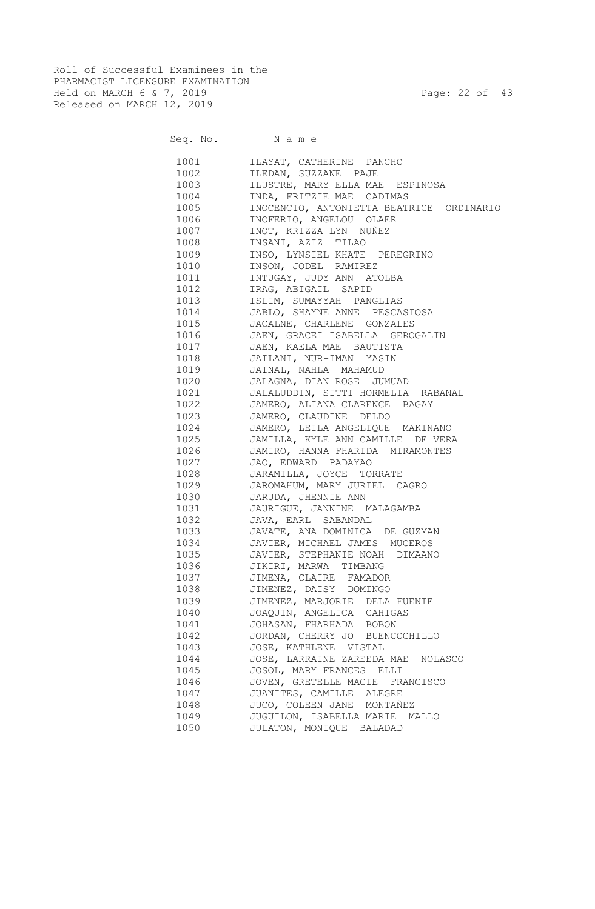Roll of Successful Examinees in the
PHARMACIST LICENSURE EXAMINATION
Held on MARCH 6 & 7, 2019
Released on MARCH 12, 2019

| Seq. No. | Name |
|---|---|
| 1001 | ILAYAT, CATHERINE PANCHO |
| 1002 | ILEDAN, SUZZANE PAJE |
| 1003 | ILUSTRE, MARY ELLA MAE ESPINOSA |
| 1004 | INDA, FRITZIE MAE CADIMAS |
| 1005 | INOCENCIO, ANTONIETTA BEATRICE ORDINARIO |
| 1006 | INOFERIO, ANGELOU OLAER |
| 1007 | INOT, KRIZZA LYN NUÑEZ |
| 1008 | INSANI, AZIZ TILAO |
| 1009 | INSO, LYNSIEL KHATE PEREGRINO |
| 1010 | INSON, JODEL RAMIREZ |
| 1011 | INTUGAY, JUDY ANN ATOLBA |
| 1012 | IRAG, ABIGAIL SAPID |
| 1013 | ISLIM, SUMAYYAH PANGLIAS |
| 1014 | JABLO, SHAYNE ANNE PESCASIOSA |
| 1015 | JACALNE, CHARLENE GONZALES |
| 1016 | JAEN, GRACEI ISABELLA GEROGALIN |
| 1017 | JAEN, KAELA MAE BAUTISTA |
| 1018 | JAILANI, NUR-IMAN YASIN |
| 1019 | JAINAL, NAHLA MAHAMUD |
| 1020 | JALAGNA, DIAN ROSE JUMUAD |
| 1021 | JALALUDDIN, SITTI HORMELIA RABANAL |
| 1022 | JAMERO, ALIANA CLARENCE BAGAY |
| 1023 | JAMERO, CLAUDINE DELDO |
| 1024 | JAMERO, LEILA ANGELIQUE MAKINANO |
| 1025 | JAMILLA, KYLE ANN CAMILLE DE VERA |
| 1026 | JAMIRO, HANNA FHARIDA MIRAMONTES |
| 1027 | JAO, EDWARD PADAYAO |
| 1028 | JARAMILLA, JOYCE TORRATE |
| 1029 | JAROMAHUM, MARY JURIEL CAGRO |
| 1030 | JARUDA, JHENNIE ANN |
| 1031 | JAURIGUE, JANNINE MALAGAMBA |
| 1032 | JAVA, EARL SABANDAL |
| 1033 | JAVATE, ANA DOMINICA DE GUZMAN |
| 1034 | JAVIER, MICHAEL JAMES MUCEROS |
| 1035 | JAVIER, STEPHANIE NOAH DIMAANO |
| 1036 | JIKIRI, MARWA TIMBANG |
| 1037 | JIMENA, CLAIRE FAMADOR |
| 1038 | JIMENEZ, DAISY DOMINGO |
| 1039 | JIMENEZ, MARJORIE DELA FUENTE |
| 1040 | JOAQUIN, ANGELICA CAHIGAS |
| 1041 | JOHASAN, FHARHADA BOBON |
| 1042 | JORDAN, CHERRY JO BUENCOCHILLO |
| 1043 | JOSE, KATHLENE VISTAL |
| 1044 | JOSE, LARRAINE ZAREEDA MAE NOLASCO |
| 1045 | JOSOL, MARY FRANCES ELLI |
| 1046 | JOVEN, GRETELLE MACIE FRANCISCO |
| 1047 | JUANITES, CAMILLE ALEGRE |
| 1048 | JUCO, COLEEN JANE MONTAÑEZ |
| 1049 | JUGUILON, ISABELLA MARIE MALLO |
| 1050 | JULATON, MONIQUE BALADAD |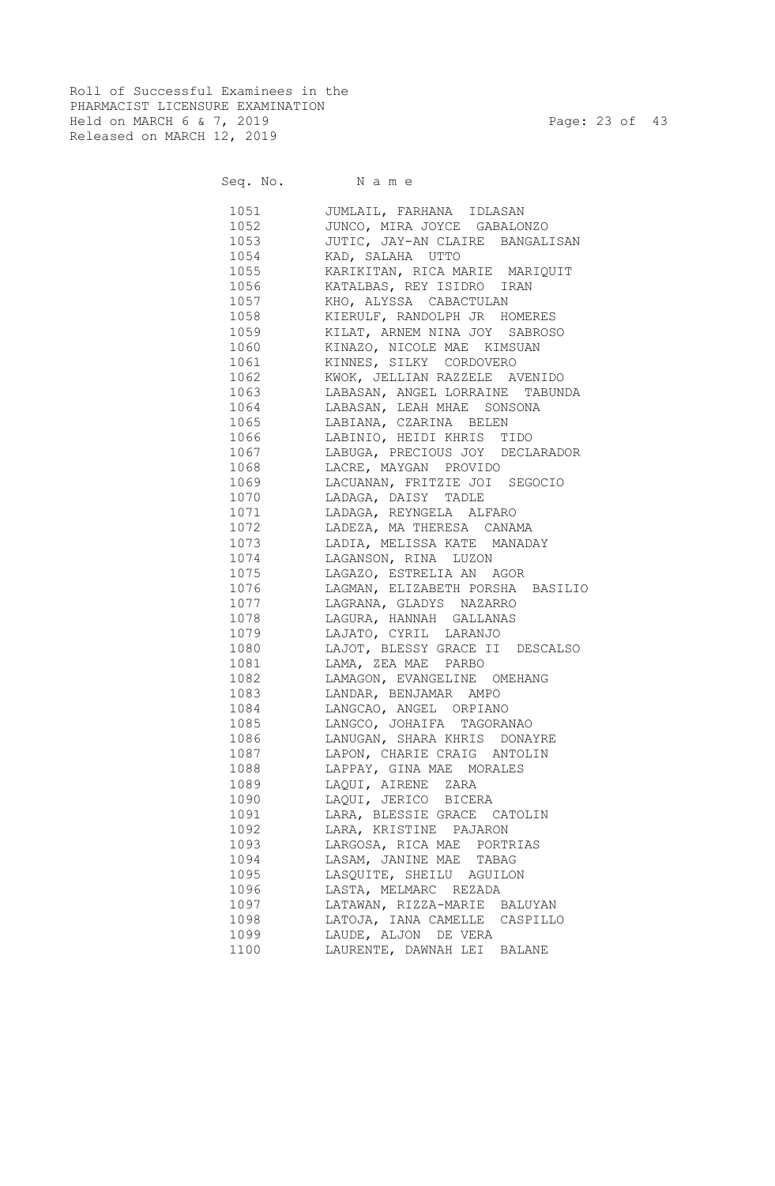Roll of Successful Examinees in the
PHARMACIST LICENSURE EXAMINATION
Held on MARCH 6 & 7, 2019
Released on MARCH 12, 2019

| Seq. No. | N a m e |
|---|---|
| 1051 | JUMLAIL, FARHANA IDLASAN |
| 1052 | JUNCO, MIRA JOYCE GABALONZO |
| 1053 | JUTIC, JAY-AN CLAIRE BANGALISAN |
| 1054 | KAD, SALAHA UTTO |
| 1055 | KARIKITAN, RICA MARIE MARIQUIT |
| 1056 | KATALBAS, REY ISIDRO IRAN |
| 1057 | KHO, ALYSSA CABACTULAN |
| 1058 | KIERULF, RANDOLPH JR HOMERES |
| 1059 | KILAT, ARNEM NINA JOY SABROSO |
| 1060 | KINAZO, NICOLE MAE KIMSUAN |
| 1061 | KINNES, SILKY CORDOVERO |
| 1062 | KWOK, JELLIAN RAZZELE AVENIDO |
| 1063 | LABASAN, ANGEL LORRAINE TABUNDA |
| 1064 | LABASAN, LEAH MHAE SONSONA |
| 1065 | LABIANA, CZARINA BELEN |
| 1066 | LABINIO, HEIDI KHRIS TIDO |
| 1067 | LABUGA, PRECIOUS JOY DECLARADOR |
| 1068 | LACRE, MAYGAN PROVIDO |
| 1069 | LACUANAN, FRITZIE JOI SEGOCIO |
| 1070 | LADAGA, DAISY TADLE |
| 1071 | LADAGA, REYNGELA ALFARO |
| 1072 | LADEZA, MA THERESA CANAMA |
| 1073 | LADIA, MELISSA KATE MANADAY |
| 1074 | LAGANSON, RINA LUZON |
| 1075 | LAGAZO, ESTRELIA AN AGOR |
| 1076 | LAGMAN, ELIZABETH PORSHA BASILIO |
| 1077 | LAGRANA, GLADYS NAZARRO |
| 1078 | LAGURA, HANNAH GALLANAS |
| 1079 | LAJATO, CYRIL LARANJO |
| 1080 | LAJOT, BLESSY GRACE II DESCALSO |
| 1081 | LAMA, ZEA MAE PARBO |
| 1082 | LAMAGON, EVANGELINE OMEHANG |
| 1083 | LANDAR, BENJAMAR AMPO |
| 1084 | LANGCAO, ANGEL ORPIANO |
| 1085 | LANGCO, JOHAIFA TAGORANAO |
| 1086 | LANUGAN, SHARA KHRIS DONAYRE |
| 1087 | LAPON, CHARIE CRAIG ANTOLIN |
| 1088 | LAPPAY, GINA MAE MORALES |
| 1089 | LAQUI, AIRENE ZARA |
| 1090 | LAQUI, JERICO BICERA |
| 1091 | LARA, BLESSIE GRACE CATOLIN |
| 1092 | LARA, KRISTINE PAJARON |
| 1093 | LARGOSA, RICA MAE PORTRIAS |
| 1094 | LASAM, JANINE MAE TABAG |
| 1095 | LASQUITE, SHEILU AGUILON |
| 1096 | LASTA, MELMARC REZADA |
| 1097 | LATAWAN, RIZZA-MARIE BALUYAN |
| 1098 | LATOJA, IANA CAMELLE CASPILLO |
| 1099 | LAUDE, ALJON DE VERA |
| 1100 | LAURENTE, DAWNAH LEI BALANE |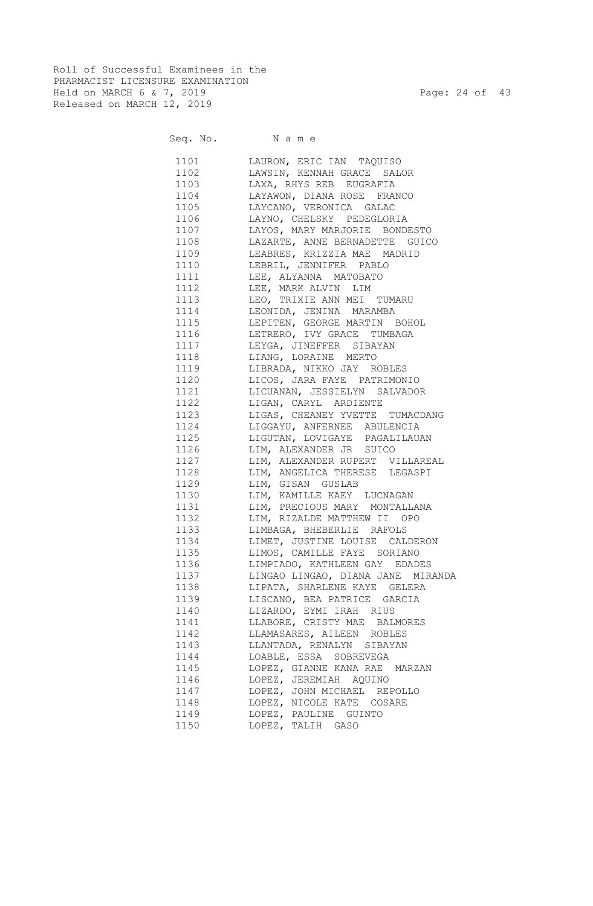Roll of Successful Examinees in the
PHARMACIST LICENSURE EXAMINATION
Held on MARCH 6 & 7, 2019
Released on MARCH 12, 2019

| Seq. No. | Name |
|---|---|
| 1101 | LAURON, ERIC IAN TAQUISO |
| 1102 | LAWSIN, KENNAH GRACE SALOR |
| 1103 | LAXA, RHYS REB EUGRAFIA |
| 1104 | LAYAWON, DIANA ROSE FRANCO |
| 1105 | LAYCANO, VERONICA GALAC |
| 1106 | LAYNO, CHELSKY PEDEGLORIA |
| 1107 | LAYOS, MARY MARJORIE BONDESTO |
| 1108 | LAZARTE, ANNE BERNADETTE GUICO |
| 1109 | LEABRES, KRIZZIA MAE MADRID |
| 1110 | LEBRIL, JENNIFER PABLO |
| 1111 | LEE, ALYANNA MATOBATO |
| 1112 | LEE, MARK ALVIN LIM |
| 1113 | LEO, TRIXIE ANN MEI TUMARU |
| 1114 | LEONIDA, JENINA MARAMBA |
| 1115 | LEPITEN, GEORGE MARTIN BOHOL |
| 1116 | LETRERO, IVY GRACE TUMBAGA |
| 1117 | LEYGA, JINEFFER SIBAYAN |
| 1118 | LIANG, LORAINE MERTO |
| 1119 | LIBRADA, NIKKO JAY ROBLES |
| 1120 | LICOS, JARA FAYE PATRIMONIO |
| 1121 | LICUANAN, JESSIELYN SALVADOR |
| 1122 | LIGAN, CARYL ARDIENTE |
| 1123 | LIGAS, CHEANEY YVETTE TUMACDANG |
| 1124 | LIGGAYU, ANFERNEE ABULENCIA |
| 1125 | LIGUTAN, LOVIGAYE PAGALILAUAN |
| 1126 | LIM, ALEXANDER JR SUICO |
| 1127 | LIM, ALEXANDER RUPERT VILLAREAL |
| 1128 | LIM, ANGELICA THERESE LEGASPI |
| 1129 | LIM, GISAN GUSLAB |
| 1130 | LIM, KAMILLE KAEY LUCNAGAN |
| 1131 | LIM, PRECIOUS MARY MONTALLANA |
| 1132 | LIM, RIZALDE MATTHEW II OPO |
| 1133 | LIMBAGA, BHEBERLIE RAFOLS |
| 1134 | LIMET, JUSTINE LOUISE CALDERON |
| 1135 | LIMOS, CAMILLE FAYE SORIANO |
| 1136 | LIMPIADO, KATHLEEN GAY EDADES |
| 1137 | LINGAO LINGAO, DIANA JANE MIRANDA |
| 1138 | LIPATA, SHARLENE KAYE GELERA |
| 1139 | LISCANO, BEA PATRICE GARCIA |
| 1140 | LIZARDO, EYMI IRAH RIUS |
| 1141 | LLABORE, CRISTY MAE BALMORES |
| 1142 | LLAMASARES, AILEEN ROBLES |
| 1143 | LLANTADA, RENALYN SIBAYAN |
| 1144 | LOABLE, ESSA SOBREVEGA |
| 1145 | LOPEZ, GIANNE KANA RAE MARZAN |
| 1146 | LOPEZ, JEREMIAH AQUINO |
| 1147 | LOPEZ, JOHN MICHAEL REPOLLO |
| 1148 | LOPEZ, NICOLE KATE COSARE |
| 1149 | LOPEZ, PAULINE GUINTO |
| 1150 | LOPEZ, TALIH GASO |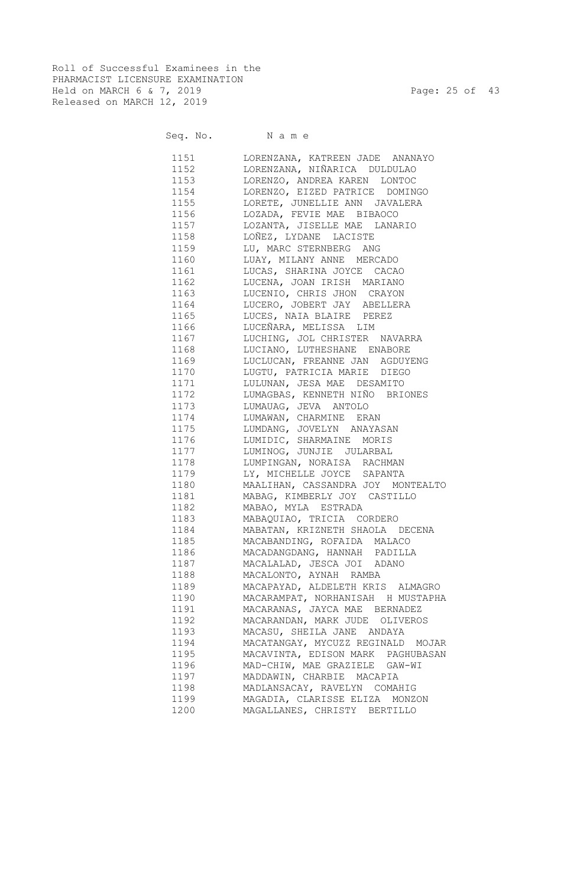Roll of Successful Examinees in the
PHARMACIST LICENSURE EXAMINATION
Held on MARCH 6 & 7, 2019
Released on MARCH 12, 2019

| Seq. No. | N a m e |
|---|---|
| 1151 | LORENZANA, KATREEN JADE ANANAYO |
| 1152 | LORENZANA, NIÑARICA DULDULAO |
| 1153 | LORENZO, ANDREA KAREN LONTOC |
| 1154 | LORENZO, EIZED PATRICE DOMINGO |
| 1155 | LORETE, JUNELLIE ANN JAVALERA |
| 1156 | LOZADA, FEVIE MAE BIBAOCO |
| 1157 | LOZANTA, JISELLE MAE LANARIO |
| 1158 | LOÑEZ, LYDANE LACISTE |
| 1159 | LU, MARC STERNBERG ANG |
| 1160 | LUAY, MILANY ANNE MERCADO |
| 1161 | LUCAS, SHARINA JOYCE CACAO |
| 1162 | LUCENA, JOAN IRISH MARIANO |
| 1163 | LUCENIO, CHRIS JHON CRAYON |
| 1164 | LUCERO, JOBERT JAY ABELLERA |
| 1165 | LUCES, NAIA BLAIRE PEREZ |
| 1166 | LUCEÑARA, MELISSA LIM |
| 1167 | LUCHING, JOL CHRISTER NAVARRA |
| 1168 | LUCIANO, LUTHESHANE ENABORE |
| 1169 | LUCLUCAN, FREANNE JAN AGDUYENG |
| 1170 | LUGTU, PATRICIA MARIE DIEGO |
| 1171 | LULUNAN, JESA MAE DESAMITO |
| 1172 | LUMAGBAS, KENNETH NIÑO BRIONES |
| 1173 | LUMAUAG, JEVA ANTOLO |
| 1174 | LUMAWAN, CHARMINE ERAN |
| 1175 | LUMDANG, JOVELYN ANAYASAN |
| 1176 | LUMIDIC, SHARMAINE MORIS |
| 1177 | LUMINOG, JUNJIE JULARBAL |
| 1178 | LUMPINGAN, NORAISA RACHMAN |
| 1179 | LY, MICHELLE JOYCE SAPANTA |
| 1180 | MAALIHAN, CASSANDRA JOY MONTEALTO |
| 1181 | MABAG, KIMBERLY JOY CASTILLO |
| 1182 | MABAO, MYLA ESTRADA |
| 1183 | MABAQUIAO, TRICIA CORDERO |
| 1184 | MABATAN, KRIZNETH SHAOLA DECENA |
| 1185 | MACABANDING, ROFAIDA MALACO |
| 1186 | MACADANGDANG, HANNAH PADILLA |
| 1187 | MACALALAD, JESCA JOI ADANO |
| 1188 | MACALONTO, AYNAH RAMBA |
| 1189 | MACAPAYAD, ALDELETH KRIS ALMAGRO |
| 1190 | MACARAMPAT, NORHANISAH H MUSTAPHA |
| 1191 | MACARANAS, JAYCA MAE BERNADEZ |
| 1192 | MACARANDAN, MARK JUDE OLIVEROS |
| 1193 | MACASU, SHEILA JANE ANDAYA |
| 1194 | MACATANGAY, MYCUZZ REGINALD MOJAR |
| 1195 | MACAVINTA, EDISON MARK PAGHUBASAN |
| 1196 | MAD-CHIW, MAE GRAZIELE GAW-WI |
| 1197 | MADDAWIN, CHARBIE MACAPIA |
| 1198 | MADLANSACAY, RAVELYN COMAHIG |
| 1199 | MAGADIA, CLARISSE ELIZA MONZON |
| 1200 | MAGALLANES, CHRISTY BERTILLO |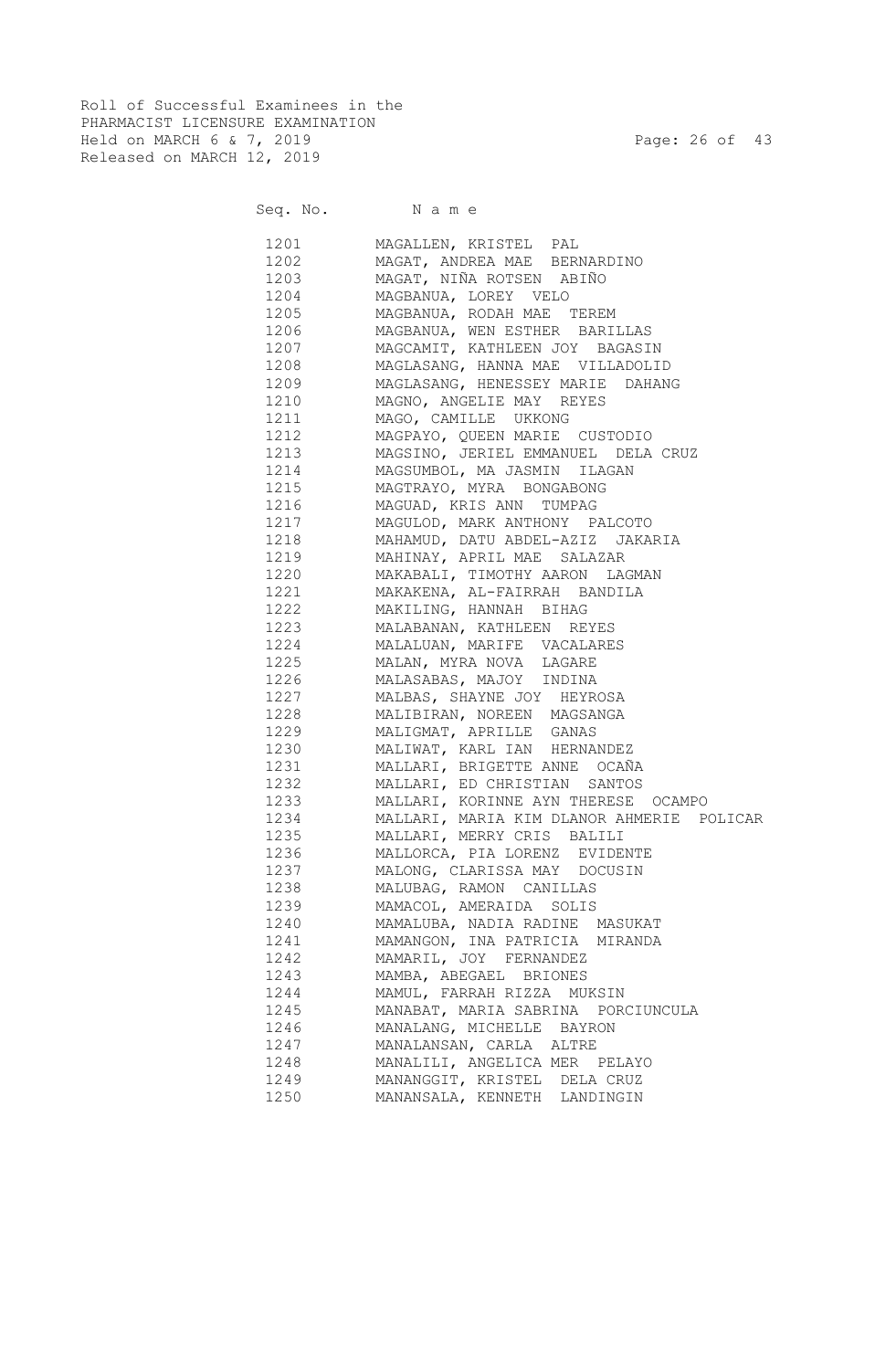Roll of Successful Examinees in the
PHARMACIST LICENSURE EXAMINATION
Held on MARCH 6 & 7, 2019
Released on MARCH 12, 2019

| Seq. No. | N a m e |
|---|---|
| 1201 | MAGALLEN, KRISTEL PAL |
| 1202 | MAGAT, ANDREA MAE BERNARDINO |
| 1203 | MAGAT, NIÑA ROTSEN ABIÑO |
| 1204 | MAGBANUA, LOREY VELO |
| 1205 | MAGBANUA, RODAH MAE TEREM |
| 1206 | MAGBANUA, WEN ESTHER BARILLAS |
| 1207 | MAGCAMIT, KATHLEEN JOY BAGASIN |
| 1208 | MAGLASANG, HANNA MAE VILLADOLID |
| 1209 | MAGLASANG, HENESSEY MARIE DAHANG |
| 1210 | MAGNO, ANGELIE MAY REYES |
| 1211 | MAGO, CAMILLE UKKONG |
| 1212 | MAGPAYO, QUEEN MARIE CUSTODIO |
| 1213 | MAGSINO, JERIEL EMMANUEL DELA CRUZ |
| 1214 | MAGSUMBOL, MA JASMIN ILAGAN |
| 1215 | MAGTRAYO, MYRA BONGABONG |
| 1216 | MAGUAD, KRIS ANN TUMPAG |
| 1217 | MAGULOD, MARK ANTHONY PALCOTO |
| 1218 | MAHAMUD, DATU ABDEL-AZIZ JAKARIA |
| 1219 | MAHINAY, APRIL MAE SALAZAR |
| 1220 | MAKABALI, TIMOTHY AARON LAGMAN |
| 1221 | MAKAKENA, AL-FAIRRAH BANDILA |
| 1222 | MAKILING, HANNAH BIHAG |
| 1223 | MALABANAN, KATHLEEN REYES |
| 1224 | MALALUAN, MARIFE VACALARES |
| 1225 | MALAN, MYRA NOVA LAGARE |
| 1226 | MALASABAS, MAJOY INDINA |
| 1227 | MALBAS, SHAYNE JOY HEYROSA |
| 1228 | MALIBIRAN, NOREEN MAGSANGA |
| 1229 | MALIGMAT, APRILLE GANAS |
| 1230 | MALIWAT, KARL IAN HERNANDEZ |
| 1231 | MALLARI, BRIGETTE ANNE OCAÑA |
| 1232 | MALLARI, ED CHRISTIAN SANTOS |
| 1233 | MALLARI, KORINNE AYN THERESE OCAMPO |
| 1234 | MALLARI, MARIA KIM DLANOR AHMERIE POLICAR |
| 1235 | MALLARI, MERRY CRIS BALILI |
| 1236 | MALLORCA, PIA LORENZ EVIDENTE |
| 1237 | MALONG, CLARISSA MAY DOCUSIN |
| 1238 | MALUBAG, RAMON CANILLAS |
| 1239 | MAMACOL, AMERAIDA SOLIS |
| 1240 | MAMALUBA, NADIA RADINE MASUKAT |
| 1241 | MAMANGON, INA PATRICIA MIRANDA |
| 1242 | MAMARIL, JOY FERNANDEZ |
| 1243 | MAMBA, ABEGAEL BRIONES |
| 1244 | MAMUL, FARRAH RIZZA MUKSIN |
| 1245 | MANABAT, MARIA SABRINA PORCIUNCULA |
| 1246 | MANALANG, MICHELLE BAYRON |
| 1247 | MANALANSAN, CARLA ALTRE |
| 1248 | MANALILI, ANGELICA MER PELAYO |
| 1249 | MANANGGIT, KRISTEL DELA CRUZ |
| 1250 | MANANSALA, KENNETH LANDINGIN |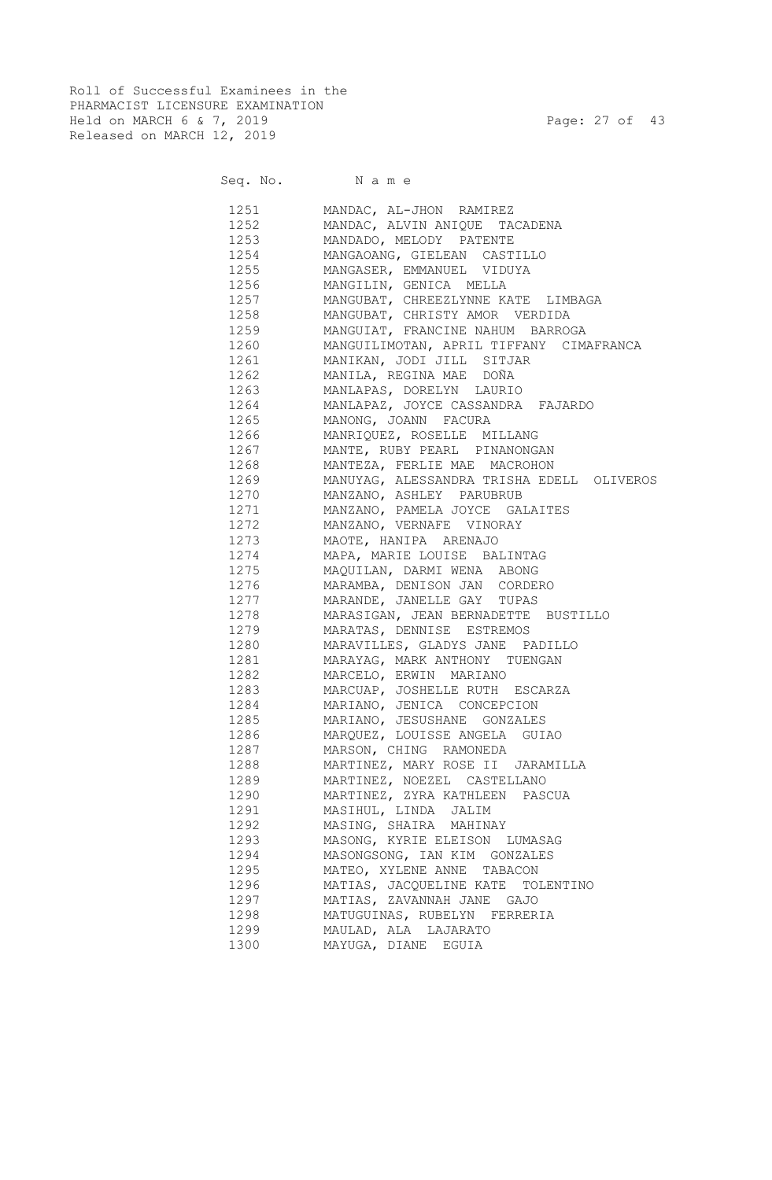Roll of Successful Examinees in the
PHARMACIST LICENSURE EXAMINATION
Held on MARCH 6 & 7, 2019
Released on MARCH 12, 2019

| Seq. No. | N a m e |
|---|---|
| 1251 | MANDAC, AL-JHON RAMIREZ |
| 1252 | MANDAC, ALVIN ANIQUE TACADENA |
| 1253 | MANDADO, MELODY PATENTE |
| 1254 | MANGAOANG, GIELEAN CASTILLO |
| 1255 | MANGASER, EMMANUEL VIDUYA |
| 1256 | MANGILIN, GENICA MELLA |
| 1257 | MANGUBAT, CHREEZLYNNE KATE LIMBAGA |
| 1258 | MANGUBAT, CHRISTY AMOR VERDIDA |
| 1259 | MANGUIAT, FRANCINE NAHUM BARROGA |
| 1260 | MANGUILIMOTAN, APRIL TIFFANY CIMAFRANCA |
| 1261 | MANIKAN, JODI JILL SITJAR |
| 1262 | MANILA, REGINA MAE DOÑA |
| 1263 | MANLAPAS, DORELYN LAURIO |
| 1264 | MANLAPAZ, JOYCE CASSANDRA FAJARDO |
| 1265 | MANONG, JOANN FACURA |
| 1266 | MANRIQUEZ, ROSELLE MILLANG |
| 1267 | MANTE, RUBY PEARL PINANONGAN |
| 1268 | MANTEZA, FERLIE MAE MACROHON |
| 1269 | MANUYAG, ALESSANDRA TRISHA EDELL OLIVEROS |
| 1270 | MANZANO, ASHLEY PARUBRUB |
| 1271 | MANZANO, PAMELA JOYCE GALAITES |
| 1272 | MANZANO, VERNAFE VINORAY |
| 1273 | MAOTE, HANIPA ARENAJO |
| 1274 | MAPA, MARIE LOUISE BALINTAG |
| 1275 | MAQUILAN, DARMI WENA ABONG |
| 1276 | MARAMBA, DENISON JAN CORDERO |
| 1277 | MARANDE, JANELLE GAY TUPAS |
| 1278 | MARASIGAN, JEAN BERNADETTE BUSTILLO |
| 1279 | MARATAS, DENNISE ESTREMOS |
| 1280 | MARAVILLES, GLADYS JANE PADILLO |
| 1281 | MARAYAG, MARK ANTHONY TUENGAN |
| 1282 | MARCELO, ERWIN MARIANO |
| 1283 | MARCUAP, JOSHELLE RUTH ESCARZA |
| 1284 | MARIANO, JENICA CONCEPCION |
| 1285 | MARIANO, JESUSHANE GONZALES |
| 1286 | MARQUEZ, LOUISSE ANGELA GUIAO |
| 1287 | MARSON, CHING RAMONEDA |
| 1288 | MARTINEZ, MARY ROSE II JARAMILLA |
| 1289 | MARTINEZ, NOEZEL CASTELLANO |
| 1290 | MARTINEZ, ZYRA KATHLEEN PASCUA |
| 1291 | MASIHUL, LINDA JALIM |
| 1292 | MASING, SHAIRA MAHINAY |
| 1293 | MASONG, KYRIE ELEISON LUMASAG |
| 1294 | MASONGSONG, IAN KIM GONZALES |
| 1295 | MATEO, XYLENE ANNE TABACON |
| 1296 | MATIAS, JACQUELINE KATE TOLENTINO |
| 1297 | MATIAS, ZAVANNAH JANE GAJO |
| 1298 | MATUGUINAS, RUBELYN FERRERIA |
| 1299 | MAULAD, ALA LAJARATO |
| 1300 | MAYUGA, DIANE EGUIA |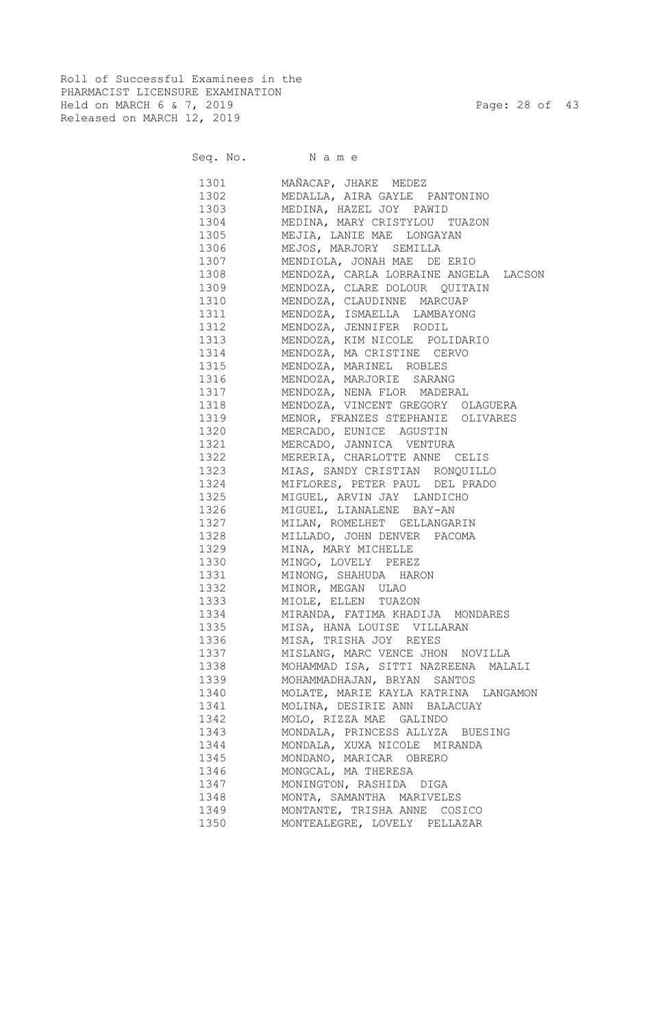Roll of Successful Examinees in the
PHARMACIST LICENSURE EXAMINATION
Held on MARCH 6 & 7, 2019
Released on MARCH 12, 2019

| Seq. No. | Name |
|---|---|
| 1301 | MAÑACAP, JHAKE MEDEZ |
| 1302 | MEDALLA, AIRA GAYLE PANTONINO |
| 1303 | MEDINA, HAZEL JOY PAWID |
| 1304 | MEDINA, MARY CRISTYLOU TUAZON |
| 1305 | MEJIA, LANIE MAE LONGAYAN |
| 1306 | MEJOS, MARJORY SEMILLA |
| 1307 | MENDIOLA, JONAH MAE DE ERIO |
| 1308 | MENDOZA, CARLA LORRAINE ANGELA LACSON |
| 1309 | MENDOZA, CLARE DOLOUR QUITAIN |
| 1310 | MENDOZA, CLAUDINNE MARCUAP |
| 1311 | MENDOZA, ISMAELLA LAMBAYONG |
| 1312 | MENDOZA, JENNIFER RODIL |
| 1313 | MENDOZA, KIM NICOLE POLIDARIO |
| 1314 | MENDOZA, MA CRISTINE CERVO |
| 1315 | MENDOZA, MARINEL ROBLES |
| 1316 | MENDOZA, MARJORIE SARANG |
| 1317 | MENDOZA, NENA FLOR MADERAL |
| 1318 | MENDOZA, VINCENT GREGORY OLAGUERA |
| 1319 | MENOR, FRANZES STEPHANIE OLIVARES |
| 1320 | MERCADO, EUNICE AGUSTIN |
| 1321 | MERCADO, JANNICA VENTURA |
| 1322 | MERERIA, CHARLOTTE ANNE CELIS |
| 1323 | MIAS, SANDY CRISTIAN RONQUILLO |
| 1324 | MIFLORES, PETER PAUL DEL PRADO |
| 1325 | MIGUEL, ARVIN JAY LANDICHO |
| 1326 | MIGUEL, LIANALENE BAY-AN |
| 1327 | MILAN, ROMELHET GELLANGARIN |
| 1328 | MILLADO, JOHN DENVER PACOMA |
| 1329 | MINA, MARY MICHELLE |
| 1330 | MINGO, LOVELY PEREZ |
| 1331 | MINONG, SHAHUDA HARON |
| 1332 | MINOR, MEGAN ULAO |
| 1333 | MIOLE, ELLEN TUAZON |
| 1334 | MIRANDA, FATIMA KHADIJA MONDARES |
| 1335 | MISA, HANA LOUISE VILLARAN |
| 1336 | MISA, TRISHA JOY REYES |
| 1337 | MISLANG, MARC VENCE JHON NOVILLA |
| 1338 | MOHAMMAD ISA, SITTI NAZREENA MALALI |
| 1339 | MOHAMMADHAJAN, BRYAN SANTOS |
| 1340 | MOLATE, MARIE KAYLA KATRINA LANGAMON |
| 1341 | MOLINA, DESIRIE ANN BALACUAY |
| 1342 | MOLO, RIZZA MAE GALINDO |
| 1343 | MONDALA, PRINCESS ALLYZA BUESING |
| 1344 | MONDALA, XUXA NICOLE MIRANDA |
| 1345 | MONDANO, MARICAR OBRERO |
| 1346 | MONGCAL, MA THERESA |
| 1347 | MONINGTON, RASHIDA DIGA |
| 1348 | MONTA, SAMANTHA MARIVELES |
| 1349 | MONTANTE, TRISHA ANNE COSICO |
| 1350 | MONTEALEGRE, LOVELY PELLAZAR |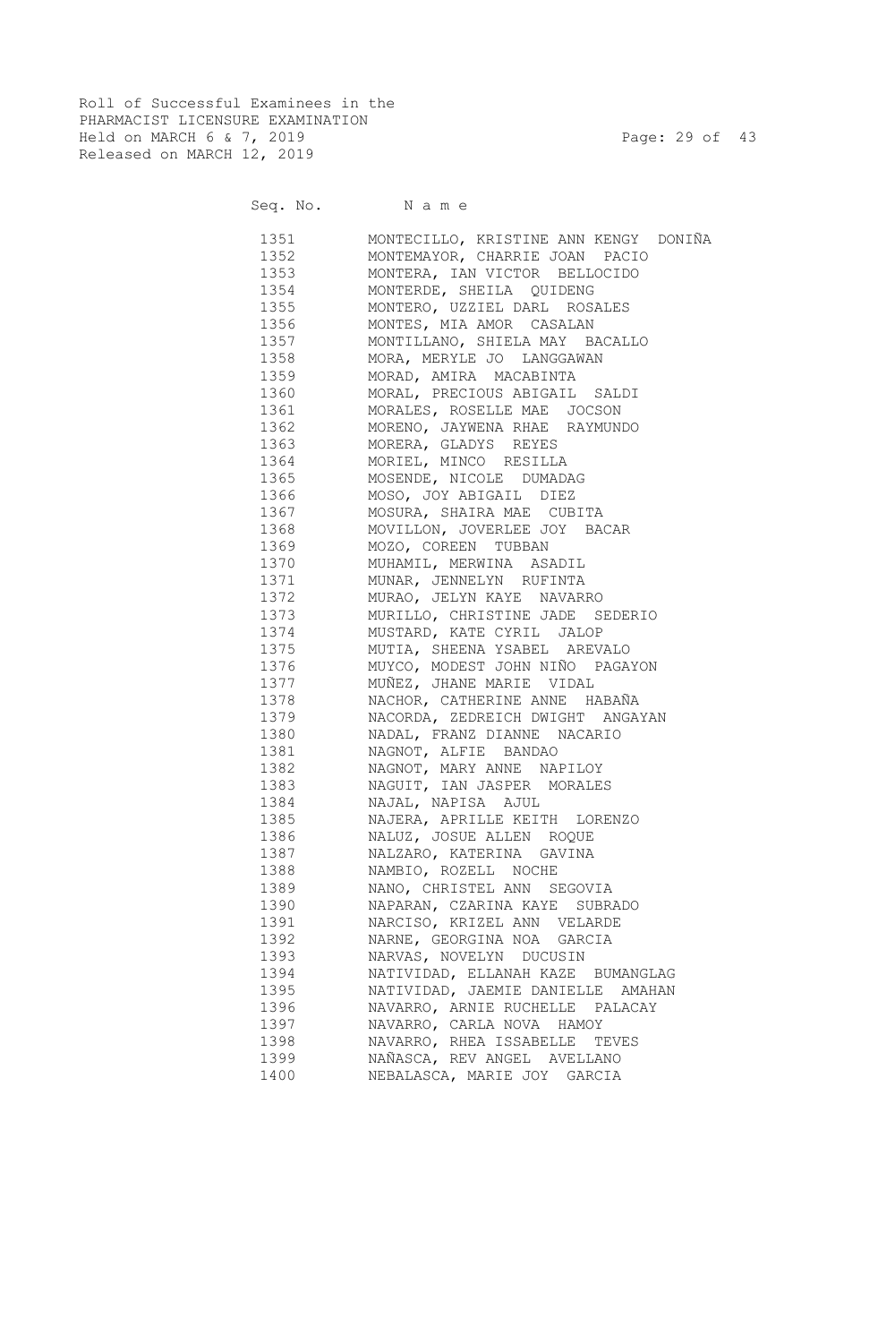Roll of Successful Examinees in the
PHARMACIST LICENSURE EXAMINATION
Held on MARCH 6 & 7, 2019
Released on MARCH 12, 2019

| Seq. No. | N a m e |
|---|---|
| 1351 | MONTECILLO, KRISTINE ANN KENGY DONIÑA |
| 1352 | MONTEMAYOR, CHARRIE JOAN PACIO |
| 1353 | MONTERA, IAN VICTOR BELLOCIDO |
| 1354 | MONTERDE, SHEILA QUIDENG |
| 1355 | MONTERO, UZZIEL DARL ROSALES |
| 1356 | MONTES, MIA AMOR CASALAN |
| 1357 | MONTILLANO, SHIELA MAY BACALLO |
| 1358 | MORA, MERYLE JO LANGGAWAN |
| 1359 | MORAD, AMIRA MACABINTA |
| 1360 | MORAL, PRECIOUS ABIGAIL SALDI |
| 1361 | MORALES, ROSELLE MAE JOCSON |
| 1362 | MORENO, JAYWENA RHAE RAYMUNDO |
| 1363 | MORERA, GLADYS REYES |
| 1364 | MORIEL, MINCO RESILLA |
| 1365 | MOSENDE, NICOLE DUMADAG |
| 1366 | MOSO, JOY ABIGAIL DIEZ |
| 1367 | MOSURA, SHAIRA MAE CUBITA |
| 1368 | MOVILLON, JOVERLEE JOY BACAR |
| 1369 | MOZO, COREEN TUBBAN |
| 1370 | MUHAMIL, MERWINA ASADIL |
| 1371 | MUNAR, JENNELYN RUFINTA |
| 1372 | MURAO, JELYN KAYE NAVARRO |
| 1373 | MURILLO, CHRISTINE JADE SEDERIO |
| 1374 | MUSTARD, KATE CYRIL JALOP |
| 1375 | MUTIA, SHEENA YSABEL AREVALO |
| 1376 | MUYCO, MODEST JOHN NIÑO PAGAYON |
| 1377 | MUÑEZ, JHANE MARIE VIDAL |
| 1378 | NACHOR, CATHERINE ANNE HABAÑA |
| 1379 | NACORDA, ZEDREICH DWIGHT ANGAYAN |
| 1380 | NADAL, FRANZ DIANNE NACARIO |
| 1381 | NAGNOT, ALFIE BANDAO |
| 1382 | NAGNOT, MARY ANNE NAPILOY |
| 1383 | NAGUIT, IAN JASPER MORALES |
| 1384 | NAJAL, NAPISA AJUL |
| 1385 | NAJERA, APRILLE KEITH LORENZO |
| 1386 | NALUZ, JOSUE ALLEN ROQUE |
| 1387 | NALZARO, KATERINA GAVINA |
| 1388 | NAMBIO, ROZELL NOCHE |
| 1389 | NANO, CHRISTEL ANN SEGOVIA |
| 1390 | NAPARAN, CZARINA KAYE SUBRADO |
| 1391 | NARCISO, KRIZEL ANN VELARDE |
| 1392 | NARNE, GEORGINA NOA GARCIA |
| 1393 | NARVAS, NOVELYN DUCUSIN |
| 1394 | NATIVIDAD, ELLANAH KAZE BUMANGLAG |
| 1395 | NATIVIDAD, JAEMIE DANIELLE AMAHAN |
| 1396 | NAVARRO, ARNIE RUCHELLE PALACAY |
| 1397 | NAVARRO, CARLA NOVA HAMOY |
| 1398 | NAVARRO, RHEA ISSABELLE TEVES |
| 1399 | NAÑASCA, REV ANGEL AVELLANO |
| 1400 | NEBALASCA, MARIE JOY GARCIA |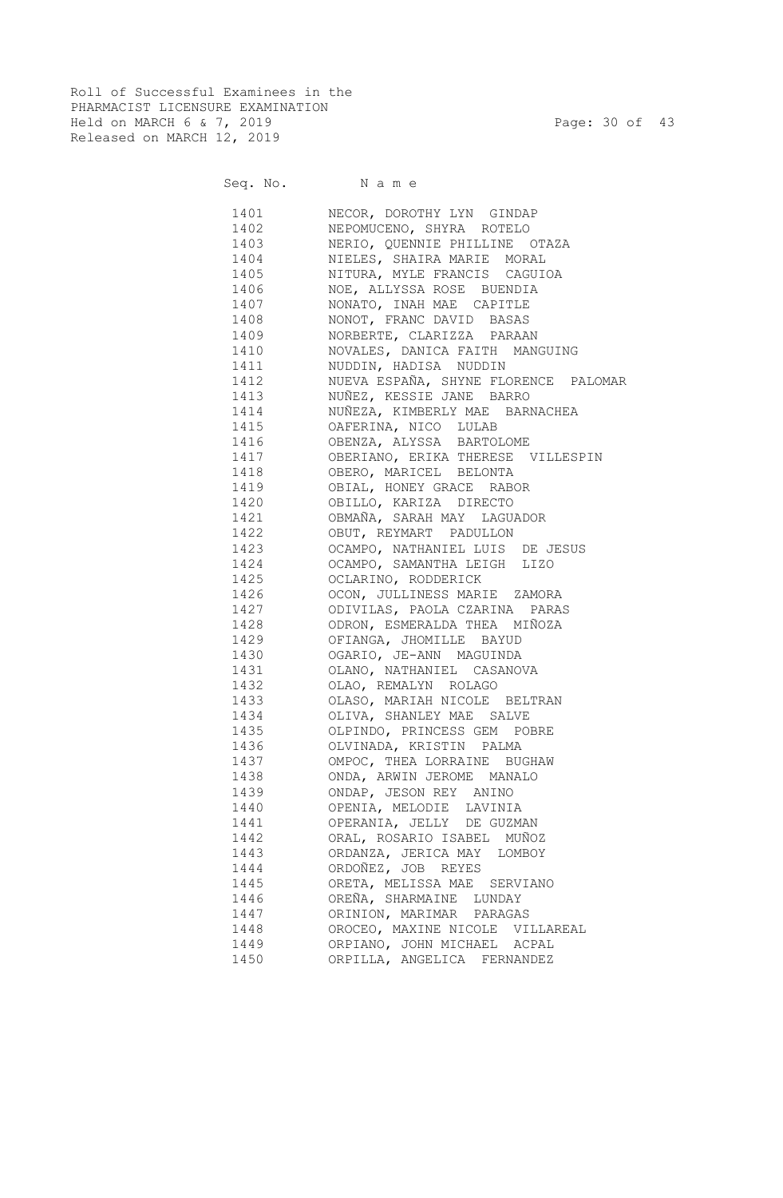Roll of Successful Examinees in the
PHARMACIST LICENSURE EXAMINATION
Held on MARCH 6 & 7, 2019
Released on MARCH 12, 2019

| Seq. No. | N a m e |
|---|---|
| 1401 | NECOR, DOROTHY LYN GINDAP |
| 1402 | NEPOMUCENO, SHYRA ROTELO |
| 1403 | NERIO, QUENNIE PHILLINE OTAZA |
| 1404 | NIELES, SHAIRA MARIE MORAL |
| 1405 | NITURA, MYLE FRANCIS CAGUIOA |
| 1406 | NOE, ALLYSSA ROSE BUENDIA |
| 1407 | NONATO, INAH MAE CAPITLE |
| 1408 | NONOT, FRANC DAVID BASAS |
| 1409 | NORBERTE, CLARIZZA PARAAN |
| 1410 | NOVALES, DANICA FAITH MANGUING |
| 1411 | NUDDIN, HADISA NUDDIN |
| 1412 | NUEVA ESPAÑA, SHYNE FLORENCE PALOMAR |
| 1413 | NUÑEZ, KESSIE JANE BARRO |
| 1414 | NUÑEZA, KIMBERLY MAE BARNACHEA |
| 1415 | OAFERINA, NICO LULAB |
| 1416 | OBENZA, ALYSSA BARTOLOME |
| 1417 | OBERIANO, ERIKA THERESE VILLESPIN |
| 1418 | OBERO, MARICEL BELONTA |
| 1419 | OBIAL, HONEY GRACE RABOR |
| 1420 | OBILLO, KARIZA DIRECTO |
| 1421 | OBMAÑA, SARAH MAY LAGUADOR |
| 1422 | OBUT, REYMART PADULLON |
| 1423 | OCAMPO, NATHANIEL LUIS DE JESUS |
| 1424 | OCAMPO, SAMANTHA LEIGH LIZO |
| 1425 | OCLARINO, RODDERICK |
| 1426 | OCON, JULLINESS MARIE ZAMORA |
| 1427 | ODIVILAS, PAOLA CZARINA PARAS |
| 1428 | ODRON, ESMERALDA THEA MIÑOZA |
| 1429 | OFIANGA, JHOMILLE BAYUD |
| 1430 | OGARIO, JE-ANN MAGUINDA |
| 1431 | OLANO, NATHANIEL CASANOVA |
| 1432 | OLAO, REMALYN ROLAGO |
| 1433 | OLASO, MARIAH NICOLE BELTRAN |
| 1434 | OLIVA, SHANLEY MAE SALVE |
| 1435 | OLPINDO, PRINCESS GEM POBRE |
| 1436 | OLVINADA, KRISTIN PALMA |
| 1437 | OMPOC, THEA LORRAINE BUGHAW |
| 1438 | ONDA, ARWIN JEROME MANALO |
| 1439 | ONDAP, JESON REY ANINO |
| 1440 | OPENIA, MELODIE LAVINIA |
| 1441 | OPERANIA, JELLY DE GUZMAN |
| 1442 | ORAL, ROSARIO ISABEL MUÑOZ |
| 1443 | ORDANZA, JERICA MAY LOMBOY |
| 1444 | ORDOÑEZ, JOB REYES |
| 1445 | ORETA, MELISSA MAE SERVIANO |
| 1446 | OREÑA, SHARMAINE LUNDAY |
| 1447 | ORINION, MARIMAR PARAGAS |
| 1448 | OROCEO, MAXINE NICOLE VILLAREAL |
| 1449 | ORPIANO, JOHN MICHAEL ACPAL |
| 1450 | ORPILLA, ANGELICA FERNANDEZ |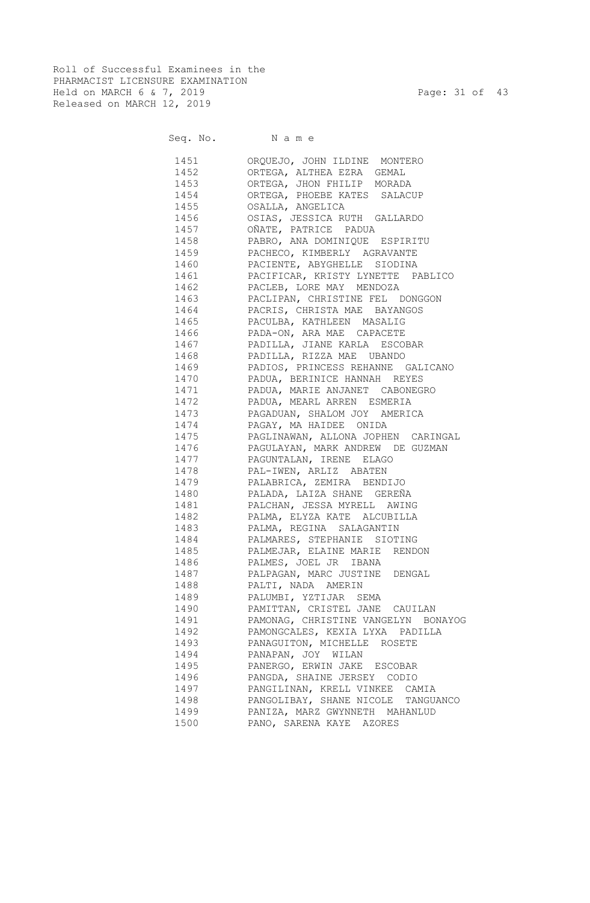Roll of Successful Examinees in the
PHARMACIST LICENSURE EXAMINATION
Held on MARCH 6 & 7, 2019
Released on MARCH 12, 2019

| Seq. No. | N a m e |
|---|---|
| 1451 | ORQUEJO, JOHN ILDINE MONTERO |
| 1452 | ORTEGA, ALTHEA EZRA GEMAL |
| 1453 | ORTEGA, JHON FHILIP MORADA |
| 1454 | ORTEGA, PHOEBE KATES SALACUP |
| 1455 | OSALLA, ANGELICA |
| 1456 | OSIAS, JESSICA RUTH GALLARDO |
| 1457 | OÑATE, PATRICE PADUA |
| 1458 | PABRO, ANA DOMINIQUE ESPIRITU |
| 1459 | PACHECO, KIMBERLY AGRAVANTE |
| 1460 | PACIENTE, ABYGHELLE SIODINA |
| 1461 | PACIFICAR, KRISTY LYNETTE PABLICO |
| 1462 | PACLEB, LORE MAY MENDOZA |
| 1463 | PACLIPAN, CHRISTINE FEL DONGGON |
| 1464 | PACRIS, CHRISTA MAE BAYANGOS |
| 1465 | PACULBA, KATHLEEN MASALIG |
| 1466 | PADA-ON, ARA MAE CAPACETE |
| 1467 | PADILLA, JIANE KARLA ESCOBAR |
| 1468 | PADILLA, RIZZA MAE UBANDO |
| 1469 | PADIOS, PRINCESS REHANNE GALICANO |
| 1470 | PADUA, BERINICE HANNAH REYES |
| 1471 | PADUA, MARIE ANJANET CABONEGRO |
| 1472 | PADUA, MEARL ARREN ESMERIA |
| 1473 | PAGADUAN, SHALOM JOY AMERICA |
| 1474 | PAGAY, MA HAIDEE ONIDA |
| 1475 | PAGLINAWAN, ALLONA JOPHEN CARINGAL |
| 1476 | PAGULAYAN, MARK ANDREW DE GUZMAN |
| 1477 | PAGUNTALAN, IRENE ELAGO |
| 1478 | PAL-IWEN, ARLIZ ABATEN |
| 1479 | PALABRICA, ZEMIRA BENDIJO |
| 1480 | PALADA, LAIZA SHANE GEREÑA |
| 1481 | PALCHAN, JESSA MYRELL AWING |
| 1482 | PALMA, ELYZA KATE ALCUBILLA |
| 1483 | PALMA, REGINA SALAGANTIN |
| 1484 | PALMARES, STEPHANIE SIOTING |
| 1485 | PALMEJAR, ELAINE MARIE RENDON |
| 1486 | PALMES, JOEL JR IBANA |
| 1487 | PALPAGAN, MARC JUSTINE DENGAL |
| 1488 | PALTI, NADA AMERIN |
| 1489 | PALUMBI, YZTIJAR SEMA |
| 1490 | PAMITTAN, CRISTEL JANE CAUILAN |
| 1491 | PAMONAG, CHRISTINE VANGELYN BONAYOG |
| 1492 | PAMONGCALES, KEXIA LYXA PADILLA |
| 1493 | PANAGUITON, MICHELLE ROSETE |
| 1494 | PANAPAN, JOY WILAN |
| 1495 | PANERGO, ERWIN JAKE ESCOBAR |
| 1496 | PANGDA, SHAINE JERSEY CODIO |
| 1497 | PANGILINAN, KRELL VINKEE CAMIA |
| 1498 | PANGOLIBAY, SHANE NICOLE TANGUANCO |
| 1499 | PANIZA, MARZ GWYNNETH MAHANLUD |
| 1500 | PANO, SARENA KAYE AZORES |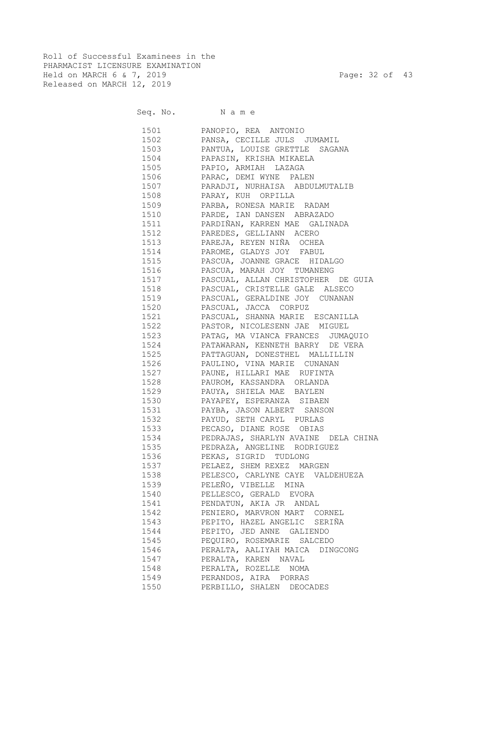Roll of Successful Examinees in the
PHARMACIST LICENSURE EXAMINATION
Held on MARCH 6 & 7, 2019
Released on MARCH 12, 2019

| Seq. No. | N a m e |
|---|---|
| 1501 | PANOPIO, REA ANTONIO |
| 1502 | PANSA, CECILLE JULS JUMAMIL |
| 1503 | PANTUA, LOUISE GRETTLE SAGANA |
| 1504 | PAPASIN, KRISHA MIKAELA |
| 1505 | PAPIO, ARMIAH LAZAGA |
| 1506 | PARAC, DEMI WYNE PALEN |
| 1507 | PARADJI, NURHAISA ABDULMUTALIB |
| 1508 | PARAY, KUH ORPILLA |
| 1509 | PARBA, RONESA MARIE RADAM |
| 1510 | PARDE, IAN DANSEN ABRAZADO |
| 1511 | PARDIÑAN, KARREN MAE GALINADA |
| 1512 | PAREDES, GELLIANN ACERO |
| 1513 | PAREJA, REYEN NIÑA OCHEA |
| 1514 | PAROME, GLADYS JOY FABUL |
| 1515 | PASCUA, JOANNE GRACE HIDALGO |
| 1516 | PASCUA, MARAH JOY TUMANENG |
| 1517 | PASCUAL, ALLAN CHRISTOPHER DE GUIA |
| 1518 | PASCUAL, CRISTELLE GALE ALSECO |
| 1519 | PASCUAL, GERALDINE JOY CUNANAN |
| 1520 | PASCUAL, JACCA CORPUZ |
| 1521 | PASCUAL, SHANNA MARIE ESCANILLA |
| 1522 | PASTOR, NICOLESENN JAE MIGUEL |
| 1523 | PATAG, MA VIANCA FRANCES JUMAQUIO |
| 1524 | PATAWARAN, KENNETH BARRY DE VERA |
| 1525 | PATTAGUAN, DONESTHEL MALLILLIN |
| 1526 | PAULINO, VINA MARIE CUNANAN |
| 1527 | PAUNE, HILLARI MAE RUFINTA |
| 1528 | PAUROM, KASSANDRA ORLANDA |
| 1529 | PAUYA, SHIELA MAE BAYLEN |
| 1530 | PAYAPEY, ESPERANZA SIBAEN |
| 1531 | PAYBA, JASON ALBERT SANSON |
| 1532 | PAYUD, SETH CARYL PURLAS |
| 1533 | PECASO, DIANE ROSE OBIAS |
| 1534 | PEDRAJAS, SHARLYN AVAINE DELA CHINA |
| 1535 | PEDRAZA, ANGELINE RODRIGUEZ |
| 1536 | PEKAS, SIGRID TUDLONG |
| 1537 | PELAEZ, SHEM REXEZ MARGEN |
| 1538 | PELESCO, CARLYNE CAYE VALDEHUEZA |
| 1539 | PELEÑO, VIBELLE MINA |
| 1540 | PELLESCO, GERALD EVORA |
| 1541 | PENDATUN, AKIA JR ANDAL |
| 1542 | PENIERO, MARVRON MART CORNEL |
| 1543 | PEPITO, HAZEL ANGELIC SERIÑA |
| 1544 | PEPITO, JED ANNE GALIENDO |
| 1545 | PEQUIRO, ROSEMARIE SALCEDO |
| 1546 | PERALTA, AALIYAH MAICA DINGCONG |
| 1547 | PERALTA, KAREN NAVAL |
| 1548 | PERALTA, ROZELLE NOMA |
| 1549 | PERANDOS, AIRA PORRAS |
| 1550 | PERBILLO, SHALEN DEOCADES |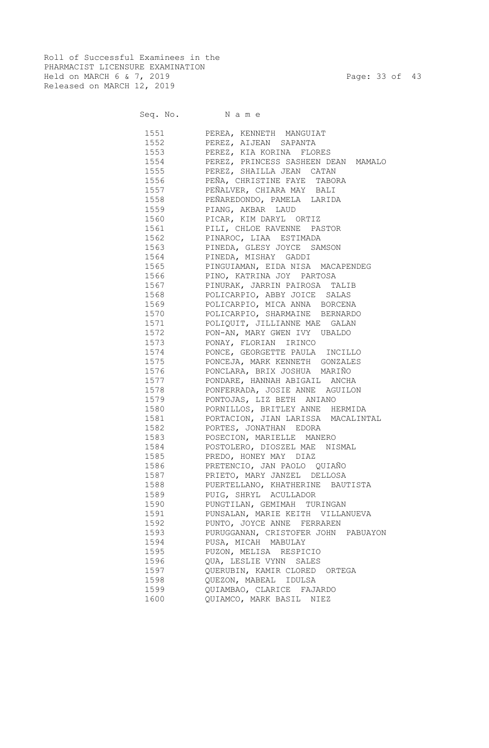Roll of Successful Examinees in the
PHARMACIST LICENSURE EXAMINATION
Held on MARCH 6 & 7, 2019
Released on MARCH 12, 2019

| Seq. No. | N a m e |
|---|---|
| 1551 | PEREA, KENNETH MANGUIAT |
| 1552 | PEREZ, AIJEAN SAPANTA |
| 1553 | PEREZ, KIA KORINA FLORES |
| 1554 | PEREZ, PRINCESS SASHEEN DEAN MAMALO |
| 1555 | PEREZ, SHAILLA JEAN CATAN |
| 1556 | PEÑA, CHRISTINE FAYE TABORA |
| 1557 | PEÑALVER, CHIARA MAY BALI |
| 1558 | PEÑAREDONDO, PAMELA LARIDA |
| 1559 | PIANG, AKBAR LAUD |
| 1560 | PICAR, KIM DARYL ORTIZ |
| 1561 | PILI, CHLOE RAVENNE PASTOR |
| 1562 | PINAROC, LIAA ESTIMADA |
| 1563 | PINEDA, GLESY JOYCE SAMSON |
| 1564 | PINEDA, MISHAY GADDI |
| 1565 | PINGUIAMAN, EIDA NISA MACAPENDEG |
| 1566 | PINO, KATRINA JOY PARTOSA |
| 1567 | PINURAK, JARRIN PAIROSA TALIB |
| 1568 | POLICARPIO, ABBY JOICE SALAS |
| 1569 | POLICARPIO, MICA ANNA BORCENA |
| 1570 | POLICARPIO, SHARMAINE BERNARDO |
| 1571 | POLIQUIT, JILLIANNE MAE GALAN |
| 1572 | PON-AN, MARY GWEN IVY UBALDO |
| 1573 | PONAY, FLORIAN IRINCO |
| 1574 | PONCE, GEORGETTE PAULA INCILLO |
| 1575 | PONCEJA, MARK KENNETH GONZALES |
| 1576 | PONCLARA, BRIX JOSHUA MARIÑO |
| 1577 | PONDARE, HANNAH ABIGAIL ANCHA |
| 1578 | PONFERRADA, JOSIE ANNE AGUILON |
| 1579 | PONTOJAS, LIZ BETH ANIANO |
| 1580 | PORNILLOS, BRITLEY ANNE HERMIDA |
| 1581 | PORTACION, JIAN LARISSA MACALINTAL |
| 1582 | PORTES, JONATHAN EDORA |
| 1583 | POSECION, MARIELLE MANERO |
| 1584 | POSTOLERO, DIOSZEL MAE NISMAL |
| 1585 | PREDO, HONEY MAY DIAZ |
| 1586 | PRETENCIO, JAN PAOLO QUIAÑO |
| 1587 | PRIETO, MARY JANZEL DELLOSA |
| 1588 | PUERTELLANO, KHATHERINE BAUTISTA |
| 1589 | PUIG, SHRYL ACULLADOR |
| 1590 | PUNGTILAN, GEMIMAH TURINGAN |
| 1591 | PUNSALAN, MARIE KEITH VILLANUEVA |
| 1592 | PUNTO, JOYCE ANNE FERRAREN |
| 1593 | PURUGGANAN, CRISTOFER JOHN PABUAYON |
| 1594 | PUSA, MICAH MABULAY |
| 1595 | PUZON, MELISA RESPICIO |
| 1596 | QUA, LESLIE VYNN SALES |
| 1597 | QUERUBIN, KAMIR CLORED ORTEGA |
| 1598 | QUEZON, MABEAL IDULSA |
| 1599 | QUIAMBAO, CLARICE FAJARDO |
| 1600 | QUIAMCO, MARK BASIL NIEZ |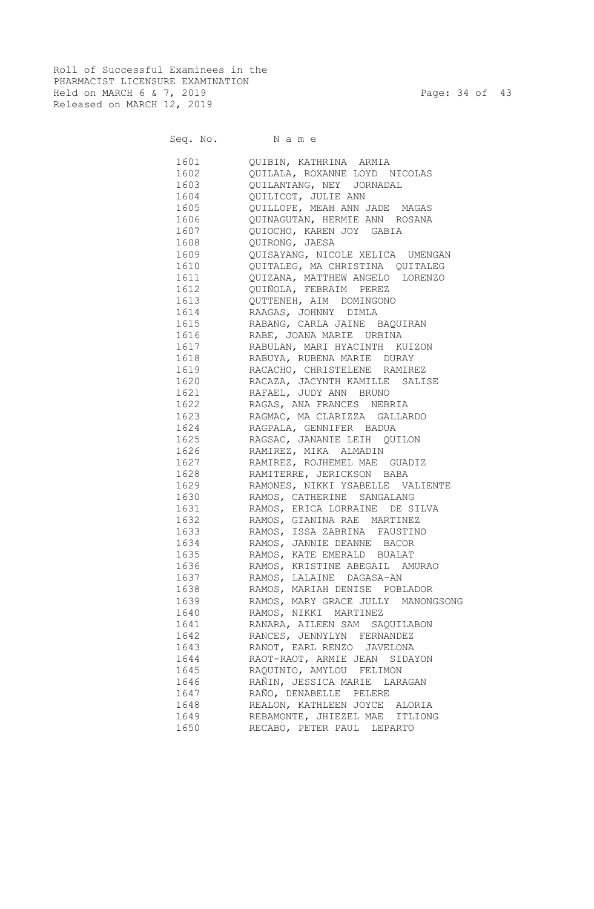Roll of Successful Examinees in the
PHARMACIST LICENSURE EXAMINATION
Held on MARCH 6 & 7, 2019
Released on MARCH 12, 2019

| Seq. No. | N a m e |
|---|---|
| 1601 | QUIBIN, KATHRINA ARMIA |
| 1602 | QUILALA, ROXANNE LOYD NICOLAS |
| 1603 | QUILANTANG, NEY JORNADAL |
| 1604 | QUILICOT, JULIE ANN |
| 1605 | QUILLOPE, MEAH ANN JADE MAGAS |
| 1606 | QUINAGUTAN, HERMIE ANN ROSANA |
| 1607 | QUIOCHO, KAREN JOY GABIA |
| 1608 | QUIRONG, JAESA |
| 1609 | QUISAYANG, NICOLE XELICA UMENGAN |
| 1610 | QUITALEG, MA CHRISTINA QUITALEG |
| 1611 | QUIZANA, MATTHEW ANGELO LORENZO |
| 1612 | QUIÑOLA, FEBRAIM PEREZ |
| 1613 | QUTTENEH, AIM DOMINGONO |
| 1614 | RAAGAS, JOHNNY DIMLA |
| 1615 | RABANG, CARLA JAINE BAQUIRAN |
| 1616 | RABE, JOANA MARIE URBINA |
| 1617 | RABULAN, MARI HYACINTH KUIZON |
| 1618 | RABUYA, RUBENA MARIE DURAY |
| 1619 | RACACHO, CHRISTELENE RAMIREZ |
| 1620 | RACAZA, JACYNTH KAMILLE SALISE |
| 1621 | RAFAEL, JUDY ANN BRUNO |
| 1622 | RAGAS, ANA FRANCES NEBRIA |
| 1623 | RAGMAC, MA CLARIZZA GALLARDO |
| 1624 | RAGPALA, GENNIFER BADUA |
| 1625 | RAGSAC, JANANIE LEIH QUILON |
| 1626 | RAMIREZ, MIKA ALMADIN |
| 1627 | RAMIREZ, ROJHEMEL MAE GUADIZ |
| 1628 | RAMITERRE, JERICKSON BABA |
| 1629 | RAMONES, NIKKI YSABELLE VALIENTE |
| 1630 | RAMOS, CATHERINE SANGALANG |
| 1631 | RAMOS, ERICA LORRAINE DE SILVA |
| 1632 | RAMOS, GIANINA RAE MARTINEZ |
| 1633 | RAMOS, ISSA ZABRINA FAUSTINO |
| 1634 | RAMOS, JANNIE DEANNE BACOR |
| 1635 | RAMOS, KATE EMERALD BUALAT |
| 1636 | RAMOS, KRISTINE ABEGAIL AMURAO |
| 1637 | RAMOS, LALAINE DAGASA-AN |
| 1638 | RAMOS, MARIAH DENISE POBLADOR |
| 1639 | RAMOS, MARY GRACE JULLY MANONGSONG |
| 1640 | RAMOS, NIKKI MARTINEZ |
| 1641 | RANARA, AILEEN SAM SAQUILABON |
| 1642 | RANCES, JENNYLYN FERNANDEZ |
| 1643 | RANOT, EARL RENZO JAVELONA |
| 1644 | RAOT-RAOT, ARMIE JEAN SIDAYON |
| 1645 | RAQUINIO, AMYLOU FELIMON |
| 1646 | RAÑIN, JESSICA MARIE LARAGAN |
| 1647 | RAÑO, DENABELLE PELERE |
| 1648 | REALON, KATHLEEN JOYCE ALORIA |
| 1649 | REBAMONTE, JHIEZEL MAE ITLIONG |
| 1650 | RECABO, PETER PAUL LEPARTO |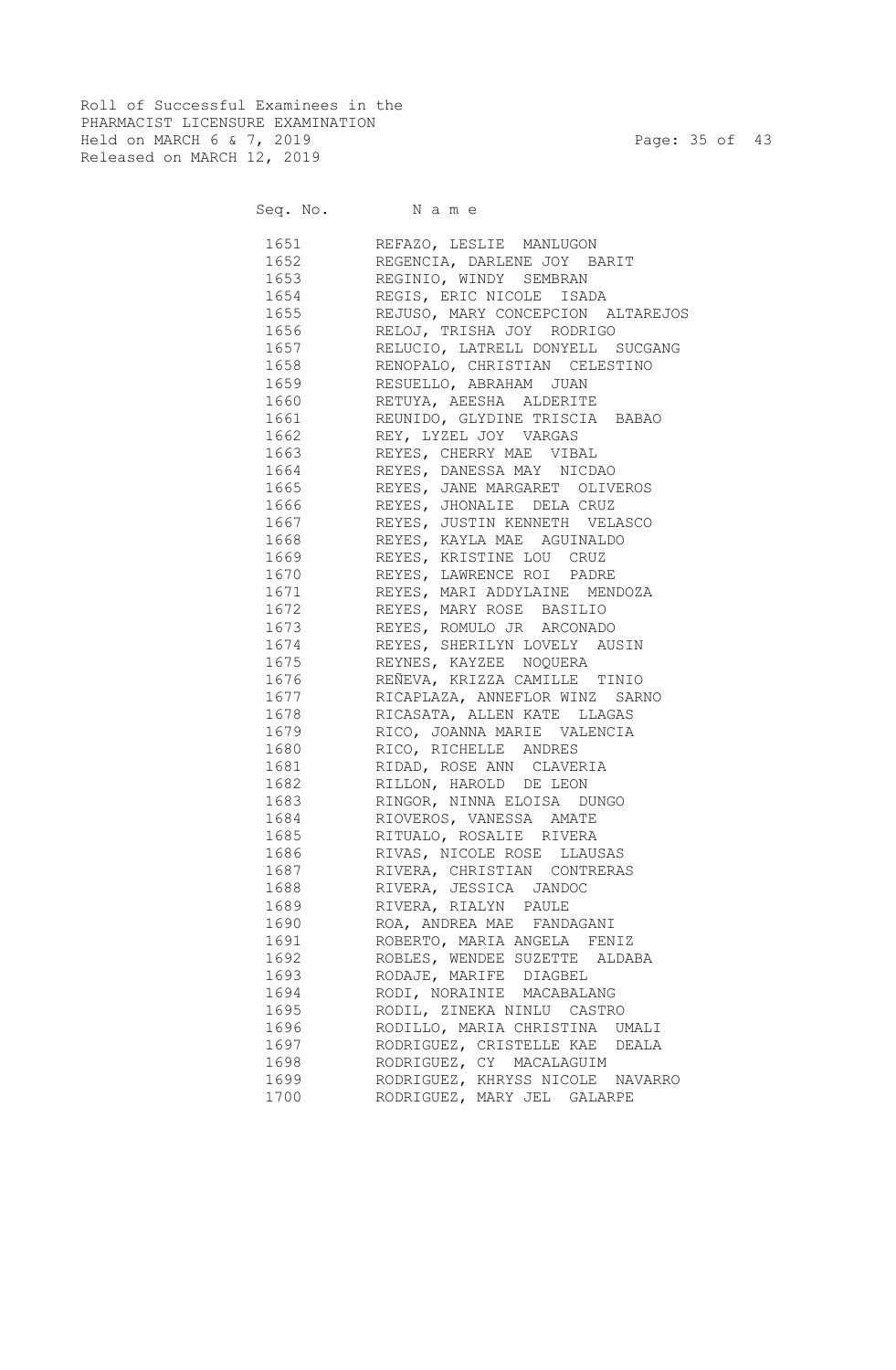Roll of Successful Examinees in the
PHARMACIST LICENSURE EXAMINATION
Held on MARCH 6 & 7, 2019
Released on MARCH 12, 2019

| Seq. No. | Name |
|---|---|
| 1651 | REFAZO, LESLIE MANLUGON |
| 1652 | REGENCIA, DARLENE JOY BARIT |
| 1653 | REGINIO, WINDY SEMBRAN |
| 1654 | REGIS, ERIC NICOLE ISADA |
| 1655 | REJUSO, MARY CONCEPCION ALTAREJOS |
| 1656 | RELOJ, TRISHA JOY RODRIGO |
| 1657 | RELUCIO, LATRELL DONYELL SUCGANG |
| 1658 | RENOPALO, CHRISTIAN CELESTINO |
| 1659 | RESUELLO, ABRAHAM JUAN |
| 1660 | RETUYA, AEESHA ALDERITE |
| 1661 | REUNIDO, GLYDINE TRISCIA BABAO |
| 1662 | REY, LYZEL JOY VARGAS |
| 1663 | REYES, CHERRY MAE VIBAL |
| 1664 | REYES, DANESSA MAY NICDAO |
| 1665 | REYES, JANE MARGARET OLIVEROS |
| 1666 | REYES, JHONALIE DELA CRUZ |
| 1667 | REYES, JUSTIN KENNETH VELASCO |
| 1668 | REYES, KAYLA MAE AGUINALDO |
| 1669 | REYES, KRISTINE LOU CRUZ |
| 1670 | REYES, LAWRENCE ROI PADRE |
| 1671 | REYES, MARI ADDYLAINE MENDOZA |
| 1672 | REYES, MARY ROSE BASILIO |
| 1673 | REYES, ROMULO JR ARCONADO |
| 1674 | REYES, SHERILYN LOVELY AUSIN |
| 1675 | REYNES, KAYZEE NOQUERA |
| 1676 | REÑEVA, KRIZZA CAMILLE TINIO |
| 1677 | RICAPLAZA, ANNEFLOR WINZ SARNO |
| 1678 | RICASATA, ALLEN KATE LLAGAS |
| 1679 | RICO, JOANNA MARIE VALENCIA |
| 1680 | RICO, RICHELLE ANDRES |
| 1681 | RIDAD, ROSE ANN CLAVERIA |
| 1682 | RILLON, HAROLD DE LEON |
| 1683 | RINGOR, NINNA ELOISA DUNGO |
| 1684 | RIOVEROS, VANESSA AMATE |
| 1685 | RITUALO, ROSALIE RIVERA |
| 1686 | RIVAS, NICOLE ROSE LLAUSAS |
| 1687 | RIVERA, CHRISTIAN CONTRERAS |
| 1688 | RIVERA, JESSICA JANDOC |
| 1689 | RIVERA, RIALYN PAULE |
| 1690 | ROA, ANDREA MAE FANDAGANI |
| 1691 | ROBERTO, MARIA ANGELA FENIZ |
| 1692 | ROBLES, WENDEE SUZETTE ALDABA |
| 1693 | RODAJE, MARIFE DIAGBEL |
| 1694 | RODI, NORAINIE MACABALANG |
| 1695 | RODIL, ZINEKA NINLU CASTRO |
| 1696 | RODILLO, MARIA CHRISTINA UMALI |
| 1697 | RODRIGUEZ, CRISTELLE KAE DEALA |
| 1698 | RODRIGUEZ, CY MACALAGUIM |
| 1699 | RODRIGUEZ, KHRYSS NICOLE NAVARRO |
| 1700 | RODRIGUEZ, MARY JEL GALARPE |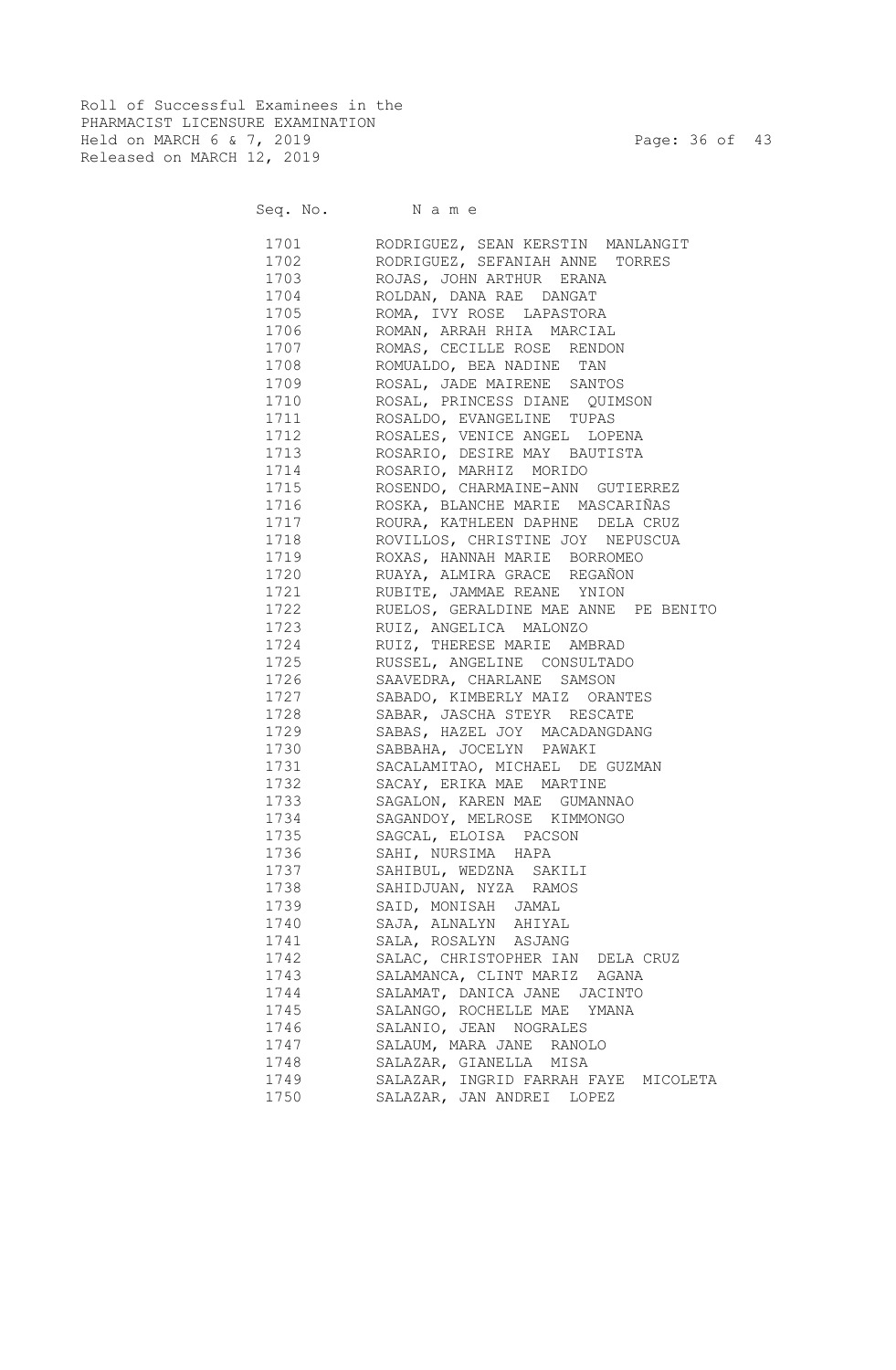Roll of Successful Examinees in the
PHARMACIST LICENSURE EXAMINATION
Held on MARCH 6 & 7, 2019
Released on MARCH 12, 2019

| Seq. No. | N a m e |
|---|---|
| 1701 | RODRIGUEZ, SEAN KERSTIN MANLANGIT |
| 1702 | RODRIGUEZ, SEFANIAH ANNE TORRES |
| 1703 | ROJAS, JOHN ARTHUR ERANA |
| 1704 | ROLDAN, DANA RAE DANGAT |
| 1705 | ROMA, IVY ROSE LAPASTORA |
| 1706 | ROMAN, ARRAH RHIA MARCIAL |
| 1707 | ROMAS, CECILLE ROSE RENDON |
| 1708 | ROMUALDO, BEA NADINE TAN |
| 1709 | ROSAL, JADE MAIRENE SANTOS |
| 1710 | ROSAL, PRINCESS DIANE QUIMSON |
| 1711 | ROSALDO, EVANGELINE TUPAS |
| 1712 | ROSALES, VENICE ANGEL LOPENA |
| 1713 | ROSARIO, DESIRE MAY BAUTISTA |
| 1714 | ROSARIO, MARHIZ MORIDO |
| 1715 | ROSENDO, CHARMAINE-ANN GUTIERREZ |
| 1716 | ROSKA, BLANCHE MARIE MASCARIÑAS |
| 1717 | ROURA, KATHLEEN DAPHNE DELA CRUZ |
| 1718 | ROVILLOS, CHRISTINE JOY NEPUSCUA |
| 1719 | ROXAS, HANNAH MARIE BORROMEO |
| 1720 | RUAYA, ALMIRA GRACE REGAÑON |
| 1721 | RUBITE, JAMMAE REANE YNION |
| 1722 | RUELOS, GERALDINE MAE ANNE PE BENITO |
| 1723 | RUIZ, ANGELICA MALONZO |
| 1724 | RUIZ, THERESE MARIE AMBRAD |
| 1725 | RUSSEL, ANGELINE CONSULTADO |
| 1726 | SAAVEDRA, CHARLANE SAMSON |
| 1727 | SABADO, KIMBERLY MAIZ ORANTES |
| 1728 | SABAR, JASCHA STEYR RESCATE |
| 1729 | SABAS, HAZEL JOY MACADANGDANG |
| 1730 | SABBAHA, JOCELYN PAWAKI |
| 1731 | SACALAMITAO, MICHAEL DE GUZMAN |
| 1732 | SACAY, ERIKA MAE MARTINE |
| 1733 | SAGALON, KAREN MAE GUMANNAO |
| 1734 | SAGANDOY, MELROSE KIMMONGO |
| 1735 | SAGCAL, ELOISA PACSON |
| 1736 | SAHI, NURSIMA HAPA |
| 1737 | SAHIBUL, WEDZNA SAKILI |
| 1738 | SAHIDJUAN, NYZA RAMOS |
| 1739 | SAID, MONISAH JAMAL |
| 1740 | SAJA, ALNALYN AHIYAL |
| 1741 | SALA, ROSALYN ASJANG |
| 1742 | SALAC, CHRISTOPHER IAN DELA CRUZ |
| 1743 | SALAMANCA, CLINT MARIZ AGANA |
| 1744 | SALAMAT, DANICA JANE JACINTO |
| 1745 | SALANGO, ROCHELLE MAE YMANA |
| 1746 | SALANIO, JEAN NOGRALES |
| 1747 | SALAUM, MARA JANE RANOLO |
| 1748 | SALAZAR, GIANELLA MISA |
| 1749 | SALAZAR, INGRID FARRAH FAYE MICOLETA |
| 1750 | SALAZAR, JAN ANDREI LOPEZ |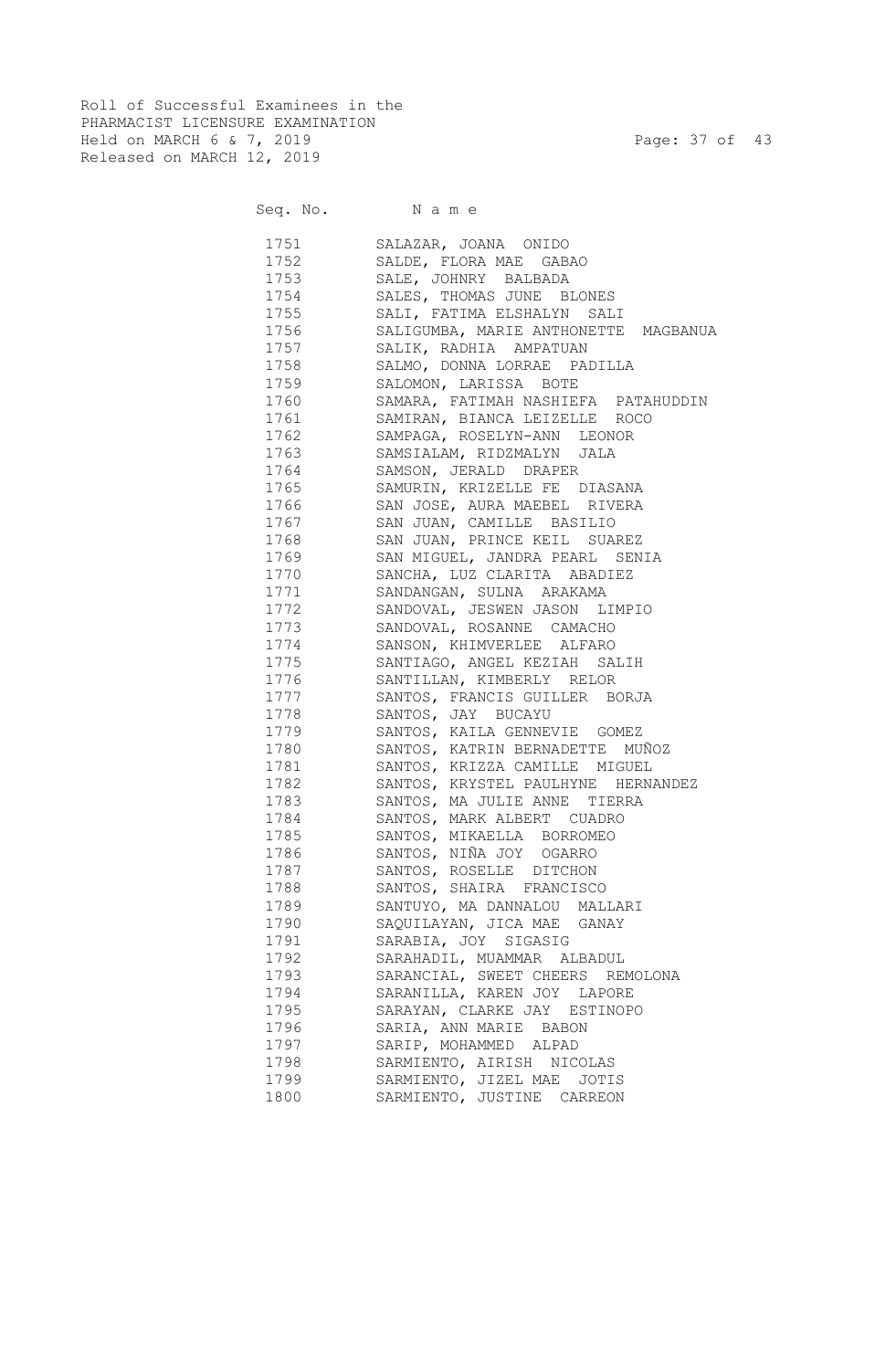Roll of Successful Examinees in the
PHARMACIST LICENSURE EXAMINATION
Held on MARCH 6 & 7, 2019
Released on MARCH 12, 2019

| Seq. No. | Name |
|---|---|
| 1751 | SALAZAR, JOANA ONIDO |
| 1752 | SALDE, FLORA MAE GABAO |
| 1753 | SALE, JOHNRY BALBADA |
| 1754 | SALES, THOMAS JUNE BLONES |
| 1755 | SALI, FATIMA ELSHALYN SALI |
| 1756 | SALIGUMBA, MARIE ANTHONETTE MAGBANUA |
| 1757 | SALIK, RADHIA AMPATUAN |
| 1758 | SALMO, DONNA LORRAE PADILLA |
| 1759 | SALOMON, LARISSA BOTE |
| 1760 | SAMARA, FATIMAH NASHIEFA PATAHUDDIN |
| 1761 | SAMIRAN, BIANCA LEIZELLE ROCO |
| 1762 | SAMPAGA, ROSELYN-ANN LEONOR |
| 1763 | SAMSIALAM, RIDZMALYN JALA |
| 1764 | SAMSON, JERALD DRAPER |
| 1765 | SAMURIN, KRIZELLE FE DIASANA |
| 1766 | SAN JOSE, AURA MAEBEL RIVERA |
| 1767 | SAN JUAN, CAMILLE BASILIO |
| 1768 | SAN JUAN, PRINCE KEIL SUAREZ |
| 1769 | SAN MIGUEL, JANDRA PEARL SENIA |
| 1770 | SANCHA, LUZ CLARITA ABADIEZ |
| 1771 | SANDANGAN, SULNA ARAKAMA |
| 1772 | SANDOVAL, JESWEN JASON LIMPIO |
| 1773 | SANDOVAL, ROSANNE CAMACHO |
| 1774 | SANSON, KHIMVERLEE ALFARO |
| 1775 | SANTIAGO, ANGEL KEZIAH SALIH |
| 1776 | SANTILLAN, KIMBERLY RELOR |
| 1777 | SANTOS, FRANCIS GUILLER BORJA |
| 1778 | SANTOS, JAY BUCAYU |
| 1779 | SANTOS, KAILA GENNEVIE GOMEZ |
| 1780 | SANTOS, KATRIN BERNADETTE MUÑOZ |
| 1781 | SANTOS, KRIZZA CAMILLE MIGUEL |
| 1782 | SANTOS, KRYSTEL PAULHYNE HERNANDEZ |
| 1783 | SANTOS, MA JULIE ANNE TIERRA |
| 1784 | SANTOS, MARK ALBERT CUADRO |
| 1785 | SANTOS, MIKAELLA BORROMEO |
| 1786 | SANTOS, NIÑA JOY OGARRO |
| 1787 | SANTOS, ROSELLE DITCHON |
| 1788 | SANTOS, SHAIRA FRANCISCO |
| 1789 | SANTUYO, MA DANNALOU MALLARI |
| 1790 | SAQUILAYAN, JICA MAE GANAY |
| 1791 | SARABIA, JOY SIGASIG |
| 1792 | SARAHADIL, MUAMMAR ALBADUL |
| 1793 | SARANCIAL, SWEET CHEERS REMOLONA |
| 1794 | SARANILLA, KAREN JOY LAPORE |
| 1795 | SARAYAN, CLARKE JAY ESTINOPO |
| 1796 | SARIA, ANN MARIE BABON |
| 1797 | SARIP, MOHAMMED ALPAD |
| 1798 | SARMIENTO, AIRISH NICOLAS |
| 1799 | SARMIENTO, JIZEL MAE JOTIS |
| 1800 | SARMIENTO, JUSTINE CARREON |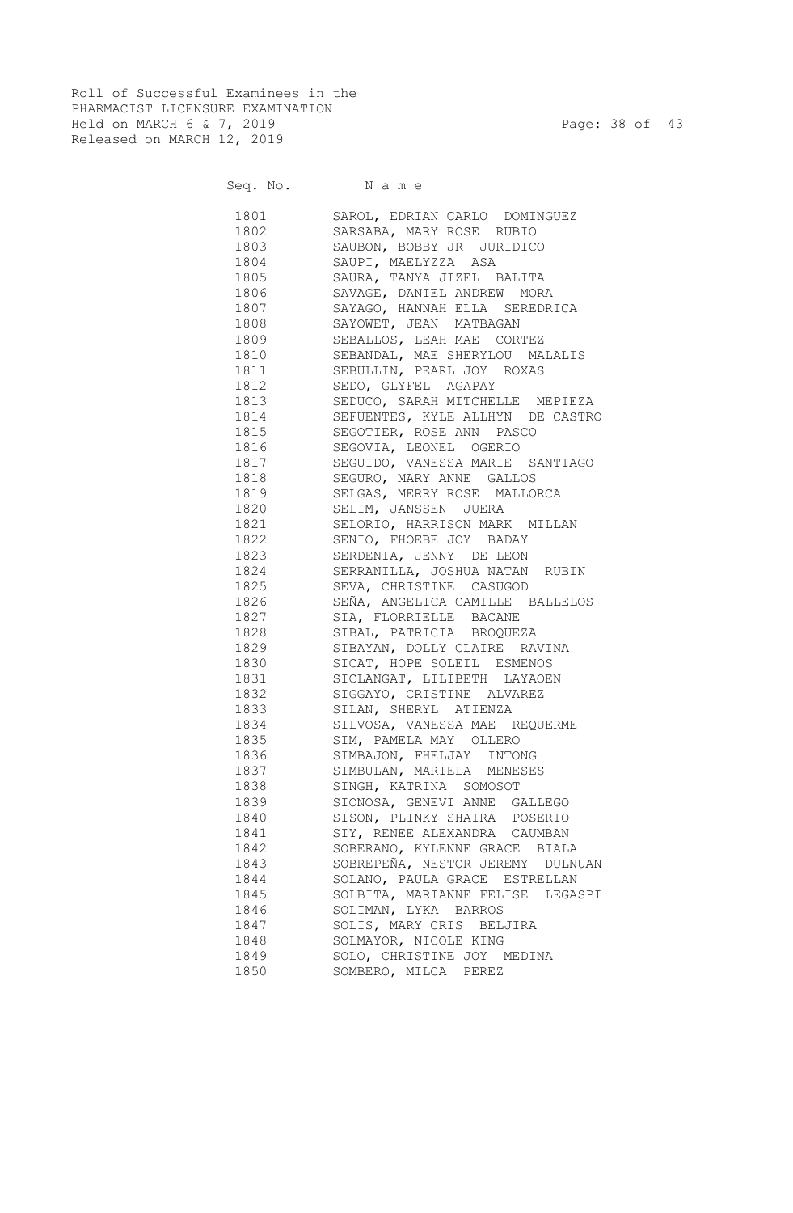Roll of Successful Examinees in the
PHARMACIST LICENSURE EXAMINATION
Held on MARCH 6 & 7, 2019
Released on MARCH 12, 2019

| Seq. No. | N a m e |
|---|---|
| 1801 | SAROL, EDRIAN CARLO DOMINGUEZ |
| 1802 | SARSABA, MARY ROSE RUBIO |
| 1803 | SAUBON, BOBBY JR JURIDICO |
| 1804 | SAUPI, MAELYZZA ASA |
| 1805 | SAURA, TANYA JIZEL BALITA |
| 1806 | SAVAGE, DANIEL ANDREW MORA |
| 1807 | SAYAGO, HANNAH ELLA SEREDRICA |
| 1808 | SAYOWET, JEAN MATBAGAN |
| 1809 | SEBALLOS, LEAH MAE CORTEZ |
| 1810 | SEBANDAL, MAE SHERYLOU MALALIS |
| 1811 | SEBULLIN, PEARL JOY ROXAS |
| 1812 | SEDO, GLYFEL AGAPAY |
| 1813 | SEDUCO, SARAH MITCHELLE MEPIEZA |
| 1814 | SEFUENTES, KYLE ALLHYN DE CASTRO |
| 1815 | SEGOTIER, ROSE ANN PASCO |
| 1816 | SEGOVIA, LEONEL OGERIO |
| 1817 | SEGUIDO, VANESSA MARIE SANTIAGO |
| 1818 | SEGURO, MARY ANNE GALLOS |
| 1819 | SELGAS, MERRY ROSE MALLORCA |
| 1820 | SELIM, JANSSEN JUERA |
| 1821 | SELORIO, HARRISON MARK MILLAN |
| 1822 | SENIO, FHOEBE JOY BADAY |
| 1823 | SERDENIA, JENNY DE LEON |
| 1824 | SERRANILLA, JOSHUA NATAN RUBIN |
| 1825 | SEVA, CHRISTINE CASUGOD |
| 1826 | SEÑA, ANGELICA CAMILLE BALLELOS |
| 1827 | SIA, FLORRIELLE BACANE |
| 1828 | SIBAL, PATRICIA BROQUEZA |
| 1829 | SIBAYAN, DOLLY CLAIRE RAVINA |
| 1830 | SICAT, HOPE SOLEIL ESMENOS |
| 1831 | SICLANGAT, LILIBETH LAYAOEN |
| 1832 | SIGGAYO, CRISTINE ALVAREZ |
| 1833 | SILAN, SHERYL ATIENZA |
| 1834 | SILVOSA, VANESSA MAE REQUERME |
| 1835 | SIM, PAMELA MAY OLLERO |
| 1836 | SIMBAJON, FHELJAY INTONG |
| 1837 | SIMBULAN, MARIELA MENESES |
| 1838 | SINGH, KATRINA SOMOSOT |
| 1839 | SIONOSA, GENEVI ANNE GALLEGO |
| 1840 | SISON, PLINKY SHAIRA POSERIO |
| 1841 | SIY, RENEE ALEXANDRA CAUMBAN |
| 1842 | SOBERANO, KYLENNE GRACE BIALA |
| 1843 | SOBREPEÑA, NESTOR JEREMY DULNUAN |
| 1844 | SOLANO, PAULA GRACE ESTRELLAN |
| 1845 | SOLBITA, MARIANNE FELISE LEGASPI |
| 1846 | SOLIMAN, LYKA BARROS |
| 1847 | SOLIS, MARY CRIS BELJIRA |
| 1848 | SOLMAYOR, NICOLE KING |
| 1849 | SOLO, CHRISTINE JOY MEDINA |
| 1850 | SOMBERO, MILCA PEREZ |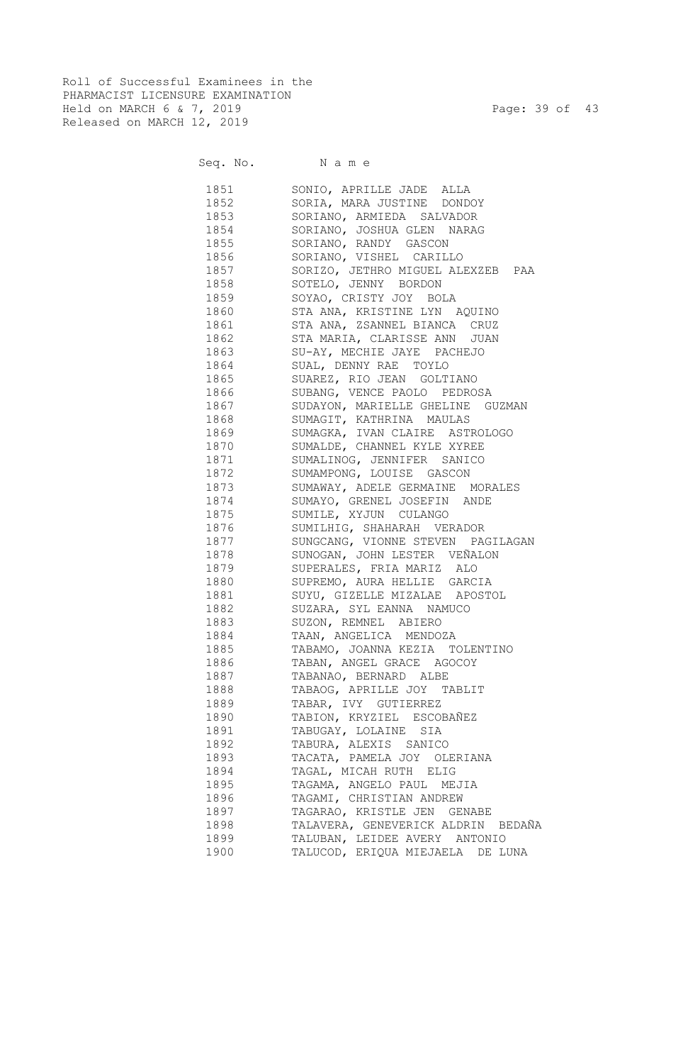Roll of Successful Examinees in the
PHARMACIST LICENSURE EXAMINATION
Held on MARCH 6 & 7, 2019
Released on MARCH 12, 2019

| Seq. No. | N a m e |
|---|---|
| 1851 | SONIO, APRILLE JADE ALLA |
| 1852 | SORIA, MARA JUSTINE DONDOY |
| 1853 | SORIANO, ARMIEDA SALVADOR |
| 1854 | SORIANO, JOSHUA GLEN NARAG |
| 1855 | SORIANO, RANDY GASCON |
| 1856 | SORIANO, VISHEL CARILLO |
| 1857 | SORIZO, JETHRO MIGUEL ALEXZEB PAA |
| 1858 | SOTELO, JENNY BORDON |
| 1859 | SOYAO, CRISTY JOY BOLA |
| 1860 | STA ANA, KRISTINE LYN AQUINO |
| 1861 | STA ANA, ZSANNEL BIANCA CRUZ |
| 1862 | STA MARIA, CLARISSE ANN JUAN |
| 1863 | SU-AY, MECHIE JAYE PACHEJO |
| 1864 | SUAL, DENNY RAE TOYLO |
| 1865 | SUAREZ, RIO JEAN GOLTIANO |
| 1866 | SUBANG, VENCE PAOLO PEDROSA |
| 1867 | SUDAYON, MARIELLE GHELINE GUZMAN |
| 1868 | SUMAGIT, KATHRINA MAULAS |
| 1869 | SUMAGKA, IVAN CLAIRE ASTROLOGO |
| 1870 | SUMALDE, CHANNEL KYLE XYREE |
| 1871 | SUMALINOG, JENNIFER SANICO |
| 1872 | SUMAMPONG, LOUISE GASCON |
| 1873 | SUMAWAY, ADELE GERMAINE MORALES |
| 1874 | SUMAYO, GRENEL JOSEFIN ANDE |
| 1875 | SUMILE, XYJUN CULANGO |
| 1876 | SUMILHIG, SHAHARAH VERADOR |
| 1877 | SUNGCANG, VIONNE STEVEN PAGILAGAN |
| 1878 | SUNOGAN, JOHN LESTER VEÑALON |
| 1879 | SUPERALES, FRIA MARIZ ALO |
| 1880 | SUPREMO, AURA HELLIE GARCIA |
| 1881 | SUYU, GIZELLE MIZALAE APOSTOL |
| 1882 | SUZARA, SYL EANNA NAMUCO |
| 1883 | SUZON, REMNEL ABIERO |
| 1884 | TAAN, ANGELICA MENDOZA |
| 1885 | TABAMO, JOANNA KEZIA TOLENTINO |
| 1886 | TABAN, ANGEL GRACE AGOCOY |
| 1887 | TABANAO, BERNARD ALBE |
| 1888 | TABAOG, APRILLE JOY TABLIT |
| 1889 | TABAR, IVY GUTIERREZ |
| 1890 | TABION, KRYZIEL ESCOBAÑEZ |
| 1891 | TABUGAY, LOLAINE SIA |
| 1892 | TABURA, ALEXIS SANICO |
| 1893 | TACATA, PAMELA JOY OLERIANA |
| 1894 | TAGAL, MICAH RUTH ELIG |
| 1895 | TAGAMA, ANGELO PAUL MEJIA |
| 1896 | TAGAMI, CHRISTIAN ANDREW |
| 1897 | TAGARAO, KRISTLE JEN GENABE |
| 1898 | TALAVERA, GENEVERICK ALDRIN BEDAÑA |
| 1899 | TALUBAN, LEIDEE AVERY ANTONIO |
| 1900 | TALUCOD, ERIQUA MIEJAELA DE LUNA |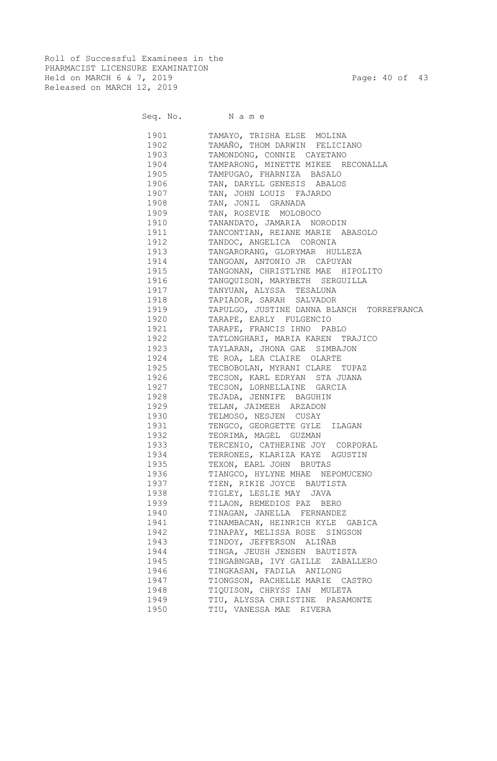Roll of Successful Examinees in the
PHARMACIST LICENSURE EXAMINATION
Held on MARCH 6 & 7, 2019
Released on MARCH 12, 2019

| Seq. No. | N a m e |
|---|---|
| 1901 | TAMAYO, TRISHA ELSE MOLINA |
| 1902 | TAMAÑO, THOM DARWIN FELICIANO |
| 1903 | TAMONDONG, CONNIE CAYETANO |
| 1904 | TAMPARONG, MINETTE MIKEE RECONALLA |
| 1905 | TAMPUGAO, FHARNIZA BASALO |
| 1906 | TAN, DARYLL GENESIS ABALOS |
| 1907 | TAN, JOHN LOUIS FAJARDO |
| 1908 | TAN, JONIL GRANADA |
| 1909 | TAN, ROSEVIE MOLOBOCO |
| 1910 | TANANDATO, JAMARIA NORODIN |
| 1911 | TANCONTIAN, REIANE MARIE ABASOLO |
| 1912 | TANDOC, ANGELICA CORONIA |
| 1913 | TANGARORANG, GLORYMAR HULLEZA |
| 1914 | TANGOAN, ANTONIO JR CAPUYAN |
| 1915 | TANGONAN, CHRISTLYNE MAE HIPOLITO |
| 1916 | TANGQUISON, MARYBETH SERGUILLA |
| 1917 | TANYUAN, ALYSSA TESALUNA |
| 1918 | TAPIADOR, SARAH SALVADOR |
| 1919 | TAPULGO, JUSTINE DANNA BLANCH TORREFRANCA |
| 1920 | TARAPE, EARLY FULGENCIO |
| 1921 | TARAPE, FRANCIS IHNO PABLO |
| 1922 | TATLONGHARI, MARIA KAREN TRAJICO |
| 1923 | TAYLARAN, JHONA GAE SIMBAJON |
| 1924 | TE ROA, LEA CLAIRE OLARTE |
| 1925 | TECBOBOLAN, MYRANI CLARE TUPAZ |
| 1926 | TECSON, KARL EDRYAN STA JUANA |
| 1927 | TECSON, LORNELLAINE GARCIA |
| 1928 | TEJADA, JENNIFE BAGUHIN |
| 1929 | TELAN, JAIMEEH ARZADON |
| 1930 | TELMOSO, NESJEN CUSAY |
| 1931 | TENGCO, GEORGETTE GYLE ILAGAN |
| 1932 | TEORIMA, MAGEL GUZMAN |
| 1933 | TERCENIO, CATHERINE JOY CORPORAL |
| 1934 | TERRONES, KLARIZA KAYE AGUSTIN |
| 1935 | TEXON, EARL JOHN BRUTAS |
| 1936 | TIANGCO, HYLYNE MHAE NEPOMUCENO |
| 1937 | TIEN, RIKIE JOYCE BAUTISTA |
| 1938 | TIGLEY, LESLIE MAY JAVA |
| 1939 | TILAON, REMEDIOS PAZ BERO |
| 1940 | TINAGAN, JANELLA FERNANDEZ |
| 1941 | TINAMBACAN, HEINRICH KYLE GABICA |
| 1942 | TINAPAY, MELISSA ROSE SINGSON |
| 1943 | TINDOY, JEFFERSON ALIÑAB |
| 1944 | TINGA, JEUSH JENSEN BAUTISTA |
| 1945 | TINGABNGAB, IVY GAILLE ZABALLERO |
| 1946 | TINGKASAN, FADILA ANILONG |
| 1947 | TIONGSON, RACHELLE MARIE CASTRO |
| 1948 | TIQUISON, CHRYSS IAN MULETA |
| 1949 | TIU, ALYSSA CHRISTINE PASAMONTE |
| 1950 | TIU, VANESSA MAE RIVERA |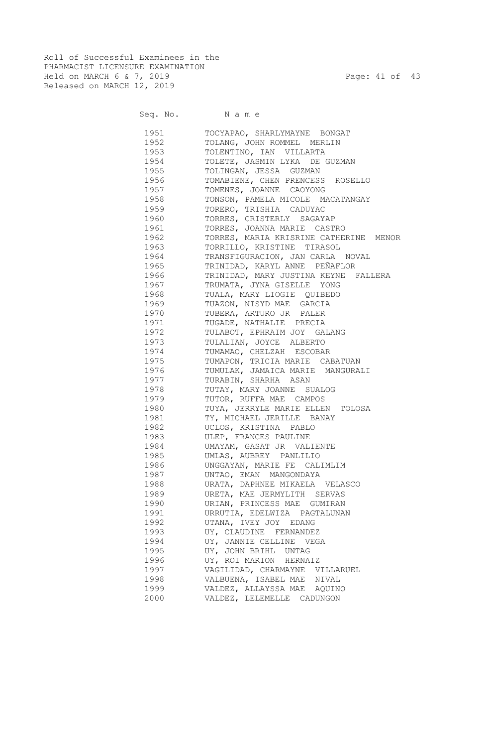Roll of Successful Examinees in the
PHARMACIST LICENSURE EXAMINATION
Held on MARCH 6 & 7, 2019
Released on MARCH 12, 2019

| Seq. No. | N a m e |
|---|---|
| 1951 | TOCYAPAO, SHARLYMAYNE BONGAT |
| 1952 | TOLANG, JOHN ROMMEL MERLIN |
| 1953 | TOLENTINO, IAN VILLARTA |
| 1954 | TOLETE, JASMIN LYKA DE GUZMAN |
| 1955 | TOLINGAN, JESSA GUZMAN |
| 1956 | TOMABIENE, CHEN PRENCESS ROSELLO |
| 1957 | TOMENES, JOANNE CAOYONG |
| 1958 | TONSON, PAMELA MICOLE MACATANGAY |
| 1959 | TORERO, TRISHIA CADUYAC |
| 1960 | TORRES, CRISTERLY SAGAYAP |
| 1961 | TORRES, JOANNA MARIE CASTRO |
| 1962 | TORRES, MARIA KRISRINE CATHERINE MENOR |
| 1963 | TORRILLO, KRISTINE TIRASOL |
| 1964 | TRANSFIGURACION, JAN CARLA NOVAL |
| 1965 | TRINIDAD, KARYL ANNE PEÑAFLOR |
| 1966 | TRINIDAD, MARY JUSTINA KEYNE FALLERA |
| 1967 | TRUMATA, JYNA GISELLE YONG |
| 1968 | TUALA, MARY LIOGIE QUIBEDO |
| 1969 | TUAZON, NISYD MAE GARCIA |
| 1970 | TUBERA, ARTURO JR PALER |
| 1971 | TUGADE, NATHALIE PRECIA |
| 1972 | TULABOT, EPHRAIM JOY GALANG |
| 1973 | TULALIAN, JOYCE ALBERTO |
| 1974 | TUMAMAO, CHELZAH ESCOBAR |
| 1975 | TUMAPON, TRICIA MARIE CABATUAN |
| 1976 | TUMULAK, JAMAICA MARIE MANGURALI |
| 1977 | TURABIN, SHARHA ASAN |
| 1978 | TUTAY, MARY JOANNE SUALOG |
| 1979 | TUTOR, RUFFA MAE CAMPOS |
| 1980 | TUYA, JERRYLE MARIE ELLEN TOLOSA |
| 1981 | TY, MICHAEL JERILLE BANAY |
| 1982 | UCLOS, KRISTINA PABLO |
| 1983 | ULEP, FRANCES PAULINE |
| 1984 | UMAYAM, GASAT JR VALIENTE |
| 1985 | UMLAS, AUBREY PANLILIO |
| 1986 | UNGGAYAN, MARIE FE CALIMLIM |
| 1987 | UNTAO, EMAN MANGONDAYA |
| 1988 | URATA, DAPHNEE MIKAELA VELASCO |
| 1989 | URETA, MAE JERMYLITH SERVAS |
| 1990 | URIAN, PRINCESS MAE GUMIRAN |
| 1991 | URRUTIA, EDELWIZA PAGTALUNAN |
| 1992 | UTANA, IVEY JOY EDANG |
| 1993 | UY, CLAUDINE FERNANDEZ |
| 1994 | UY, JANNIE CELLINE VEGA |
| 1995 | UY, JOHN BRIHL UNTAG |
| 1996 | UY, ROI MARION HERNAIZ |
| 1997 | VAGILIDAD, CHARMAYNE VILLARUEL |
| 1998 | VALBUENA, ISABEL MAE NIVAL |
| 1999 | VALDEZ, ALLAYSSA MAE AQUINO |
| 2000 | VALDEZ, LELEMELLE CADUNGON |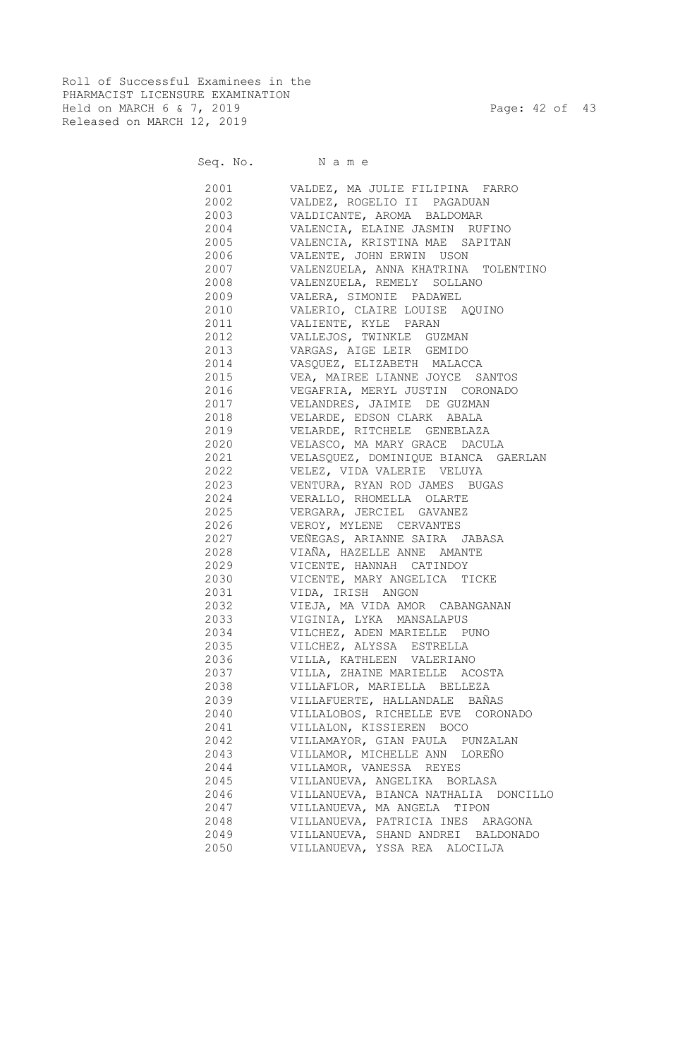Roll of Successful Examinees in the
PHARMACIST LICENSURE EXAMINATION
Held on MARCH 6 & 7, 2019
Released on MARCH 12, 2019

| Seq. No. | N a m e |
|---|---|
| 2001 | VALDEZ, MA JULIE FILIPINA FARRO |
| 2002 | VALDEZ, ROGELIO II PAGADUAN |
| 2003 | VALDICANTE, AROMA BALDOMAR |
| 2004 | VALENCIA, ELAINE JASMIN RUFINO |
| 2005 | VALENCIA, KRISTINA MAE SAPITAN |
| 2006 | VALENTE, JOHN ERWIN USON |
| 2007 | VALENZUELA, ANNA KHATRINA TOLENTINO |
| 2008 | VALENZUELA, REMELY SOLLANO |
| 2009 | VALERA, SIMONIE PADAWEL |
| 2010 | VALERIO, CLAIRE LOUISE AQUINO |
| 2011 | VALIENTE, KYLE PARAN |
| 2012 | VALLEJOS, TWINKLE GUZMAN |
| 2013 | VARGAS, AIGE LEIR GEMIDO |
| 2014 | VASQUEZ, ELIZABETH MALACCA |
| 2015 | VEA, MAIREE LIANNE JOYCE SANTOS |
| 2016 | VEGAFRIA, MERYL JUSTIN CORONADO |
| 2017 | VELANDRES, JAIMIE DE GUZMAN |
| 2018 | VELARDE, EDSON CLARK ABALA |
| 2019 | VELARDE, RITCHELE GENEBLAZA |
| 2020 | VELASCO, MA MARY GRACE DACULA |
| 2021 | VELASQUEZ, DOMINIQUE BIANCA GAERLAN |
| 2022 | VELEZ, VIDA VALERIE VELUYA |
| 2023 | VENTURA, RYAN ROD JAMES BUGAS |
| 2024 | VERALLO, RHOMELLA OLARTE |
| 2025 | VERGARA, JERCIEL GAVANEZ |
| 2026 | VEROY, MYLENE CERVANTES |
| 2027 | VEÑEGAS, ARIANNE SAIRA JABASA |
| 2028 | VIAÑA, HAZELLE ANNE AMANTE |
| 2029 | VICENTE, HANNAH CATINDOY |
| 2030 | VICENTE, MARY ANGELICA TICKE |
| 2031 | VIDA, IRISH ANGON |
| 2032 | VIEJA, MA VIDA AMOR CABANGANAN |
| 2033 | VIGINIA, LYKA MANSALAPUS |
| 2034 | VILCHEZ, ADEN MARIELLE PUNO |
| 2035 | VILCHEZ, ALYSSA ESTRELLA |
| 2036 | VILLA, KATHLEEN VALERIANO |
| 2037 | VILLA, ZHAINE MARIELLE ACOSTA |
| 2038 | VILLAFLOR, MARIELLA BELLEZA |
| 2039 | VILLAFUERTE, HALLANDALE BAÑAS |
| 2040 | VILLALOBOS, RICHELLE EVE CORONADO |
| 2041 | VILLALON, KISSIEREN BOCO |
| 2042 | VILLAMAYOR, GIAN PAULA PUNZALAN |
| 2043 | VILLAMOR, MICHELLE ANN LOREÑO |
| 2044 | VILLAMOR, VANESSA REYES |
| 2045 | VILLANUEVA, ANGELIKA BORLASA |
| 2046 | VILLANUEVA, BIANCA NATHALIA DONCILLO |
| 2047 | VILLANUEVA, MA ANGELA TIPON |
| 2048 | VILLANUEVA, PATRICIA INES ARAGONA |
| 2049 | VILLANUEVA, SHAND ANDREI BALDONADO |
| 2050 | VILLANUEVA, YSSA REA ALOCILJA |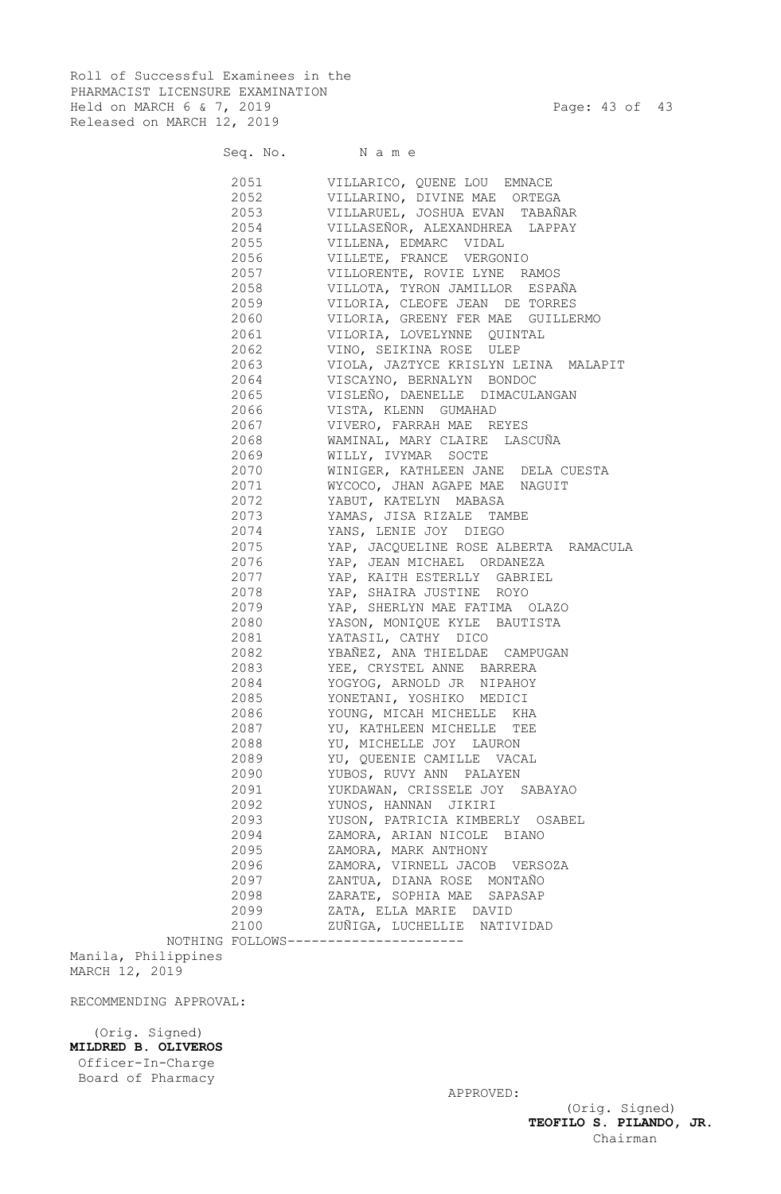Roll of Successful Examinees in the
PHARMACIST LICENSURE EXAMINATION
Held on MARCH 6 & 7, 2019
Released on MARCH 12, 2019

| Seq. No. | N a m e |
|---|---|
| 2051 | VILLARICO, QUENE LOU EMNACE |
| 2052 | VILLARINO, DIVINE MAE ORTEGA |
| 2053 | VILLARUEL, JOSHUA EVAN TABAÑAR |
| 2054 | VILLASEÑOR, ALEXANDHREA LAPPAY |
| 2055 | VILLENA, EDMARC VIDAL |
| 2056 | VILLETE, FRANCE VERGONIO |
| 2057 | VILLORENTE, ROVIE LYNE RAMOS |
| 2058 | VILLOTA, TYRON JAMILLOR ESPAÑA |
| 2059 | VILORIA, CLEOFE JEAN DE TORRES |
| 2060 | VILORIA, GREENY FER MAE GUILLERMO |
| 2061 | VILORIA, LOVELYNNE QUINTAL |
| 2062 | VINO, SEIKINA ROSE ULEP |
| 2063 | VIOLA, JAZTYCE KRISLYN LEINA MALAPIT |
| 2064 | VISCAYNO, BERNALYN BONDOC |
| 2065 | VISLEÑO, DAENELLE DIMACULANGAN |
| 2066 | VISTA, KLENN GUMAHAD |
| 2067 | VIVERO, FARRAH MAE REYES |
| 2068 | WAMINAL, MARY CLAIRE LASCUÑA |
| 2069 | WILLY, IVYMAR SOCTE |
| 2070 | WINIGER, KATHLEEN JANE DELA CUESTA |
| 2071 | WYCOCO, JHAN AGAPE MAE NAGUIT |
| 2072 | YABUT, KATELYN MABASA |
| 2073 | YAMAS, JISA RIZALE TAMBE |
| 2074 | YANS, LENIE JOY DIEGO |
| 2075 | YAP, JACQUELINE ROSE ALBERTA RAMACULA |
| 2076 | YAP, JEAN MICHAEL ORDANEZA |
| 2077 | YAP, KAITH ESTERLLY GABRIEL |
| 2078 | YAP, SHAIRA JUSTINE ROYO |
| 2079 | YAP, SHERLYN MAE FATIMA OLAZO |
| 2080 | YASON, MONIQUE KYLE BAUTISTA |
| 2081 | YATASIL, CATHY DICO |
| 2082 | YBAÑEZ, ANA THIELDAE CAMPUGAN |
| 2083 | YEE, CRYSTEL ANNE BARRERA |
| 2084 | YOGYOG, ARNOLD JR NIPAHOY |
| 2085 | YONETANI, YOSHIKO MEDICI |
| 2086 | YOUNG, MICAH MICHELLE KHA |
| 2087 | YU, KATHLEEN MICHELLE TEE |
| 2088 | YU, MICHELLE JOY LAURON |
| 2089 | YU, QUEENIE CAMILLE VACAL |
| 2090 | YUBOS, RUVY ANN PALAYEN |
| 2091 | YUKDAWAN, CRISSELE JOY SABAYAO |
| 2092 | YUNOS, HANNAN JIKIRI |
| 2093 | YUSON, PATRICIA KIMBERLY OSABEL |
| 2094 | ZAMORA, ARIAN NICOLE BIANO |
| 2095 | ZAMORA, MARK ANTHONY |
| 2096 | ZAMORA, VIRNELL JACOB VERSOZA |
| 2097 | ZANTUA, DIANA ROSE MONTAÑO |
| 2098 | ZARATE, SOPHIA MAE SAPASAP |
| 2099 | ZATA, ELLA MARIE DAVID |
| 2100 | ZUÑIGA, LUCHELLIE NATIVIDAD |

NOTHING FOLLOWS----------------------

Manila, Philippines
MARCH 12, 2019

RECOMMENDING APPROVAL:

(Orig. Signed)
**MILDRED B. OLIVEROS**
Officer-In-Charge
Board of Pharmacy

APPROVED:

(Orig. Signed)
**TEOFILO S. PILANDO, JR.**
Chairman